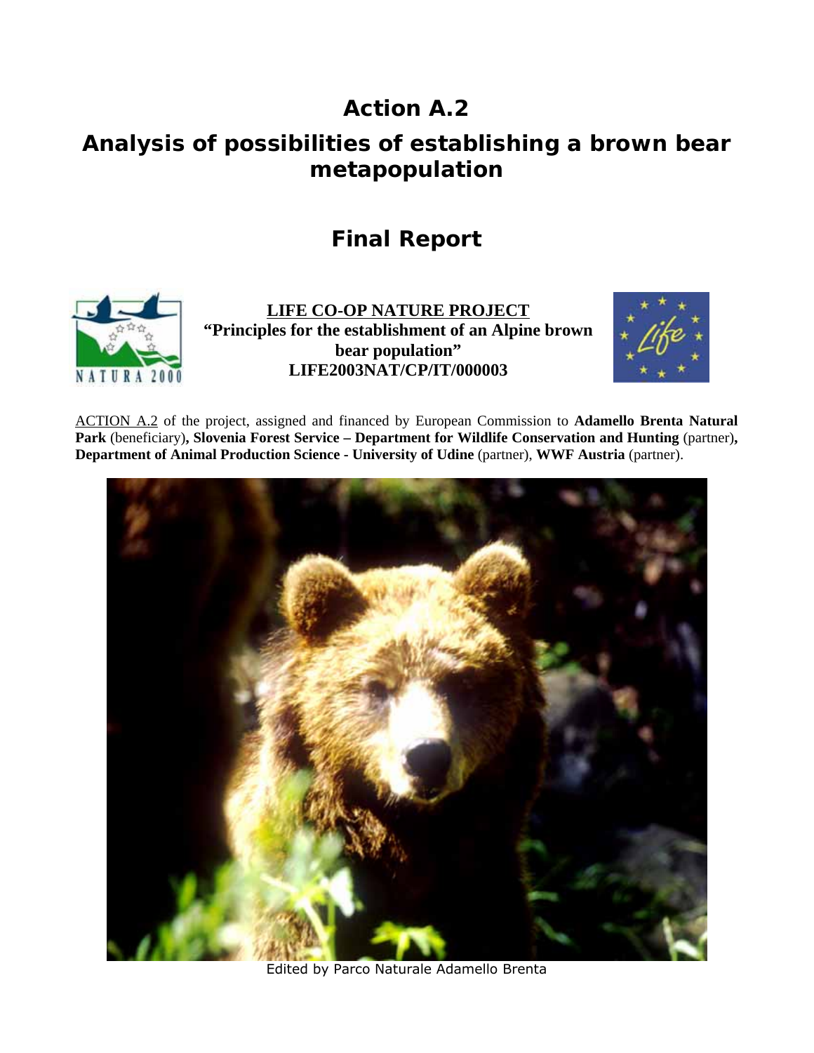# Action A.2

# Analysis of possibilities of establishing a brown bear metapopulation

## Final Report

**LIFE CO-OP NATURE PROJECT**
**"Principles for the establishment of an Alpine brown bear population"**
**LIFE2003NAT/CP/IT/000003**

ACTION A.2 of the project, assigned and financed by European Commission to **Adamello Brenta Natural Park** (beneficiary)**, Slovenia Forest Service – Department for Wildlife Conservation and Hunting** (partner)**, Department of Animal Production Science - University of Udine** (partner), **WWF Austria** (partner).

Edited by Parco Naturale Adamello Brenta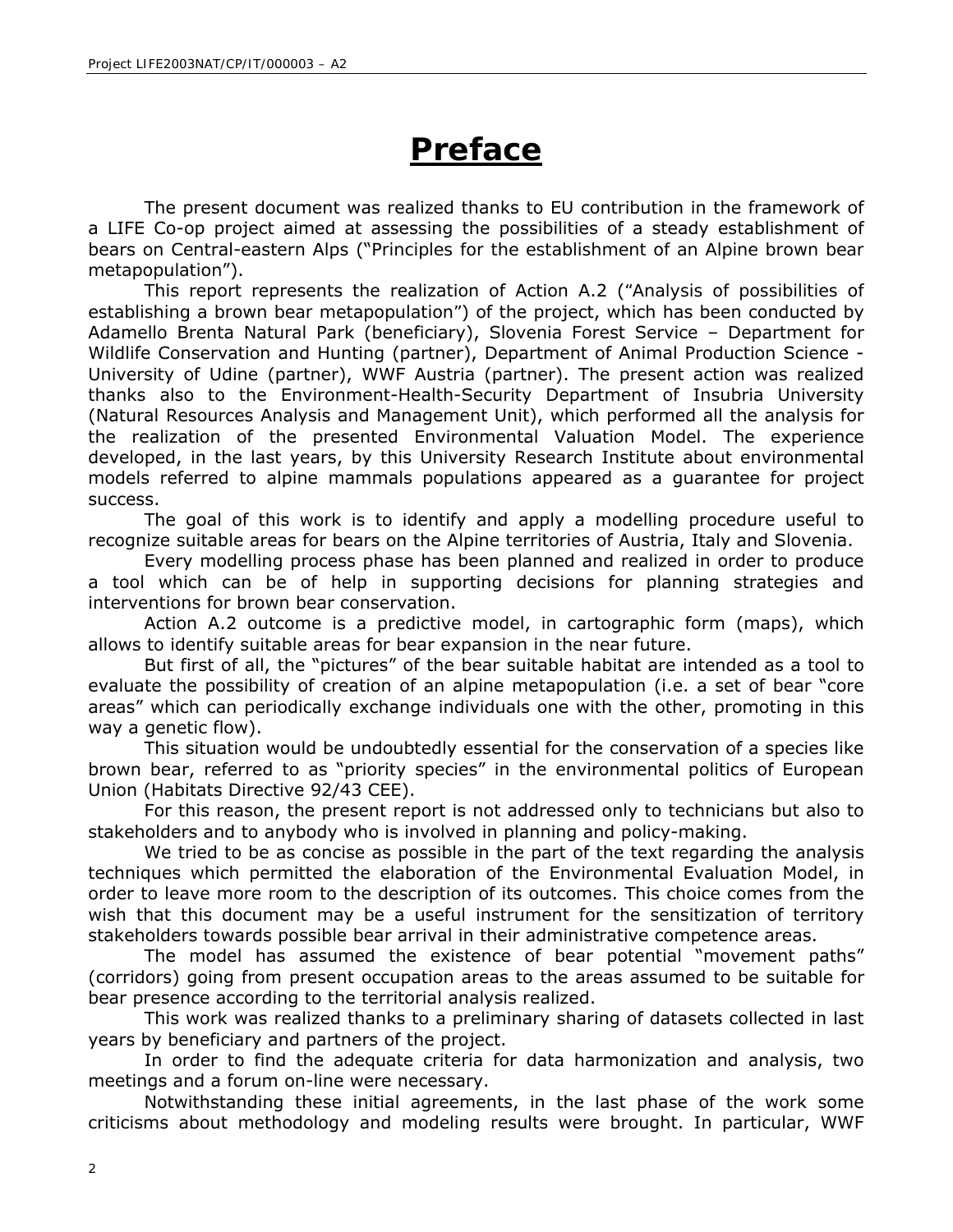# Preface

The present document was realized thanks to EU contribution in the framework of a LIFE Co-op project aimed at assessing the possibilities of a steady establishment of bears on Central-eastern Alps ("Principles for the establishment of an Alpine brown bear metapopulation").

This report represents the realization of Action A.2 ("Analysis of possibilities of establishing a brown bear metapopulation") of the project, which has been conducted by Adamello Brenta Natural Park (beneficiary), Slovenia Forest Service – Department for Wildlife Conservation and Hunting (partner), Department of Animal Production Science - University of Udine (partner), WWF Austria (partner). The present action was realized thanks also to the Environment-Health-Security Department of Insubria University (Natural Resources Analysis and Management Unit), which performed all the analysis for the realization of the presented Environmental Valuation Model. The experience developed, in the last years, by this University Research Institute about environmental models referred to alpine mammals populations appeared as a guarantee for project success.

The goal of this work is to identify and apply a modelling procedure useful to recognize suitable areas for bears on the Alpine territories of Austria, Italy and Slovenia.

Every modelling process phase has been planned and realized in order to produce a tool which can be of help in supporting decisions for planning strategies and interventions for brown bear conservation.

Action A.2 outcome is a predictive model, in cartographic form (maps), which allows to identify suitable areas for bear expansion in the near future.

But first of all, the "pictures" of the bear suitable habitat are intended as a tool to evaluate the possibility of creation of an alpine metapopulation (i.e. a set of bear "core areas" which can periodically exchange individuals one with the other, promoting in this way a genetic flow).

This situation would be undoubtedly essential for the conservation of a species like brown bear, referred to as "priority species" in the environmental politics of European Union (Habitats Directive 92/43 CEE).

For this reason, the present report is not addressed only to technicians but also to stakeholders and to anybody who is involved in planning and policy-making.

We tried to be as concise as possible in the part of the text regarding the analysis techniques which permitted the elaboration of the Environmental Evaluation Model, in order to leave more room to the description of its outcomes. This choice comes from the wish that this document may be a useful instrument for the sensitization of territory stakeholders towards possible bear arrival in their administrative competence areas.

The model has assumed the existence of bear potential "movement paths" (corridors) going from present occupation areas to the areas assumed to be suitable for bear presence according to the territorial analysis realized.

This work was realized thanks to a preliminary sharing of datasets collected in last years by beneficiary and partners of the project.

In order to find the adequate criteria for data harmonization and analysis, two meetings and a forum on-line were necessary.

Notwithstanding these initial agreements, in the last phase of the work some criticisms about methodology and modeling results were brought. In particular, WWF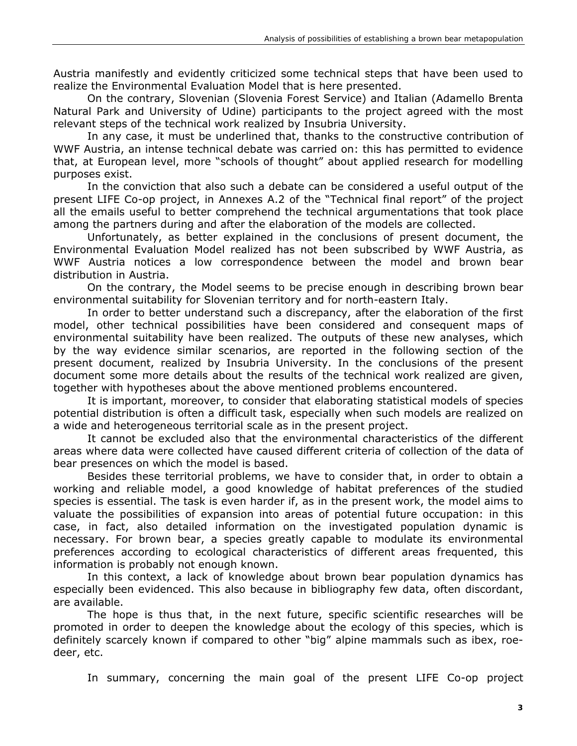Austria manifestly and evidently criticized some technical steps that have been used to realize the Environmental Evaluation Model that is here presented.

On the contrary, Slovenian (Slovenia Forest Service) and Italian (Adamello Brenta Natural Park and University of Udine) participants to the project agreed with the most relevant steps of the technical work realized by Insubria University.

In any case, it must be underlined that, thanks to the constructive contribution of WWF Austria, an intense technical debate was carried on: this has permitted to evidence that, at European level, more "schools of thought" about applied research for modelling purposes exist.

In the conviction that also such a debate can be considered a useful output of the present LIFE Co-op project, in Annexes A.2 of the "Technical final report" of the project all the emails useful to better comprehend the technical argumentations that took place among the partners during and after the elaboration of the models are collected.

Unfortunately, as better explained in the conclusions of present document, the Environmental Evaluation Model realized has not been subscribed by WWF Austria, as WWF Austria notices a low correspondence between the model and brown bear distribution in Austria.

On the contrary, the Model seems to be precise enough in describing brown bear environmental suitability for Slovenian territory and for north-eastern Italy.

In order to better understand such a discrepancy, after the elaboration of the first model, other technical possibilities have been considered and consequent maps of environmental suitability have been realized. The outputs of these new analyses, which by the way evidence similar scenarios, are reported in the following section of the present document, realized by Insubria University. In the conclusions of the present document some more details about the results of the technical work realized are given, together with hypotheses about the above mentioned problems encountered.

It is important, moreover, to consider that elaborating statistical models of species potential distribution is often a difficult task, especially when such models are realized on a wide and heterogeneous territorial scale as in the present project.

It cannot be excluded also that the environmental characteristics of the different areas where data were collected have caused different criteria of collection of the data of bear presences on which the model is based.

Besides these territorial problems, we have to consider that, in order to obtain a working and reliable model, a good knowledge of habitat preferences of the studied species is essential. The task is even harder if, as in the present work, the model aims to valuate the possibilities of expansion into areas of potential future occupation: in this case, in fact, also detailed information on the investigated population dynamic is necessary. For brown bear, a species greatly capable to modulate its environmental preferences according to ecological characteristics of different areas frequented, this information is probably not enough known.

In this context, a lack of knowledge about brown bear population dynamics has especially been evidenced. This also because in bibliography few data, often discordant, are available.

The hope is thus that, in the next future, specific scientific researches will be promoted in order to deepen the knowledge about the ecology of this species, which is definitely scarcely known if compared to other "big" alpine mammals such as ibex, roe-deer, etc.

In summary, concerning the main goal of the present LIFE Co-op project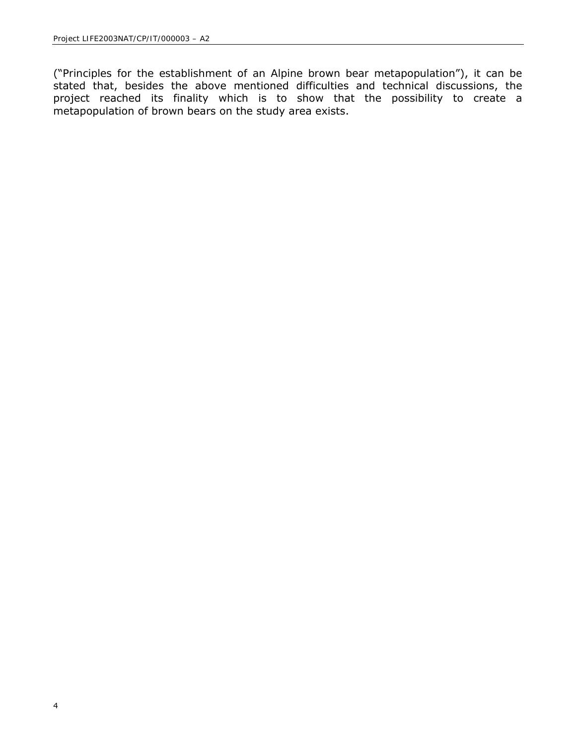("Principles for the establishment of an Alpine brown bear metapopulation"), it can be stated that, besides the above mentioned difficulties and technical discussions, the project reached its finality which is to show that the possibility to create a metapopulation of brown bears on the study area exists.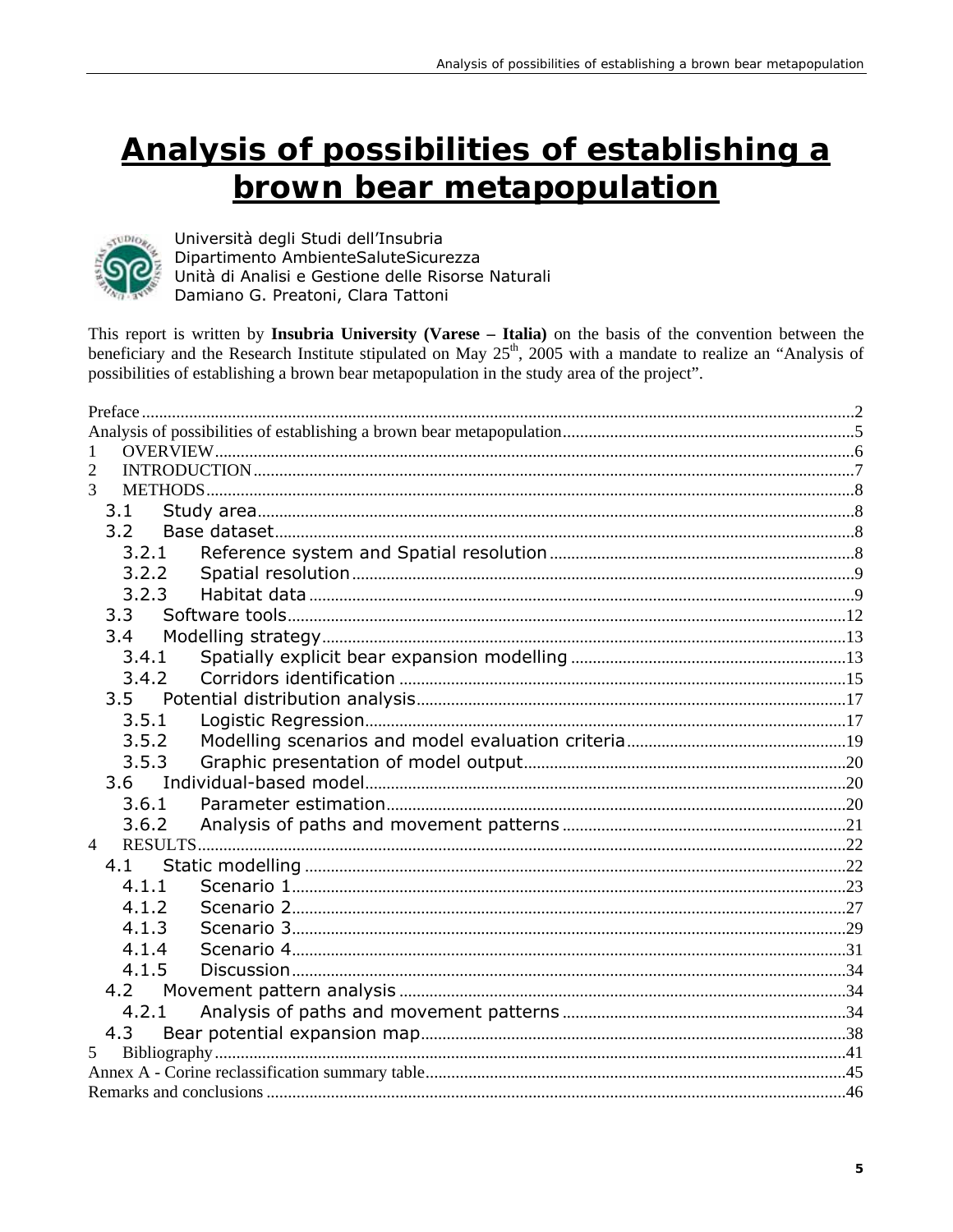# Analysis of possibilities of establishing a brown bear metapopulation

Università degli Studi dell'Insubria
Dipartimento AmbienteSaluteSicurezza
Unità di Analisi e Gestione delle Risorse Naturali
Damiano G. Preatoni, Clara Tattoni

This report is written by **Insubria University (Varese – Italia)** on the basis of the convention between the beneficiary and the Research Institute stipulated on May 25th, 2005 with a mandate to realize an "Analysis of possibilities of establishing a brown bear metapopulation in the study area of the project".

- Preface ..... 2
- Analysis of possibilities of establishing a brown bear metapopulation ..... 5
- 1 OVERVIEW ..... 6
- 2 INTRODUCTION ..... 7
- 3 METHODS ..... 8
  - 3.1 Study area ..... 8
  - 3.2 Base dataset ..... 8
    - 3.2.1 Reference system and Spatial resolution ..... 8
    - 3.2.2 Spatial resolution ..... 9
    - 3.2.3 Habitat data ..... 9
  - 3.3 Software tools ..... 12
  - 3.4 Modelling strategy ..... 13
    - 3.4.1 Spatially explicit bear expansion modelling ..... 13
    - 3.4.2 Corridors identification ..... 15
  - 3.5 Potential distribution analysis ..... 17
    - 3.5.1 Logistic Regression ..... 17
    - 3.5.2 Modelling scenarios and model evaluation criteria ..... 19
    - 3.5.3 Graphic presentation of model output ..... 20
  - 3.6 Individual-based model ..... 20
    - 3.6.1 Parameter estimation ..... 20
    - 3.6.2 Analysis of paths and movement patterns ..... 21
- 4 RESULTS ..... 22
  - 4.1 Static modelling ..... 22
    - 4.1.1 Scenario 1 ..... 23
    - 4.1.2 Scenario 2 ..... 27
    - 4.1.3 Scenario 3 ..... 29
    - 4.1.4 Scenario 4 ..... 31
    - 4.1.5 Discussion ..... 34
  - 4.2 Movement pattern analysis ..... 34
    - 4.2.1 Analysis of paths and movement patterns ..... 34
  - 4.3 Bear potential expansion map ..... 38
- 5 Bibliography ..... 41
- Annex A - Corine reclassification summary table ..... 45
- Remarks and conclusions ..... 46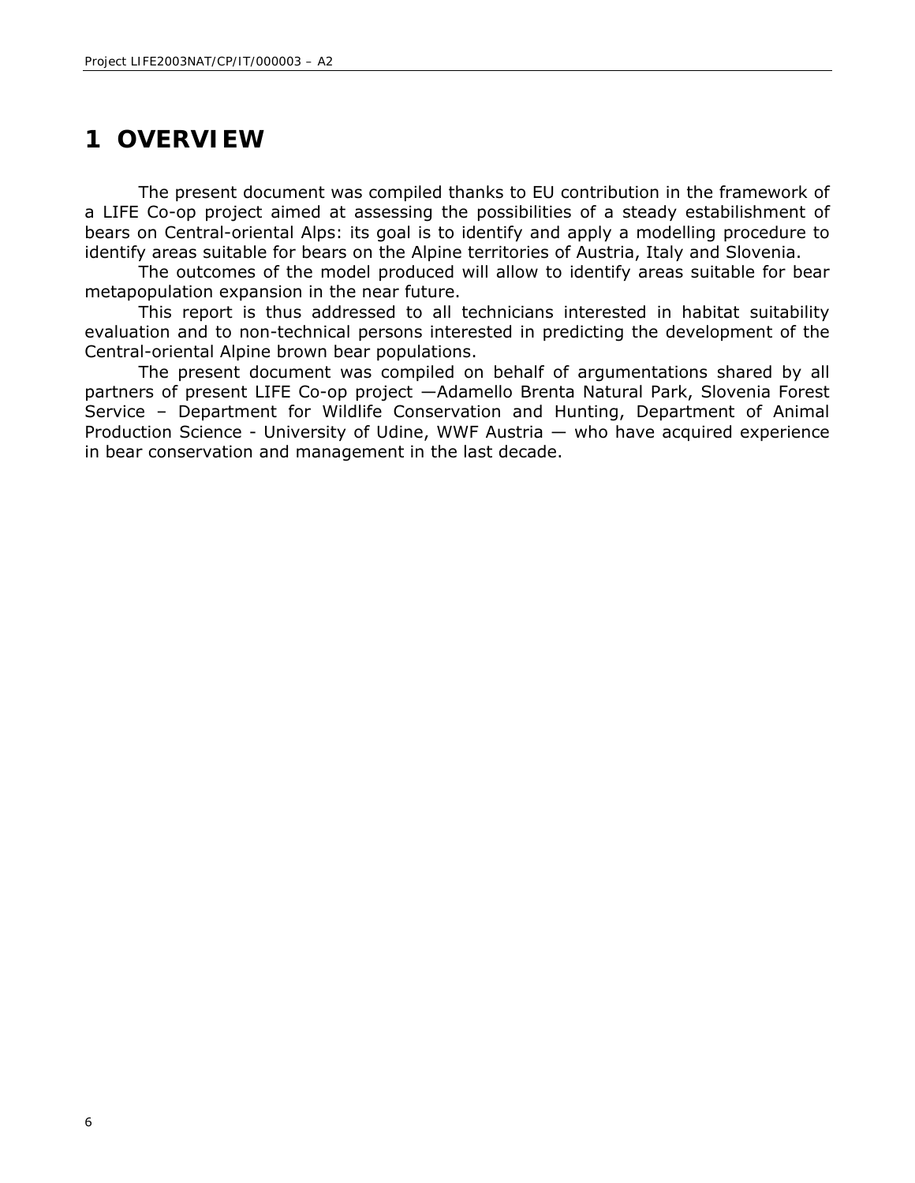# 1 OVERVIEW

The present document was compiled thanks to EU contribution in the framework of a LIFE Co-op project aimed at assessing the possibilities of a steady estabilishment of bears on Central-oriental Alps: its goal is to identify and apply a modelling procedure to identify areas suitable for bears on the Alpine territories of Austria, Italy and Slovenia.

The outcomes of the model produced will allow to identify areas suitable for bear metapopulation expansion in the near future.

This report is thus addressed to all technicians interested in habitat suitability evaluation and to non-technical persons interested in predicting the development of the Central-oriental Alpine brown bear populations.

The present document was compiled on behalf of argumentations shared by all partners of present LIFE Co-op project —Adamello Brenta Natural Park, Slovenia Forest Service – Department for Wildlife Conservation and Hunting, Department of Animal Production Science - University of Udine, WWF Austria — who have acquired experience in bear conservation and management in the last decade.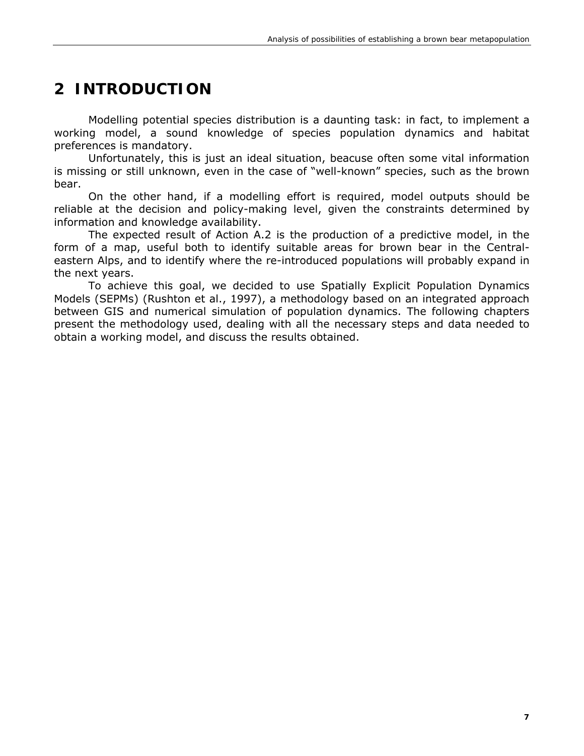# 2 INTRODUCTION

Modelling potential species distribution is a daunting task: in fact, to implement a working model, a sound knowledge of species population dynamics and habitat preferences is mandatory.

Unfortunately, this is just an ideal situation, beacuse often some vital information is missing or still unknown, even in the case of "well-known" species, such as the brown bear.

On the other hand, if a modelling effort is required, model outputs should be reliable at the decision and policy-making level, given the constraints determined by information and knowledge availability.

The expected result of Action A.2 is the production of a predictive model, in the form of a map, useful both to identify suitable areas for brown bear in the Central-eastern Alps, and to identify where the re-introduced populations will probably expand in the next years.

To achieve this goal, we decided to use Spatially Explicit Population Dynamics Models (SEPMs) (Rushton et al., 1997), a methodology based on an integrated approach between GIS and numerical simulation of population dynamics. The following chapters present the methodology used, dealing with all the necessary steps and data needed to obtain a working model, and discuss the results obtained.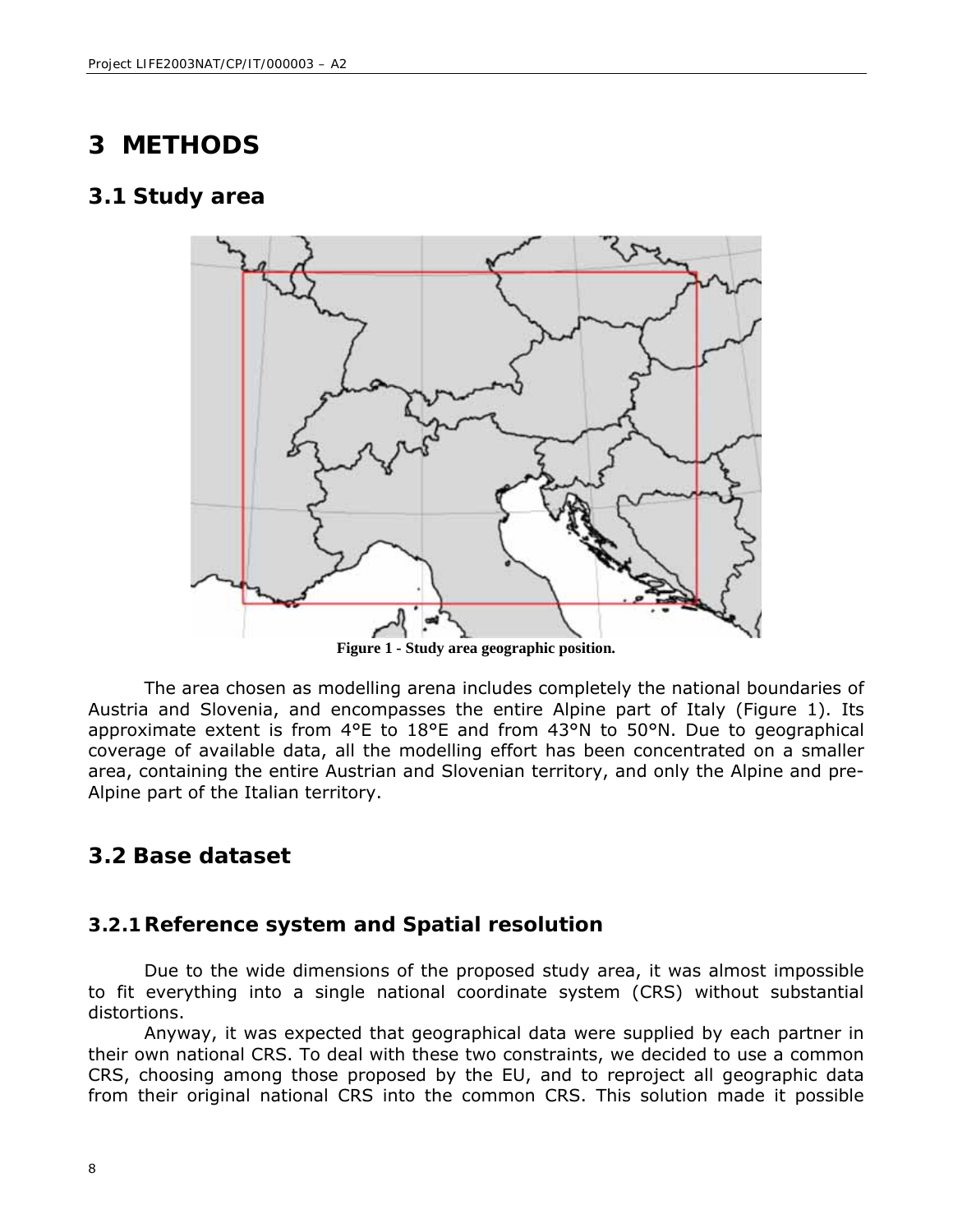// Page 8: no detected images; the map figure is omitted, caption retained as text

# 3 METHODS

## 3.1 Study area

**Figure 1 - Study area geographic position.**

The area chosen as modelling arena includes completely the national boundaries of Austria and Slovenia, and encompasses the entire Alpine part of Italy (Figure 1). Its approximate extent is from 4°E to 18°E and from 43°N to 50°N. Due to geographical coverage of available data, all the modelling effort has been concentrated on a smaller area, containing the entire Austrian and Slovenian territory, and only the Alpine and pre-Alpine part of the Italian territory.

## 3.2 Base dataset

### 3.2.1 Reference system and Spatial resolution

Due to the wide dimensions of the proposed study area, it was almost impossible to fit everything into a single national coordinate system (CRS) without substantial distortions.

Anyway, it was expected that geographical data were supplied by each partner in their own national CRS. To deal with these two constraints, we decided to use a common CRS, choosing among those proposed by the EU, and to reproject all geographic data from their original national CRS into the common CRS. This solution made it possible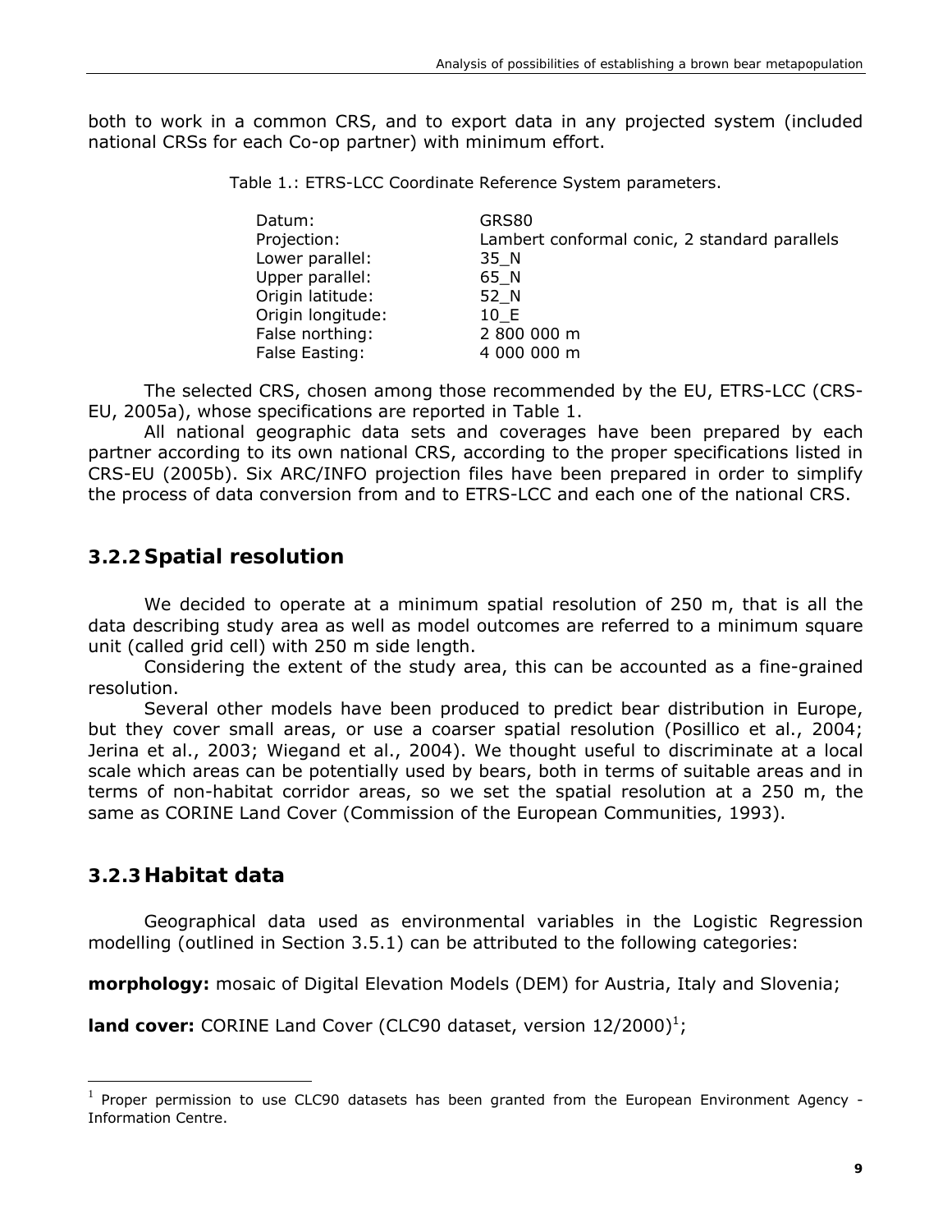both to work in a common CRS, and to export data in any projected system (included national CRSs for each Co-op partner) with minimum effort.

Table 1.: ETRS-LCC Coordinate Reference System parameters.

| | |
|---|---|
| Datum: | GRS80 |
| Projection: | Lambert conformal conic, 2 standard parallels |
| Lower parallel: | 35_N |
| Upper parallel: | 65_N |
| Origin latitude: | 52_N |
| Origin longitude: | 10_E |
| False northing: | 2 800 000 m |
| False Easting: | 4 000 000 m |

The selected CRS, chosen among those recommended by the EU, ETRS-LCC (CRS-EU, 2005a), whose specifications are reported in Table 1.

All national geographic data sets and coverages have been prepared by each partner according to its own national CRS, according to the proper specifications listed in CRS-EU (2005b). Six ARC/INFO projection files have been prepared in order to simplify the process of data conversion from and to ETRS-LCC and each one of the national CRS.

### 3.2.2 Spatial resolution

We decided to operate at a minimum spatial resolution of 250 m, that is all the data describing study area as well as model outcomes are referred to a minimum square unit (called grid cell) with 250 m side length.

Considering the extent of the study area, this can be accounted as a fine-grained resolution.

Several other models have been produced to predict bear distribution in Europe, but they cover small areas, or use a coarser spatial resolution (Posillico et al., 2004; Jerina et al., 2003; Wiegand et al., 2004). We thought useful to discriminate at a local scale which areas can be potentially used by bears, both in terms of suitable areas and in terms of non-habitat corridor areas, so we set the spatial resolution at a 250 m, the same as CORINE Land Cover (Commission of the European Communities, 1993).

### 3.2.3 Habitat data

Geographical data used as environmental variables in the Logistic Regression modelling (outlined in Section 3.5.1) can be attributed to the following categories:

**morphology:** mosaic of Digital Elevation Models (DEM) for Austria, Italy and Slovenia;

**land cover:** CORINE Land Cover (CLC90 dataset, version 12/2000)[1];

[1] Proper permission to use CLC90 datasets has been granted from the European Environment Agency - Information Centre.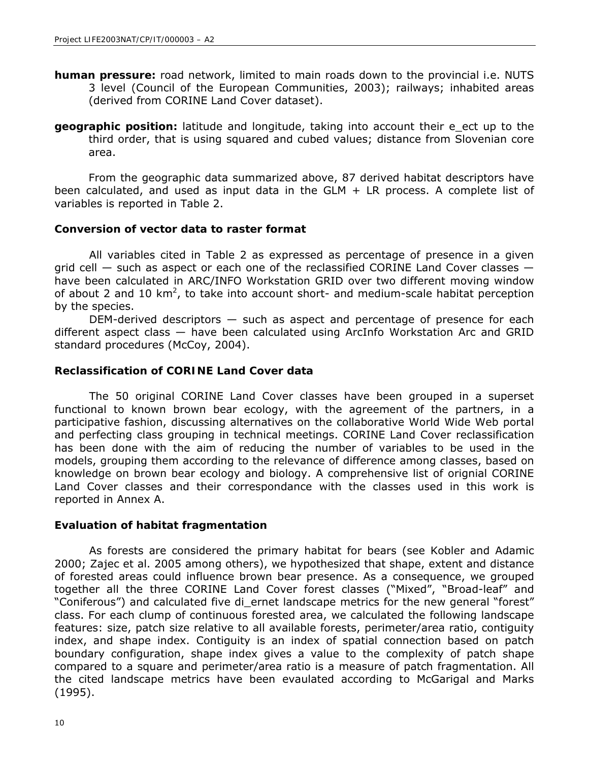**human pressure:** road network, limited to main roads down to the provincial i.e. NUTS 3 level (Council of the European Communities, 2003); railways; inhabited areas (derived from CORINE Land Cover dataset).

**geographic position:** latitude and longitude, taking into account their e_ect up to the third order, that is using squared and cubed values; distance from Slovenian core area.

From the geographic data summarized above, 87 derived habitat descriptors have been calculated, and used as input data in the GLM + LR process. A complete list of variables is reported in Table 2.

### Conversion of vector data to raster format

All variables cited in Table 2 as expressed as percentage of presence in a given grid cell — such as aspect or each one of the reclassified CORINE Land Cover classes — have been calculated in ARC/INFO Workstation GRID over two different moving window of about 2 and 10 km$^2$, to take into account short- and medium-scale habitat perception by the species.

DEM-derived descriptors — such as aspect and percentage of presence for each different aspect class — have been calculated using ArcInfo Workstation Arc and GRID standard procedures (McCoy, 2004).

### Reclassification of CORINE Land Cover data

The 50 original CORINE Land Cover classes have been grouped in a superset functional to known brown bear ecology, with the agreement of the partners, in a participative fashion, discussing alternatives on the collaborative World Wide Web portal and perfecting class grouping in technical meetings. CORINE Land Cover reclassification has been done with the aim of reducing the number of variables to be used in the models, grouping them according to the relevance of difference among classes, based on knowledge on brown bear ecology and biology. A comprehensive list of orignial CORINE Land Cover classes and their correspondance with the classes used in this work is reported in Annex A.

### Evaluation of habitat fragmentation

As forests are considered the primary habitat for bears (see Kobler and Adamic 2000; Zajec et al. 2005 among others), we hypothesized that shape, extent and distance of forested areas could influence brown bear presence. As a consequence, we grouped together all the three CORINE Land Cover forest classes ("Mixed", "Broad-leaf" and "Coniferous") and calculated five di_ernet landscape metrics for the new general "forest" class. For each clump of continuous forested area, we calculated the following landscape features: size, patch size relative to all available forests, perimeter/area ratio, contiguity index, and shape index. Contiguity is an index of spatial connection based on patch boundary configuration, shape index gives a value to the complexity of patch shape compared to a square and perimeter/area ratio is a measure of patch fragmentation. All the cited landscape metrics have been evaulated according to McGarigal and Marks (1995).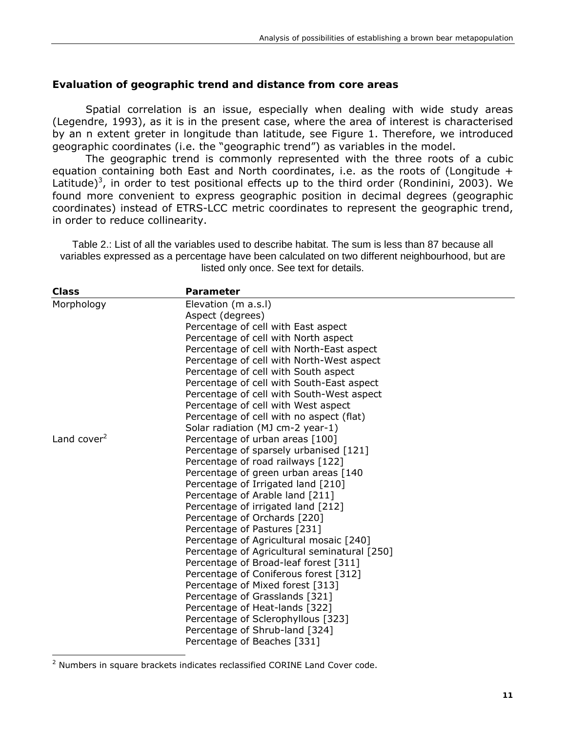### Evaluation of geographic trend and distance from core areas

Spatial correlation is an issue, especially when dealing with wide study areas (Legendre, 1993), as it is in the present case, where the area of interest is characterised by an n extent greter in longitude than latitude, see Figure 1. Therefore, we introduced geographic coordinates (i.e. the "geographic trend") as variables in the model.

The geographic trend is commonly represented with the three roots of a cubic equation containing both East and North coordinates, i.e. as the roots of $(\text{Longitude} + \text{Latitude})^3$, in order to test positional effects up to the third order (Rondinini, 2003). We found more convenient to express geographic position in decimal degrees (geographic coordinates) instead of ETRS-LCC metric coordinates to represent the geographic trend, in order to reduce collinearity.

Table 2.: List of all the variables used to describe habitat. The sum is less than 87 because all variables expressed as a percentage have been calculated on two different neighbourhood, but are listed only once. See text for details.

| Class | Parameter |
|---|---|
| Morphology | Elevation (m a.s.l) |
| | Aspect (degrees) |
| | Percentage of cell with East aspect |
| | Percentage of cell with North aspect |
| | Percentage of cell with North-East aspect |
| | Percentage of cell with North-West aspect |
| | Percentage of cell with South aspect |
| | Percentage of cell with South-East aspect |
| | Percentage of cell with South-West aspect |
| | Percentage of cell with West aspect |
| | Percentage of cell with no aspect (flat) |
| | Solar radiation (MJ cm-2 year-1) |
| Land cover[2] | Percentage of urban areas [100] |
| | Percentage of sparsely urbanised [121] |
| | Percentage of road railways [122] |
| | Percentage of green urban areas [140 |
| | Percentage of Irrigated land [210] |
| | Percentage of Arable land [211] |
| | Percentage of irrigated land [212] |
| | Percentage of Orchards [220] |
| | Percentage of Pastures [231] |
| | Percentage of Agricultural mosaic [240] |
| | Percentage of Agricultural seminatural [250] |
| | Percentage of Broad-leaf forest [311] |
| | Percentage of Coniferous forest [312] |
| | Percentage of Mixed forest [313] |
| | Percentage of Grasslands [321] |
| | Percentage of Heat-lands [322] |
| | Percentage of Sclerophyllous [323] |
| | Percentage of Shrub-land [324] |
| | Percentage of Beaches [331] |

[2] Numbers in square brackets indicates reclassified CORINE Land Cover code.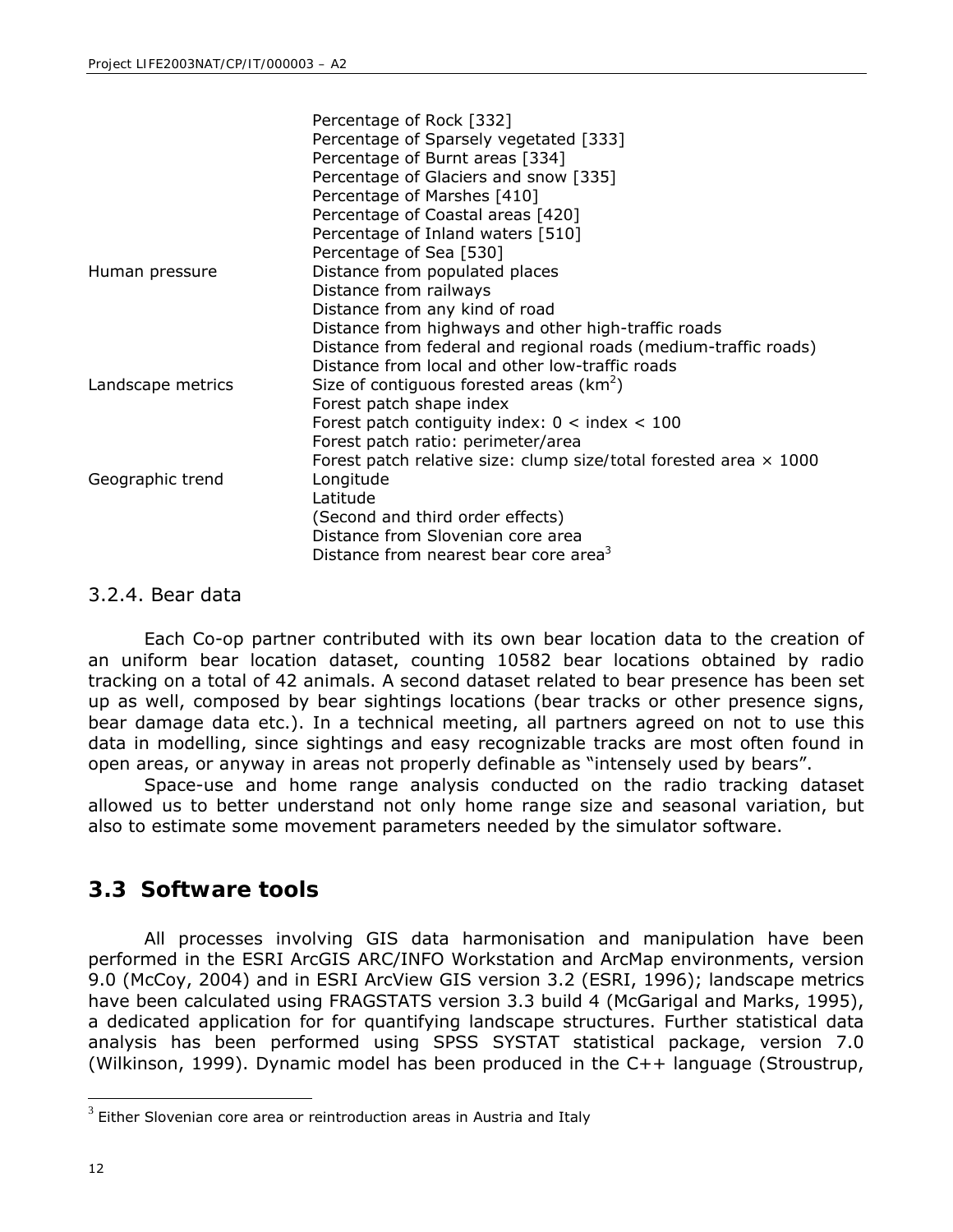| | |
|---|---|
| | Percentage of Rock [332] |
| | Percentage of Sparsely vegetated [333] |
| | Percentage of Burnt areas [334] |
| | Percentage of Glaciers and snow [335] |
| | Percentage of Marshes [410] |
| | Percentage of Coastal areas [420] |
| | Percentage of Inland waters [510] |
| | Percentage of Sea [530] |
| Human pressure | Distance from populated places |
| | Distance from railways |
| | Distance from any kind of road |
| | Distance from highways and other high-traffic roads |
| | Distance from federal and regional roads (medium-traffic roads) |
| | Distance from local and other low-traffic roads |
| Landscape metrics | Size of contiguous forested areas ($km^2$) |
| | Forest patch shape index |
| | Forest patch contiguity index: $0 < \text{index} < 100$ |
| | Forest patch ratio: perimeter/area |
| | Forest patch relative size: clump size/total forested area $\times$ 1000 |
| Geographic trend | Longitude |
| | Latitude |
| | (Second and third order effects) |
| | Distance from Slovenian core area |
| | Distance from nearest bear core area[3] |

### 3.2.4. Bear data

Each Co-op partner contributed with its own bear location data to the creation of an uniform bear location dataset, counting 10582 bear locations obtained by radio tracking on a total of 42 animals. A second dataset related to bear presence has been set up as well, composed by bear sightings locations (bear tracks or other presence signs, bear damage data etc.). In a technical meeting, all partners agreed on not to use this data in modelling, since sightings and easy recognizable tracks are most often found in open areas, or anyway in areas not properly definable as "intensely used by bears".

Space-use and home range analysis conducted on the radio tracking dataset allowed us to better understand not only home range size and seasonal variation, but also to estimate some movement parameters needed by the simulator software.

## 3.3 Software tools

All processes involving GIS data harmonisation and manipulation have been performed in the ESRI ArcGIS ARC/INFO Workstation and ArcMap environments, version 9.0 (McCoy, 2004) and in ESRI ArcView GIS version 3.2 (ESRI, 1996); landscape metrics have been calculated using FRAGSTATS version 3.3 build 4 (McGarigal and Marks, 1995), a dedicated application for for quantifying landscape structures. Further statistical data analysis has been performed using SPSS SYSTAT statistical package, version 7.0 (Wilkinson, 1999). Dynamic model has been produced in the C++ language (Stroustrup,

[3] Either Slovenian core area or reintroduction areas in Austria and Italy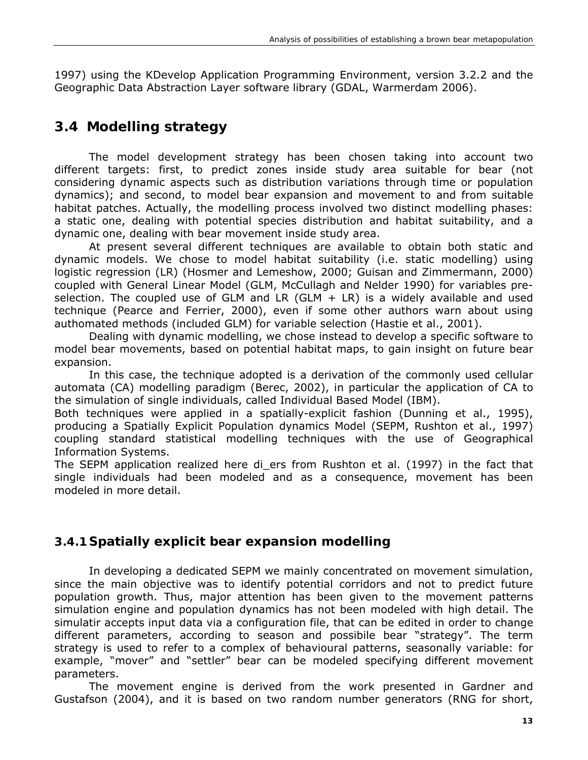1997) using the KDevelop Application Programming Environment, version 3.2.2 and the Geographic Data Abstraction Layer software library (GDAL, Warmerdam 2006).

## 3.4 Modelling strategy

The model development strategy has been chosen taking into account two different targets: first, to predict zones inside study area suitable for bear (not considering dynamic aspects such as distribution variations through time or population dynamics); and second, to model bear expansion and movement to and from suitable habitat patches. Actually, the modelling process involved two distinct modelling phases: a static one, dealing with potential species distribution and habitat suitability, and a dynamic one, dealing with bear movement inside study area.

At present several different techniques are available to obtain both static and dynamic models. We chose to model habitat suitability (i.e. static modelling) using logistic regression (LR) (Hosmer and Lemeshow, 2000; Guisan and Zimmermann, 2000) coupled with General Linear Model (GLM, McCullagh and Nelder 1990) for variables pre-selection. The coupled use of GLM and LR (GLM + LR) is a widely available and used technique (Pearce and Ferrier, 2000), even if some other authors warn about using authomated methods (included GLM) for variable selection (Hastie et al., 2001).

Dealing with dynamic modelling, we chose instead to develop a specific software to model bear movements, based on potential habitat maps, to gain insight on future bear expansion.

In this case, the technique adopted is a derivation of the commonly used cellular automata (CA) modelling paradigm (Berec, 2002), in particular the application of CA to the simulation of single individuals, called Individual Based Model (IBM).

Both techniques were applied in a spatially-explicit fashion (Dunning et al., 1995), producing a Spatially Explicit Population dynamics Model (SEPM, Rushton et al., 1997) coupling standard statistical modelling techniques with the use of Geographical Information Systems.

The SEPM application realized here di_ers from Rushton et al. (1997) in the fact that single individuals had been modeled and as a consequence, movement has been modeled in more detail.

### 3.4.1 Spatially explicit bear expansion modelling

In developing a dedicated SEPM we mainly concentrated on movement simulation, since the main objective was to identify potential corridors and not to predict future population growth. Thus, major attention has been given to the movement patterns simulation engine and population dynamics has not been modeled with high detail. The simulatir accepts input data via a configuration file, that can be edited in order to change different parameters, according to season and possibile bear "strategy". The term strategy is used to refer to a complex of behavioural patterns, seasonally variable: for example, "mover" and "settler" bear can be modeled specifying different movement parameters.

The movement engine is derived from the work presented in Gardner and Gustafson (2004), and it is based on two random number generators (RNG for short,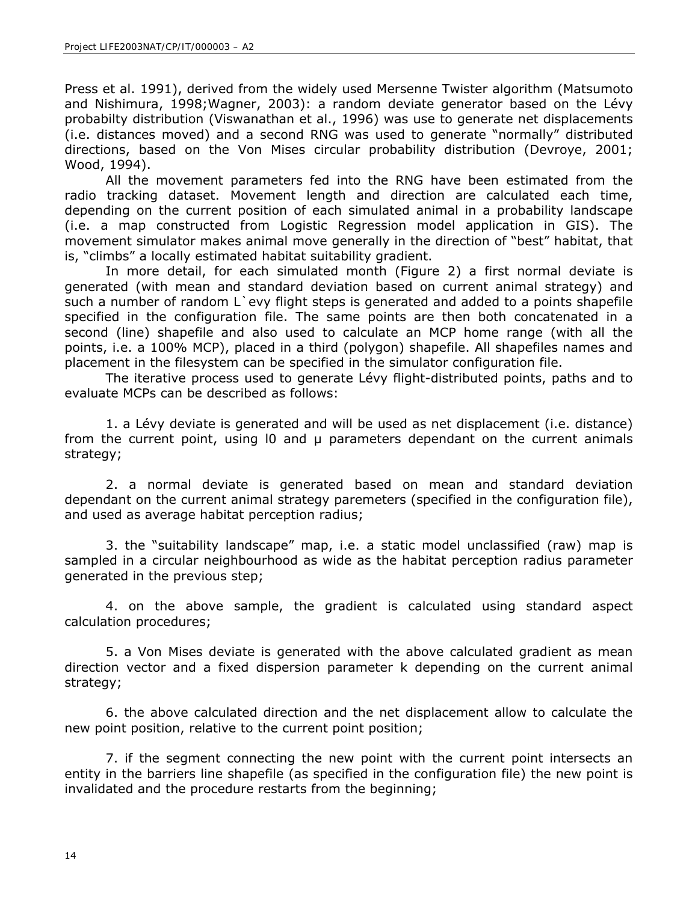Press et al. 1991), derived from the widely used Mersenne Twister algorithm (Matsumoto and Nishimura, 1998;Wagner, 2003): a random deviate generator based on the Lévy probabilty distribution (Viswanathan et al., 1996) was use to generate net displacements (i.e. distances moved) and a second RNG was used to generate "normally" distributed directions, based on the Von Mises circular probability distribution (Devroye, 2001; Wood, 1994).

All the movement parameters fed into the RNG have been estimated from the radio tracking dataset. Movement length and direction are calculated each time, depending on the current position of each simulated animal in a probability landscape (i.e. a map constructed from Logistic Regression model application in GIS). The movement simulator makes animal move generally in the direction of "best" habitat, that is, "climbs" a locally estimated habitat suitability gradient.

In more detail, for each simulated month (Figure 2) a first normal deviate is generated (with mean and standard deviation based on current animal strategy) and such a number of random L`evy flight steps is generated and added to a points shapefile specified in the configuration file. The same points are then both concatenated in a second (line) shapefile and also used to calculate an MCP home range (with all the points, i.e. a 100% MCP), placed in a third (polygon) shapefile. All shapefiles names and placement in the filesystem can be specified in the simulator configuration file.

The iterative process used to generate Lévy flight-distributed points, paths and to evaluate MCPs can be described as follows:

1. a Lévy deviate is generated and will be used as net displacement (i.e. distance) from the current point, using l0 and μ parameters dependant on the current animals strategy;

2. a normal deviate is generated based on mean and standard deviation dependant on the current animal strategy paremeters (specified in the configuration file), and used as average habitat perception radius;

3. the "suitability landscape" map, i.e. a static model unclassified (raw) map is sampled in a circular neighbourhood as wide as the habitat perception radius parameter generated in the previous step;

4. on the above sample, the gradient is calculated using standard aspect calculation procedures;

5. a Von Mises deviate is generated with the above calculated gradient as mean direction vector and a fixed dispersion parameter k depending on the current animal strategy;

6. the above calculated direction and the net displacement allow to calculate the new point position, relative to the current point position;

7. if the segment connecting the new point with the current point intersects an entity in the barriers line shapefile (as specified in the configuration file) the new point is invalidated and the procedure restarts from the beginning;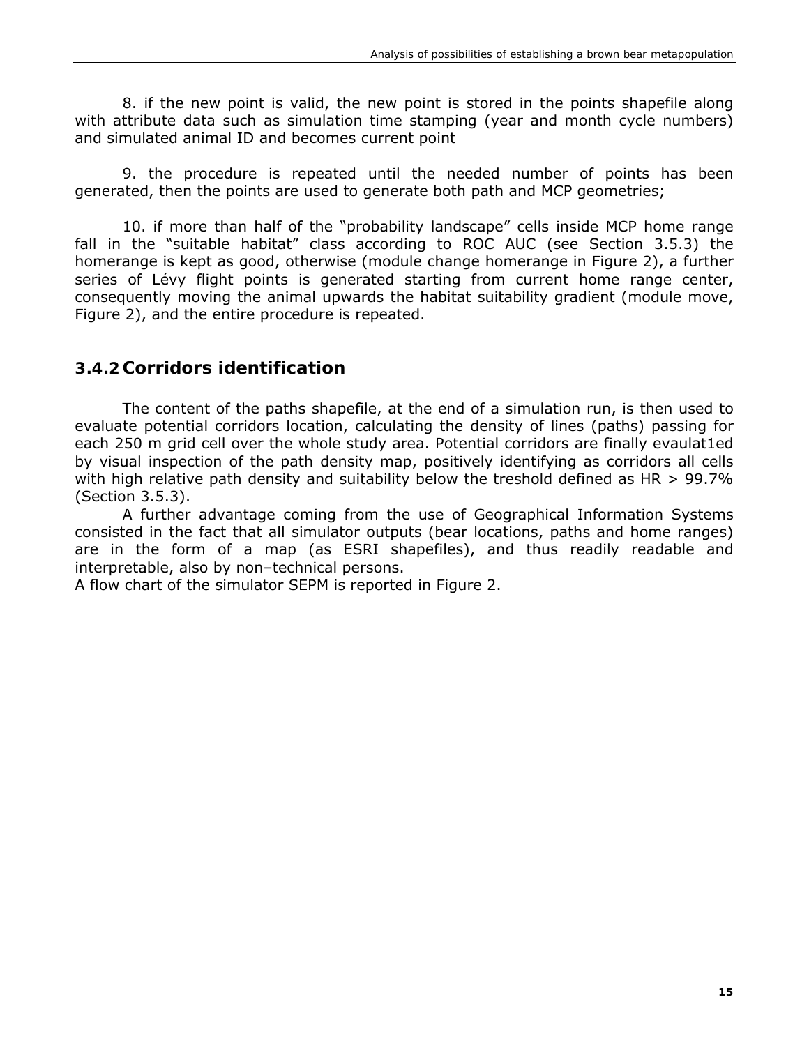8. if the new point is valid, the new point is stored in the points shapefile along with attribute data such as simulation time stamping (year and month cycle numbers) and simulated animal ID and becomes current point

9. the procedure is repeated until the needed number of points has been generated, then the points are used to generate both path and MCP geometries;

10. if more than half of the "probability landscape" cells inside MCP home range fall in the "suitable habitat" class according to ROC AUC (see Section 3.5.3) the homerange is kept as good, otherwise (module change homerange in Figure 2), a further series of Lévy flight points is generated starting from current home range center, consequently moving the animal upwards the habitat suitability gradient (module move, Figure 2), and the entire procedure is repeated.

### 3.4.2 Corridors identification

The content of the paths shapefile, at the end of a simulation run, is then used to evaluate potential corridors location, calculating the density of lines (paths) passing for each 250 m grid cell over the whole study area. Potential corridors are finally evaulat1ed by visual inspection of the path density map, positively identifying as corridors all cells with high relative path density and suitability below the treshold defined as HR > 99.7% (Section 3.5.3).

A further advantage coming from the use of Geographical Information Systems consisted in the fact that all simulator outputs (bear locations, paths and home ranges) are in the form of a map (as ESRI shapefiles), and thus readily readable and interpretable, also by non–technical persons.

A flow chart of the simulator SEPM is reported in Figure 2.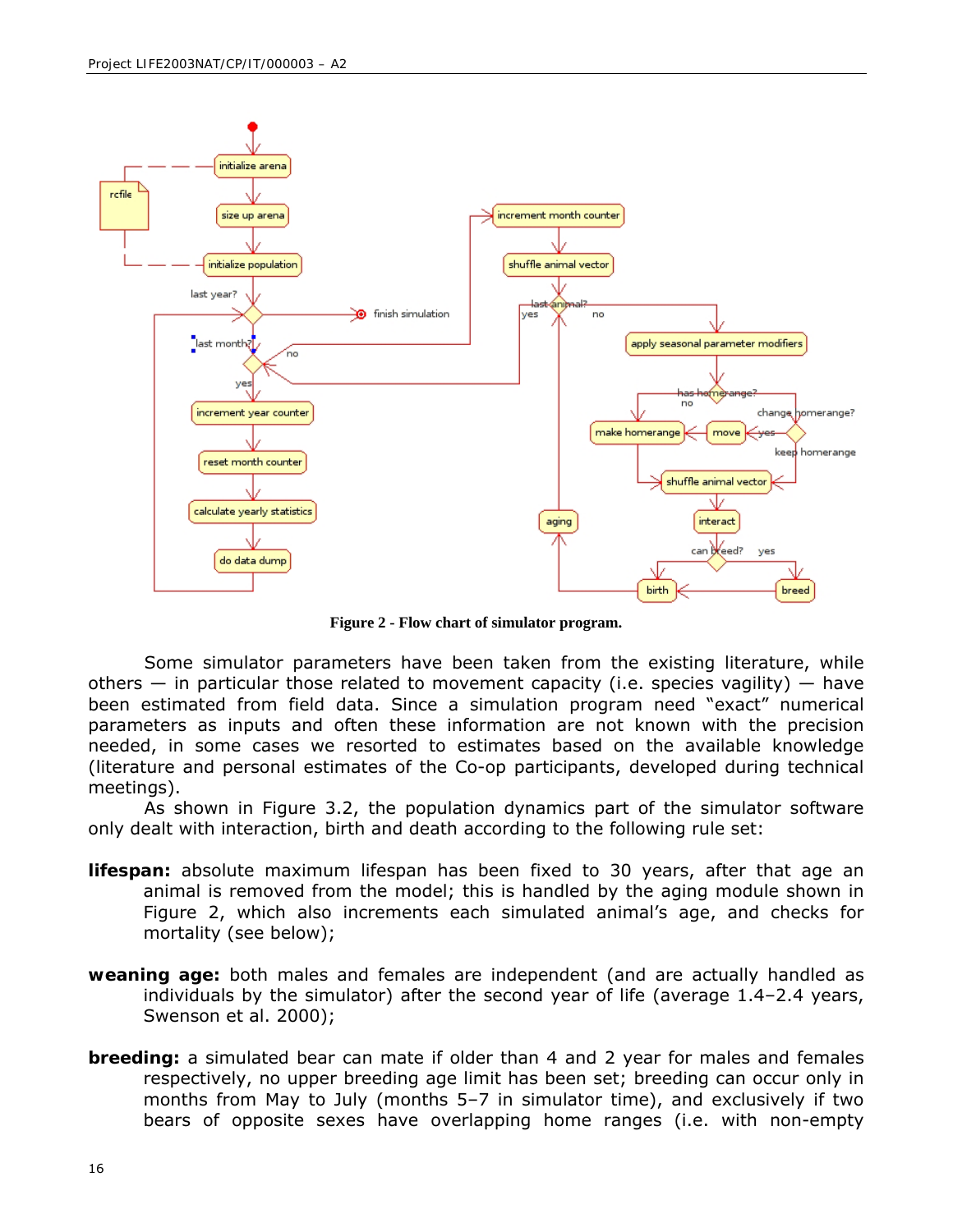**Figure 2 - Flow chart of simulator program.**

Some simulator parameters have been taken from the existing literature, while others — in particular those related to movement capacity (i.e. species vagility) — have been estimated from field data. Since a simulation program need "exact" numerical parameters as inputs and often these information are not known with the precision needed, in some cases we resorted to estimates based on the available knowledge (literature and personal estimates of the Co-op participants, developed during technical meetings).

As shown in Figure 3.2, the population dynamics part of the simulator software only dealt with interaction, birth and death according to the following rule set:

**lifespan:** absolute maximum lifespan has been fixed to 30 years, after that age an animal is removed from the model; this is handled by the aging module shown in Figure 2, which also increments each simulated animal's age, and checks for mortality (see below);

**weaning age:** both males and females are independent (and are actually handled as individuals by the simulator) after the second year of life (average 1.4–2.4 years, Swenson et al. 2000);

**breeding:** a simulated bear can mate if older than 4 and 2 year for males and females respectively, no upper breeding age limit has been set; breeding can occur only in months from May to July (months 5–7 in simulator time), and exclusively if two bears of opposite sexes have overlapping home ranges (i.e. with non-empty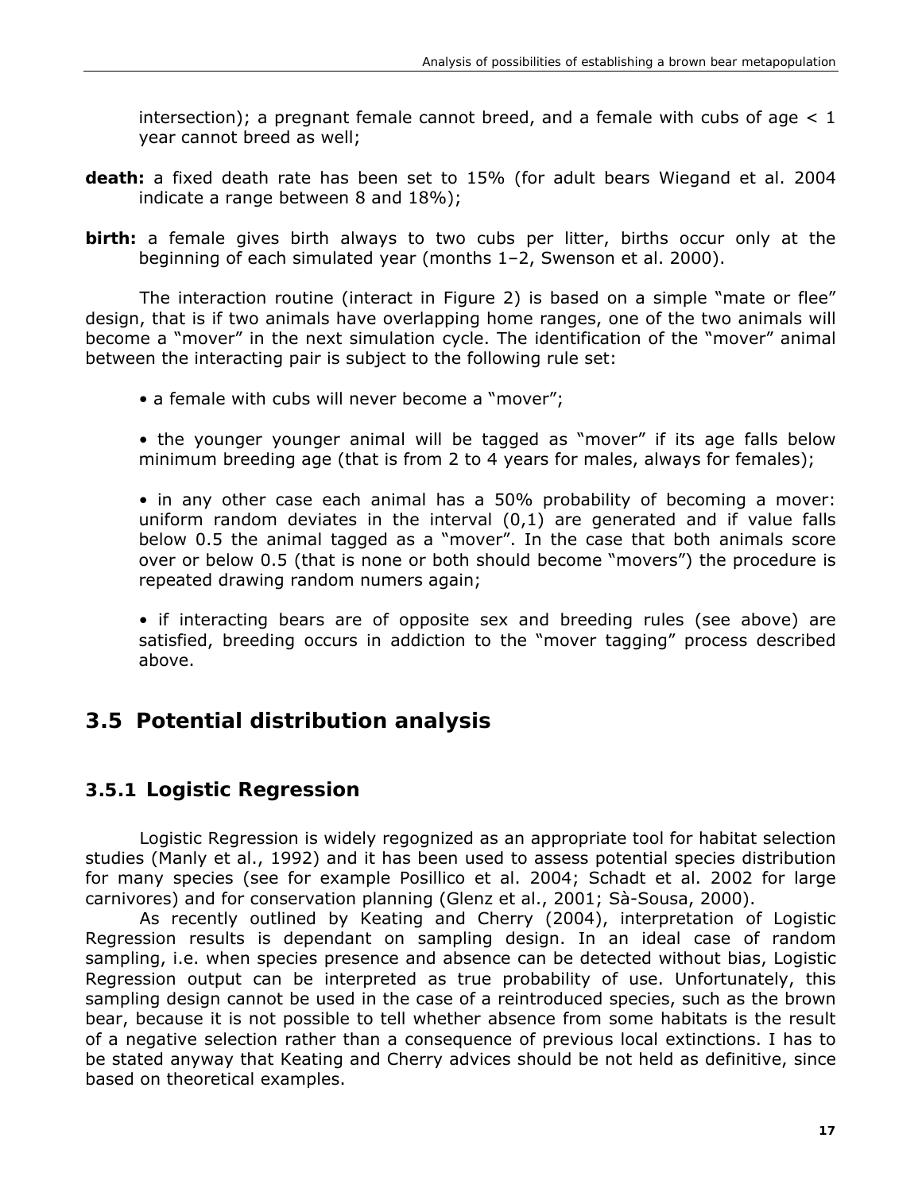intersection); a pregnant female cannot breed, and a female with cubs of age < 1 year cannot breed as well;

**death:** a fixed death rate has been set to 15% (for adult bears Wiegand et al. 2004 indicate a range between 8 and 18%);

**birth:** a female gives birth always to two cubs per litter, births occur only at the beginning of each simulated year (months 1–2, Swenson et al. 2000).

The interaction routine (interact in Figure 2) is based on a simple "mate or flee" design, that is if two animals have overlapping home ranges, one of the two animals will become a "mover" in the next simulation cycle. The identification of the "mover" animal between the interacting pair is subject to the following rule set:

- a female with cubs will never become a "mover";

- the younger younger animal will be tagged as "mover" if its age falls below minimum breeding age (that is from 2 to 4 years for males, always for females);

- in any other case each animal has a 50% probability of becoming a mover: uniform random deviates in the interval (0,1) are generated and if value falls below 0.5 the animal tagged as a "mover". In the case that both animals score over or below 0.5 (that is none or both should become "movers") the procedure is repeated drawing random numers again;

- if interacting bears are of opposite sex and breeding rules (see above) are satisfied, breeding occurs in addiction to the "mover tagging" process described above.

## 3.5 Potential distribution analysis

### 3.5.1 Logistic Regression

Logistic Regression is widely regognized as an appropriate tool for habitat selection studies (Manly et al., 1992) and it has been used to assess potential species distribution for many species (see for example Posillico et al. 2004; Schadt et al. 2002 for large carnivores) and for conservation planning (Glenz et al., 2001; Sà-Sousa, 2000).

As recently outlined by Keating and Cherry (2004), interpretation of Logistic Regression results is dependant on sampling design. In an ideal case of random sampling, i.e. when species presence and absence can be detected without bias, Logistic Regression output can be interpreted as true probability of use. Unfortunately, this sampling design cannot be used in the case of a reintroduced species, such as the brown bear, because it is not possible to tell whether absence from some habitats is the result of a negative selection rather than a consequence of previous local extinctions. I has to be stated anyway that Keating and Cherry advices should be not held as definitive, since based on theoretical examples.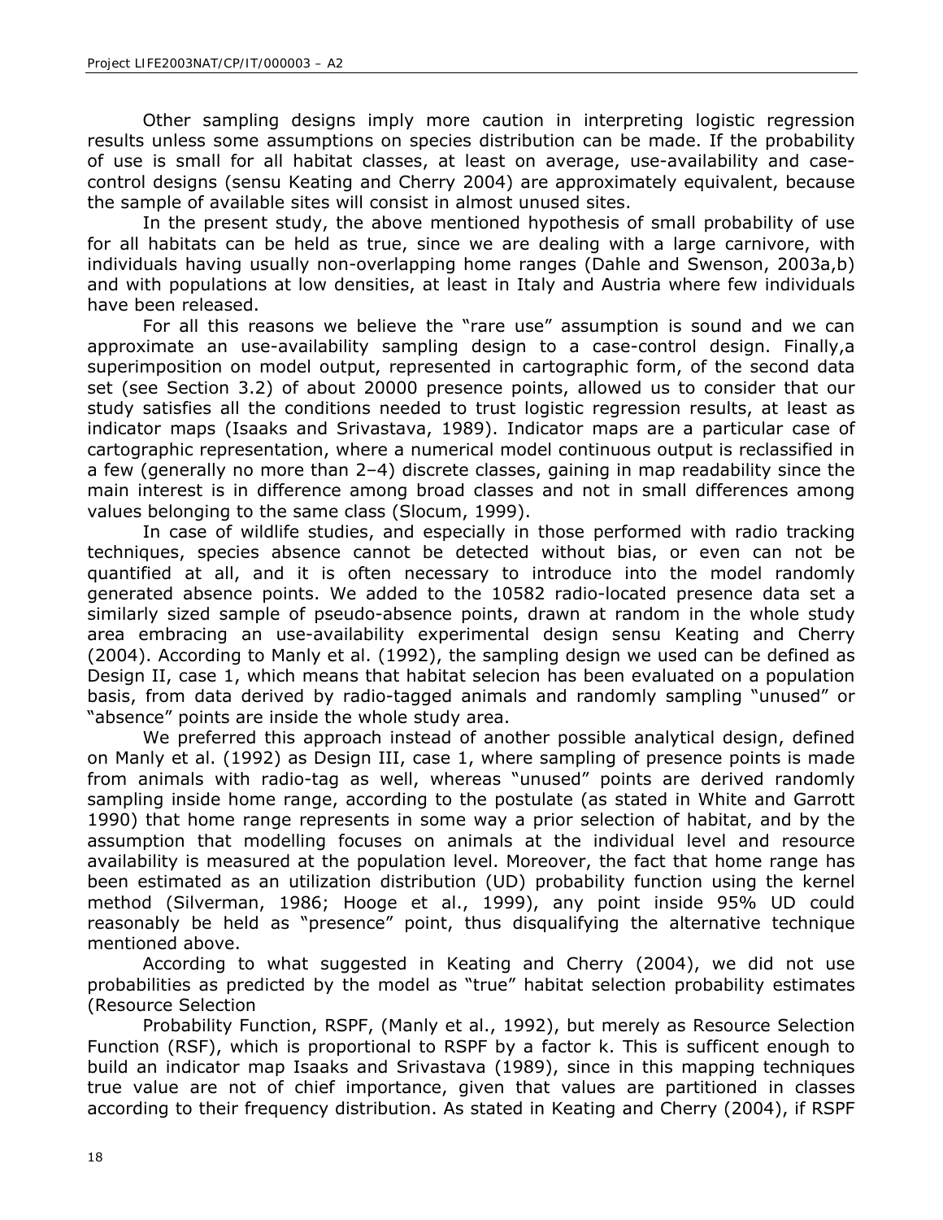Other sampling designs imply more caution in interpreting logistic regression results unless some assumptions on species distribution can be made. If the probability of use is small for all habitat classes, at least on average, use-availability and case-control designs (sensu Keating and Cherry 2004) are approximately equivalent, because the sample of available sites will consist in almost unused sites.

In the present study, the above mentioned hypothesis of small probability of use for all habitats can be held as true, since we are dealing with a large carnivore, with individuals having usually non-overlapping home ranges (Dahle and Swenson, 2003a,b) and with populations at low densities, at least in Italy and Austria where few individuals have been released.

For all this reasons we believe the "rare use" assumption is sound and we can approximate an use-availability sampling design to a case-control design. Finally,a superimposition on model output, represented in cartographic form, of the second data set (see Section 3.2) of about 20000 presence points, allowed us to consider that our study satisfies all the conditions needed to trust logistic regression results, at least as indicator maps (Isaaks and Srivastava, 1989). Indicator maps are a particular case of cartographic representation, where a numerical model continuous output is reclassified in a few (generally no more than 2–4) discrete classes, gaining in map readability since the main interest is in difference among broad classes and not in small differences among values belonging to the same class (Slocum, 1999).

In case of wildlife studies, and especially in those performed with radio tracking techniques, species absence cannot be detected without bias, or even can not be quantified at all, and it is often necessary to introduce into the model randomly generated absence points. We added to the 10582 radio-located presence data set a similarly sized sample of pseudo-absence points, drawn at random in the whole study area embracing an use-availability experimental design sensu Keating and Cherry (2004). According to Manly et al. (1992), the sampling design we used can be defined as Design II, case 1, which means that habitat selecion has been evaluated on a population basis, from data derived by radio-tagged animals and randomly sampling "unused" or "absence" points are inside the whole study area.

We preferred this approach instead of another possible analytical design, defined on Manly et al. (1992) as Design III, case 1, where sampling of presence points is made from animals with radio-tag as well, whereas "unused" points are derived randomly sampling inside home range, according to the postulate (as stated in White and Garrott 1990) that home range represents in some way a prior selection of habitat, and by the assumption that modelling focuses on animals at the individual level and resource availability is measured at the population level. Moreover, the fact that home range has been estimated as an utilization distribution (UD) probability function using the kernel method (Silverman, 1986; Hooge et al., 1999), any point inside 95% UD could reasonably be held as "presence" point, thus disqualifying the alternative technique mentioned above.

According to what suggested in Keating and Cherry (2004), we did not use probabilities as predicted by the model as "true" habitat selection probability estimates (Resource Selection

Probability Function, RSPF, (Manly et al., 1992), but merely as Resource Selection Function (RSF), which is proportional to RSPF by a factor k. This is sufficent enough to build an indicator map Isaaks and Srivastava (1989), since in this mapping techniques true value are not of chief importance, given that values are partitioned in classes according to their frequency distribution. As stated in Keating and Cherry (2004), if RSPF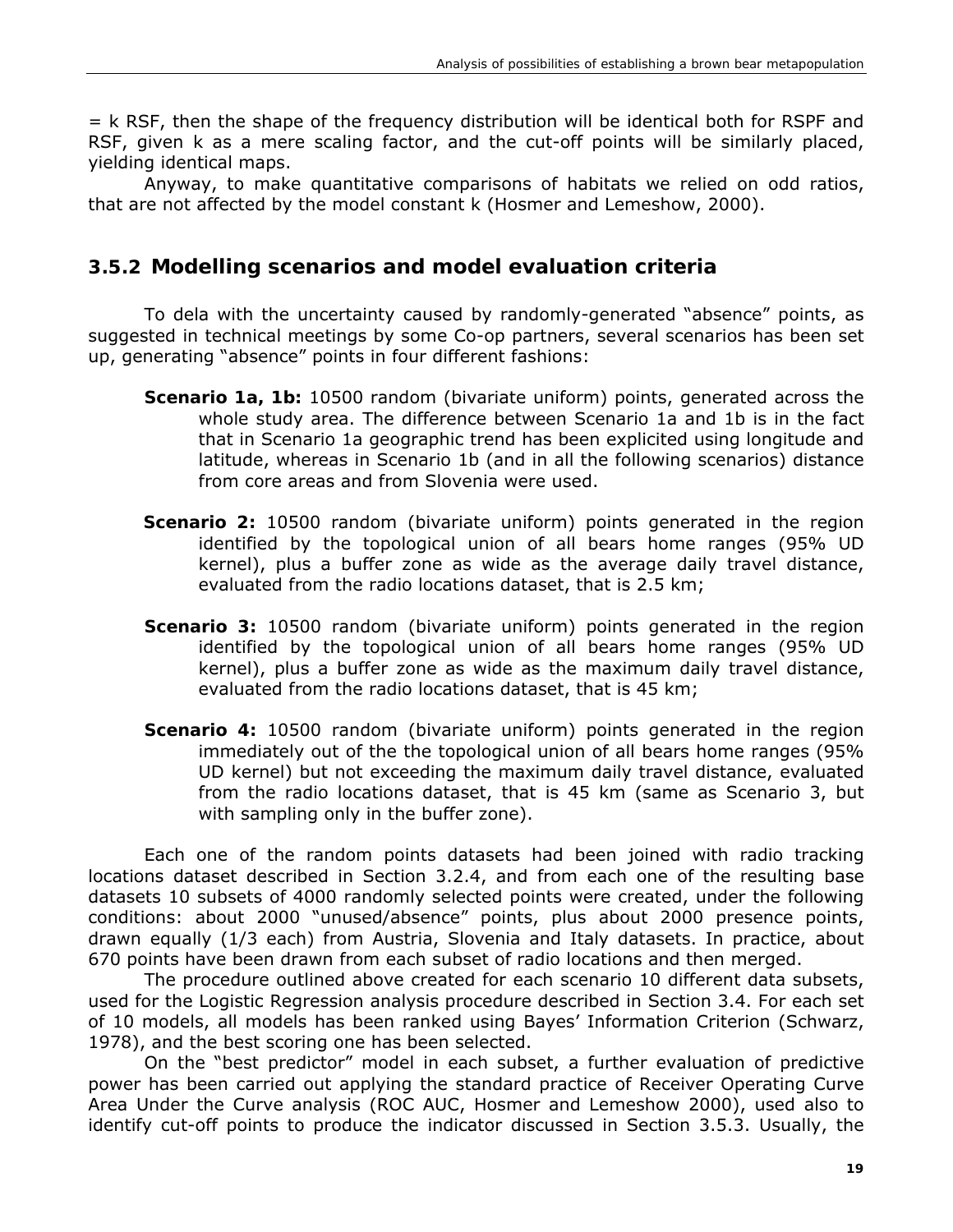= k RSF, then the shape of the frequency distribution will be identical both for RSPF and RSF, given k as a mere scaling factor, and the cut-off points will be similarly placed, yielding identical maps.

Anyway, to make quantitative comparisons of habitats we relied on odd ratios, that are not affected by the model constant k (Hosmer and Lemeshow, 2000).

### 3.5.2 Modelling scenarios and model evaluation criteria

To dela with the uncertainty caused by randomly-generated "absence" points, as suggested in technical meetings by some Co-op partners, several scenarios has been set up, generating "absence" points in four different fashions:

**Scenario 1a, 1b:** 10500 random (bivariate uniform) points, generated across the whole study area. The difference between Scenario 1a and 1b is in the fact that in Scenario 1a geographic trend has been explicited using longitude and latitude, whereas in Scenario 1b (and in all the following scenarios) distance from core areas and from Slovenia were used.

**Scenario 2:** 10500 random (bivariate uniform) points generated in the region identified by the topological union of all bears home ranges (95% UD kernel), plus a buffer zone as wide as the average daily travel distance, evaluated from the radio locations dataset, that is 2.5 km;

**Scenario 3:** 10500 random (bivariate uniform) points generated in the region identified by the topological union of all bears home ranges (95% UD kernel), plus a buffer zone as wide as the maximum daily travel distance, evaluated from the radio locations dataset, that is 45 km;

**Scenario 4:** 10500 random (bivariate uniform) points generated in the region immediately out of the the topological union of all bears home ranges (95% UD kernel) but not exceeding the maximum daily travel distance, evaluated from the radio locations dataset, that is 45 km (same as Scenario 3, but with sampling only in the buffer zone).

Each one of the random points datasets had been joined with radio tracking locations dataset described in Section 3.2.4, and from each one of the resulting base datasets 10 subsets of 4000 randomly selected points were created, under the following conditions: about 2000 "unused/absence" points, plus about 2000 presence points, drawn equally (1/3 each) from Austria, Slovenia and Italy datasets. In practice, about 670 points have been drawn from each subset of radio locations and then merged.

The procedure outlined above created for each scenario 10 different data subsets, used for the Logistic Regression analysis procedure described in Section 3.4. For each set of 10 models, all models has been ranked using Bayes' Information Criterion (Schwarz, 1978), and the best scoring one has been selected.

On the "best predictor" model in each subset, a further evaluation of predictive power has been carried out applying the standard practice of Receiver Operating Curve Area Under the Curve analysis (ROC AUC, Hosmer and Lemeshow 2000), used also to identify cut-off points to produce the indicator discussed in Section 3.5.3. Usually, the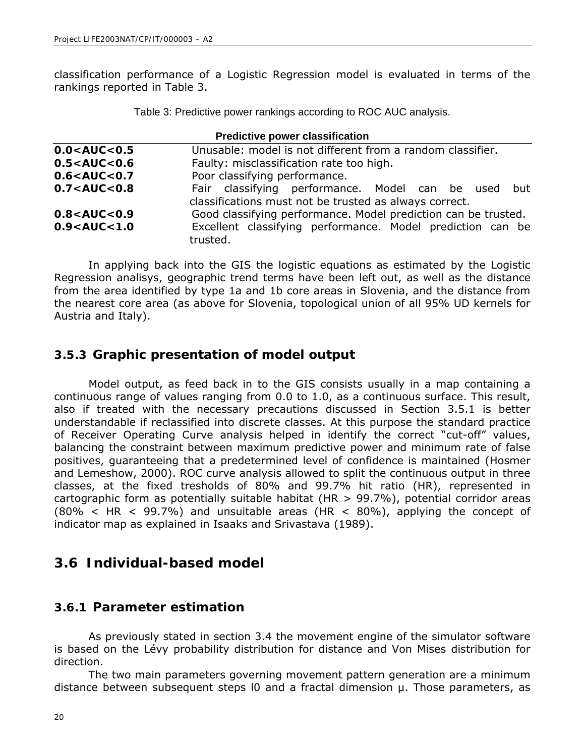classification performance of a Logistic Regression model is evaluated in terms of the rankings reported in Table 3.

Table 3: Predictive power rankings according to ROC AUC analysis.

| Predictive power classification | |
|---|---|
| **0.0<AUC<0.5** | Unusable: model is not different from a random classifier. |
| **0.5<AUC<0.6** | Faulty: misclassification rate too high. |
| **0.6<AUC<0.7** | Poor classifying performance. |
| **0.7<AUC<0.8** | Fair classifying performance. Model can be used but classifications must not be trusted as always correct. |
| **0.8<AUC<0.9** | Good classifying performance. Model prediction can be trusted. |
| **0.9<AUC<1.0** | Excellent classifying performance. Model prediction can be trusted. |

In applying back into the GIS the logistic equations as estimated by the Logistic Regression analisys, geographic trend terms have been left out, as well as the distance from the area identified by type 1a and 1b core areas in Slovenia, and the distance from the nearest core area (as above for Slovenia, topological union of all 95% UD kernels for Austria and Italy).

### 3.5.3 Graphic presentation of model output

Model output, as feed back in to the GIS consists usually in a map containing a continuous range of values ranging from 0.0 to 1.0, as a continuous surface. This result, also if treated with the necessary precautions discussed in Section 3.5.1 is better understandable if reclassified into discrete classes. At this purpose the standard practice of Receiver Operating Curve analysis helped in identify the correct "cut-off" values, balancing the constraint between maximum predictive power and minimum rate of false positives, guaranteeing that a predetermined level of confidence is maintained (Hosmer and Lemeshow, 2000). ROC curve analysis allowed to split the continuous output in three classes, at the fixed tresholds of 80% and 99.7% hit ratio (HR), represented in cartographic form as potentially suitable habitat (HR > 99.7%), potential corridor areas (80% < HR < 99.7%) and unsuitable areas (HR < 80%), applying the concept of indicator map as explained in Isaaks and Srivastava (1989).

## 3.6 Individual-based model

### 3.6.1 Parameter estimation

As previously stated in section 3.4 the movement engine of the simulator software is based on the Lévy probability distribution for distance and Von Mises distribution for direction.

The two main parameters governing movement pattern generation are a minimum distance between subsequent steps $l0$ and a fractal dimension $\mu$. Those parameters, as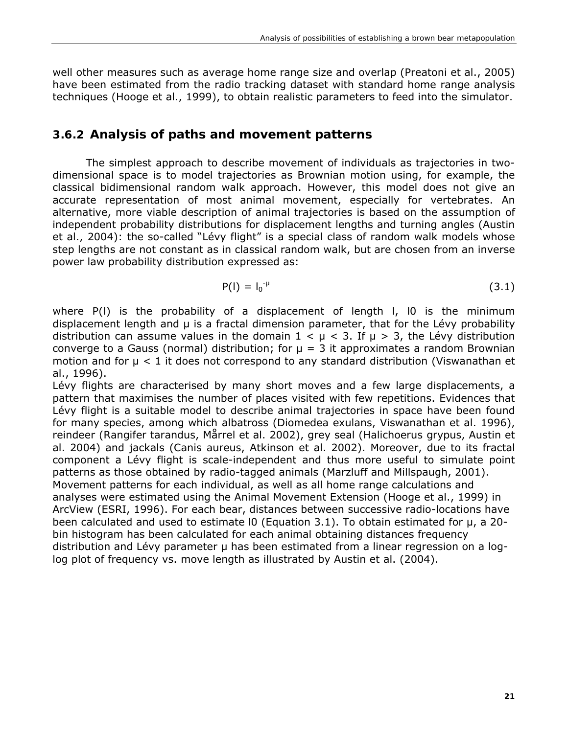well other measures such as average home range size and overlap (Preatoni et al., 2005) have been estimated from the radio tracking dataset with standard home range analysis techniques (Hooge et al., 1999), to obtain realistic parameters to feed into the simulator.

### 3.6.2 Analysis of paths and movement patterns

The simplest approach to describe movement of individuals as trajectories in two-dimensional space is to model trajectories as Brownian motion using, for example, the classical bidimensional random walk approach. However, this model does not give an accurate representation of most animal movement, especially for vertebrates. An alternative, more viable description of animal trajectories is based on the assumption of independent probability distributions for displacement lengths and turning angles (Austin et al., 2004): the so-called "Lévy flight" is a special class of random walk models whose step lengths are not constant as in classical random walk, but are chosen from an inverse power law probability distribution expressed as:

$$P(l) = l_0^{-\mu} \tag{3.1}$$

where $P(l)$ is the probability of a displacement of length $l$, $l0$ is the minimum displacement length and $\mu$ is a fractal dimension parameter, that for the Lévy probability distribution can assume values in the domain $1 < \mu < 3$. If $\mu > 3$, the Lévy distribution converge to a Gauss (normal) distribution; for $\mu = 3$ it approximates a random Brownian motion and for $\mu < 1$ it does not correspond to any standard distribution (Viswanathan et al., 1996).

Lévy flights are characterised by many short moves and a few large displacements, a pattern that maximises the number of places visited with few repetitions. Evidences that Lévy flight is a suitable model to describe animal trajectories in space have been found for many species, among which albatross (*Diomedea exulans*, Viswanathan et al. 1996), reindeer (*Rangifer tarandus*, Mårrel et al. 2002), grey seal (*Halichoerus grypus*, Austin et al. 2004) and jackals (*Canis aureus*, Atkinson et al. 2002). Moreover, due to its fractal component a Lévy flight is scale-independent and thus more useful to simulate point patterns as those obtained by radio-tagged animals (Marzluff and Millspaugh, 2001).

Movement patterns for each individual, as well as all home range calculations and analyses were estimated using the Animal Movement Extension (Hooge et al., 1999) in ArcView (ESRI, 1996). For each bear, distances between successive radio-locations have been calculated and used to estimate $l0$ (Equation 3.1). To obtain estimated for $\mu$, a 20-bin histogram has been calculated for each animal obtaining distances frequency distribution and Lévy parameter $\mu$ has been estimated from a linear regression on a log-log plot of frequency vs. move length as illustrated by Austin et al. (2004).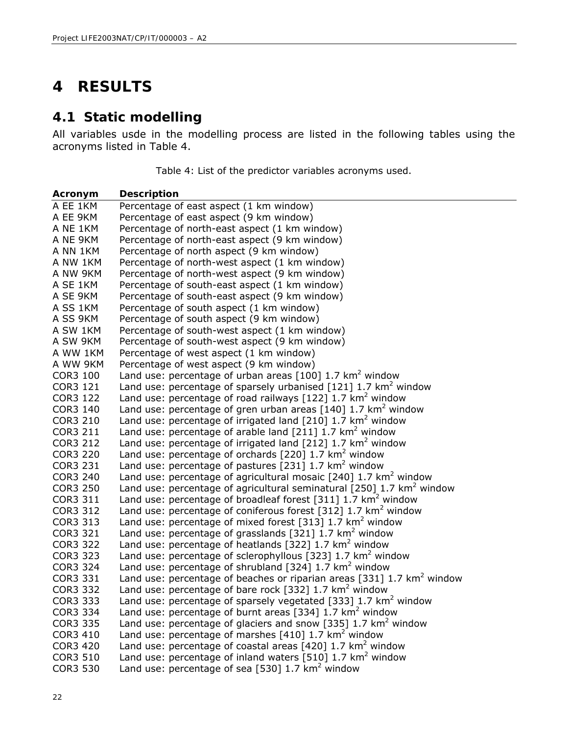# 4 RESULTS

## 4.1 Static modelling

All variables usde in the modelling process are listed in the following tables using the acronyms listed in Table 4.

Table 4: List of the predictor variables acronyms used.

| Acronym | Description |
|---|---|
| A EE 1KM | Percentage of east aspect (1 km window) |
| A EE 9KM | Percentage of east aspect (9 km window) |
| A NE 1KM | Percentage of north-east aspect (1 km window) |
| A NE 9KM | Percentage of north-east aspect (9 km window) |
| A NN 1KM | Percentage of north aspect (9 km window) |
| A NW 1KM | Percentage of north-west aspect (1 km window) |
| A NW 9KM | Percentage of north-west aspect (9 km window) |
| A SE 1KM | Percentage of south-east aspect (1 km window) |
| A SE 9KM | Percentage of south-east aspect (9 km window) |
| A SS 1KM | Percentage of south aspect (1 km window) |
| A SS 9KM | Percentage of south aspect (9 km window) |
| A SW 1KM | Percentage of south-west aspect (1 km window) |
| A SW 9KM | Percentage of south-west aspect (9 km window) |
| A WW 1KM | Percentage of west aspect (1 km window) |
| A WW 9KM | Percentage of west aspect (9 km window) |
| COR3 100 | Land use: percentage of urban areas [100] 1.7 $km^2$ window |
| COR3 121 | Land use: percentage of sparsely urbanised [121] 1.7 $km^2$ window |
| COR3 122 | Land use: percentage of road railways [122] 1.7 $km^2$ window |
| COR3 140 | Land use: percentage of gren urban areas [140] 1.7 $km^2$ window |
| COR3 210 | Land use: percentage of irrigated land [210] 1.7 $km^2$ window |
| COR3 211 | Land use: percentage of arable land [211] 1.7 $km^2$ window |
| COR3 212 | Land use: percentage of irrigated land [212] 1.7 $km^2$ window |
| COR3 220 | Land use: percentage of orchards [220] 1.7 $km^2$ window |
| COR3 231 | Land use: percentage of pastures [231] 1.7 $km^2$ window |
| COR3 240 | Land use: percentage of agricultural mosaic [240] 1.7 $km^2$ window |
| COR3 250 | Land use: percentage of agricultural seminatural [250] 1.7 $km^2$ window |
| COR3 311 | Land use: percentage of broadleaf forest [311] 1.7 $km^2$ window |
| COR3 312 | Land use: percentage of coniferous forest [312] 1.7 $km^2$ window |
| COR3 313 | Land use: percentage of mixed forest [313] 1.7 $km^2$ window |
| COR3 321 | Land use: percentage of grasslands [321] 1.7 $km^2$ window |
| COR3 322 | Land use: percentage of heatlands [322] 1.7 $km^2$ window |
| COR3 323 | Land use: percentage of sclerophyllous [323] 1.7 $km^2$ window |
| COR3 324 | Land use: percentage of shrubland [324] 1.7 $km^2$ window |
| COR3 331 | Land use: percentage of beaches or riparian areas [331] 1.7 $km^2$ window |
| COR3 332 | Land use: percentage of bare rock [332] 1.7 $km^2$ window |
| COR3 333 | Land use: percentage of sparsely vegetated [333] 1.7 $km^2$ window |
| COR3 334 | Land use: percentage of burnt areas [334] 1.7 $km^2$ window |
| COR3 335 | Land use: percentage of glaciers and snow [335] 1.7 $km^2$ window |
| COR3 410 | Land use: percentage of marshes [410] 1.7 $km^2$ window |
| COR3 420 | Land use: percentage of coastal areas [420] 1.7 $km^2$ window |
| COR3 510 | Land use: percentage of inland waters [510] 1.7 $km^2$ window |
| COR3 530 | Land use: percentage of sea [530] 1.7 $km^2$ window |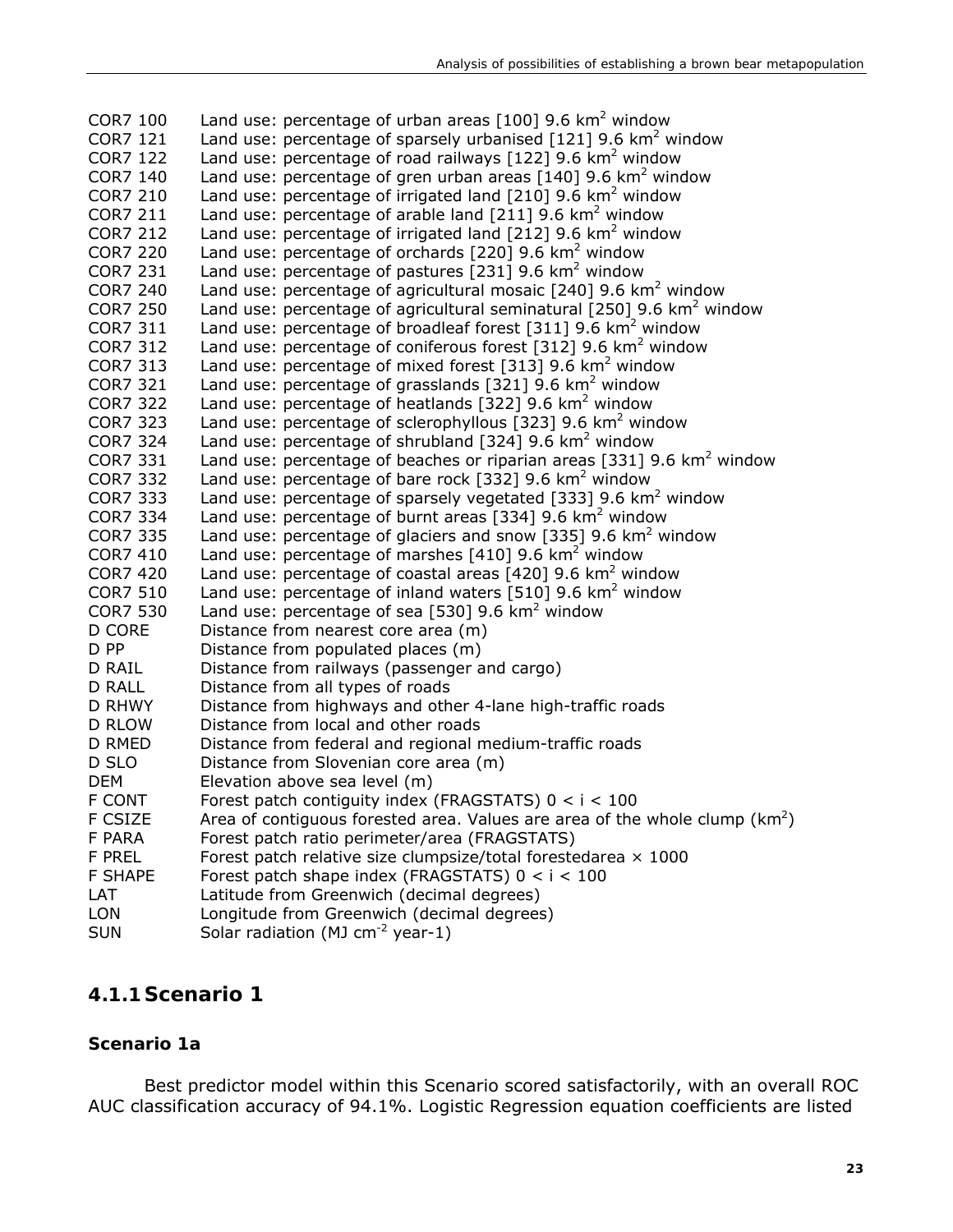| | |
|---|---|
| COR7 100 | Land use: percentage of urban areas [100] 9.6 km$^2$ window |
| COR7 121 | Land use: percentage of sparsely urbanised [121] 9.6 km$^2$ window |
| COR7 122 | Land use: percentage of road railways [122] 9.6 km$^2$ window |
| COR7 140 | Land use: percentage of gren urban areas [140] 9.6 km$^2$ window |
| COR7 210 | Land use: percentage of irrigated land [210] 9.6 km$^2$ window |
| COR7 211 | Land use: percentage of arable land [211] 9.6 km$^2$ window |
| COR7 212 | Land use: percentage of irrigated land [212] 9.6 km$^2$ window |
| COR7 220 | Land use: percentage of orchards [220] 9.6 km$^2$ window |
| COR7 231 | Land use: percentage of pastures [231] 9.6 km$^2$ window |
| COR7 240 | Land use: percentage of agricultural mosaic [240] 9.6 km$^2$ window |
| COR7 250 | Land use: percentage of agricultural seminatural [250] 9.6 km$^2$ window |
| COR7 311 | Land use: percentage of broadleaf forest [311] 9.6 km$^2$ window |
| COR7 312 | Land use: percentage of coniferous forest [312] 9.6 km$^2$ window |
| COR7 313 | Land use: percentage of mixed forest [313] 9.6 km$^2$ window |
| COR7 321 | Land use: percentage of grasslands [321] 9.6 km$^2$ window |
| COR7 322 | Land use: percentage of heatlands [322] 9.6 km$^2$ window |
| COR7 323 | Land use: percentage of sclerophyllous [323] 9.6 km$^2$ window |
| COR7 324 | Land use: percentage of shrubland [324] 9.6 km$^2$ window |
| COR7 331 | Land use: percentage of beaches or riparian areas [331] 9.6 km$^2$ window |
| COR7 332 | Land use: percentage of bare rock [332] 9.6 km$^2$ window |
| COR7 333 | Land use: percentage of sparsely vegetated [333] 9.6 km$^2$ window |
| COR7 334 | Land use: percentage of burnt areas [334] 9.6 km$^2$ window |
| COR7 335 | Land use: percentage of glaciers and snow [335] 9.6 km$^2$ window |
| COR7 410 | Land use: percentage of marshes [410] 9.6 km$^2$ window |
| COR7 420 | Land use: percentage of coastal areas [420] 9.6 km$^2$ window |
| COR7 510 | Land use: percentage of inland waters [510] 9.6 km$^2$ window |
| COR7 530 | Land use: percentage of sea [530] 9.6 km$^2$ window |
| D CORE | Distance from nearest core area (m) |
| D PP | Distance from populated places (m) |
| D RAIL | Distance from railways (passenger and cargo) |
| D RALL | Distance from all types of roads |
| D RHWY | Distance from highways and other 4-lane high-traffic roads |
| D RLOW | Distance from local and other roads |
| D RMED | Distance from federal and regional medium-traffic roads |
| D SLO | Distance from Slovenian core area (m) |
| DEM | Elevation above sea level (m) |
| F CONT | Forest patch contiguity index (FRAGSTATS) $0 < i < 100$ |
| F CSIZE | Area of contiguous forested area. Values are area of the whole clump (km$^2$) |
| F PARA | Forest patch ratio perimeter/area (FRAGSTATS) |
| F PREL | Forest patch relative size clumpsize/total forestedarea $\times$ 1000 |
| F SHAPE | Forest patch shape index (FRAGSTATS) $0 < i < 100$ |
| LAT | Latitude from Greenwich (decimal degrees) |
| LON | Longitude from Greenwich (decimal degrees) |
| SUN | Solar radiation (MJ cm$^{-2}$ year-1) |

### 4.1.1 Scenario 1

#### Scenario 1a

Best predictor model within this Scenario scored satisfactorily, with an overall ROC AUC classification accuracy of 94.1%. Logistic Regression equation coefficients are listed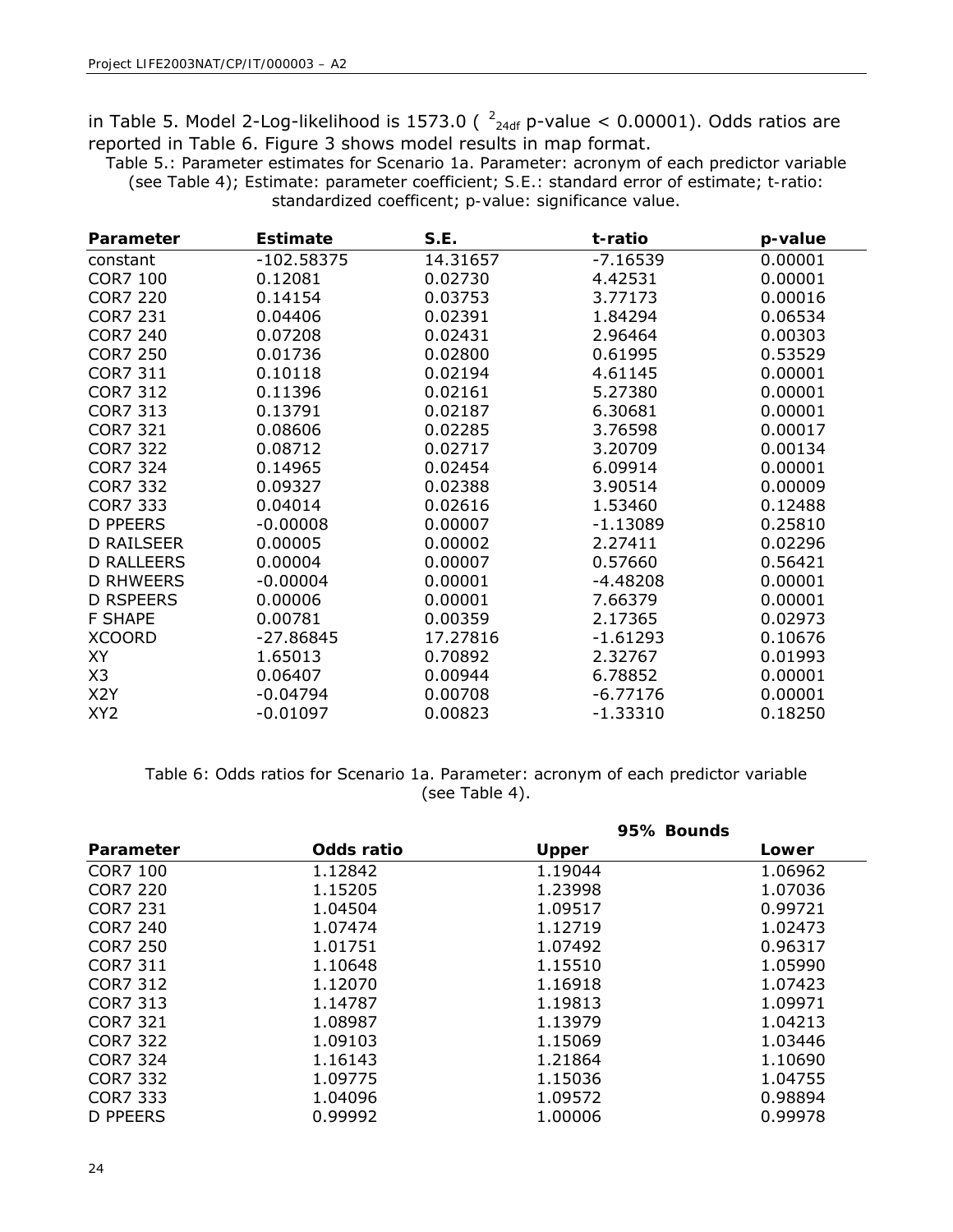in Table 5. Model 2-Log-likelihood is 1573.0 ( $^{2}_{24df}$ p-value < 0.00001). Odds ratios are reported in Table 6. Figure 3 shows model results in map format.

Table 5.: Parameter estimates for Scenario 1a. Parameter: acronym of each predictor variable (see Table 4); Estimate: parameter coefficient; S.E.: standard error of estimate; t-ratio: standardized coefficent; p-value: significance value.

| Parameter | Estimate | S.E. | t-ratio | p-value |
|---|---|---|---|---|
| constant | -102.58375 | 14.31657 | -7.16539 | 0.00001 |
| COR7 100 | 0.12081 | 0.02730 | 4.42531 | 0.00001 |
| COR7 220 | 0.14154 | 0.03753 | 3.77173 | 0.00016 |
| COR7 231 | 0.04406 | 0.02391 | 1.84294 | 0.06534 |
| COR7 240 | 0.07208 | 0.02431 | 2.96464 | 0.00303 |
| COR7 250 | 0.01736 | 0.02800 | 0.61995 | 0.53529 |
| COR7 311 | 0.10118 | 0.02194 | 4.61145 | 0.00001 |
| COR7 312 | 0.11396 | 0.02161 | 5.27380 | 0.00001 |
| COR7 313 | 0.13791 | 0.02187 | 6.30681 | 0.00001 |
| COR7 321 | 0.08606 | 0.02285 | 3.76598 | 0.00017 |
| COR7 322 | 0.08712 | 0.02717 | 3.20709 | 0.00134 |
| COR7 324 | 0.14965 | 0.02454 | 6.09914 | 0.00001 |
| COR7 332 | 0.09327 | 0.02388 | 3.90514 | 0.00009 |
| COR7 333 | 0.04014 | 0.02616 | 1.53460 | 0.12488 |
| D PPEERS | -0.00008 | 0.00007 | -1.13089 | 0.25810 |
| D RAILSEER | 0.00005 | 0.00002 | 2.27411 | 0.02296 |
| D RALLEERS | 0.00004 | 0.00007 | 0.57660 | 0.56421 |
| D RHWEERS | -0.00004 | 0.00001 | -4.48208 | 0.00001 |
| D RSPEERS | 0.00006 | 0.00001 | 7.66379 | 0.00001 |
| F SHAPE | 0.00781 | 0.00359 | 2.17365 | 0.02973 |
| XCOORD | -27.86845 | 17.27816 | -1.61293 | 0.10676 |
| XY | 1.65013 | 0.70892 | 2.32767 | 0.01993 |
| X3 | 0.06407 | 0.00944 | 6.78852 | 0.00001 |
| X2Y | -0.04794 | 0.00708 | -6.77176 | 0.00001 |
| XY2 | -0.01097 | 0.00823 | -1.33310 | 0.18250 |

Table 6: Odds ratios for Scenario 1a. Parameter: acronym of each predictor variable (see Table 4).

| Parameter | Odds ratio | 95% Bounds Upper | Lower |
|---|---|---|---|
| COR7 100 | 1.12842 | 1.19044 | 1.06962 |
| COR7 220 | 1.15205 | 1.23998 | 1.07036 |
| COR7 231 | 1.04504 | 1.09517 | 0.99721 |
| COR7 240 | 1.07474 | 1.12719 | 1.02473 |
| COR7 250 | 1.01751 | 1.07492 | 0.96317 |
| COR7 311 | 1.10648 | 1.15510 | 1.05990 |
| COR7 312 | 1.12070 | 1.16918 | 1.07423 |
| COR7 313 | 1.14787 | 1.19813 | 1.09971 |
| COR7 321 | 1.08987 | 1.13979 | 1.04213 |
| COR7 322 | 1.09103 | 1.15069 | 1.03446 |
| COR7 324 | 1.16143 | 1.21864 | 1.10690 |
| COR7 332 | 1.09775 | 1.15036 | 1.04755 |
| COR7 333 | 1.04096 | 1.09572 | 0.98894 |
| D PPEERS | 0.99992 | 1.00006 | 0.99978 |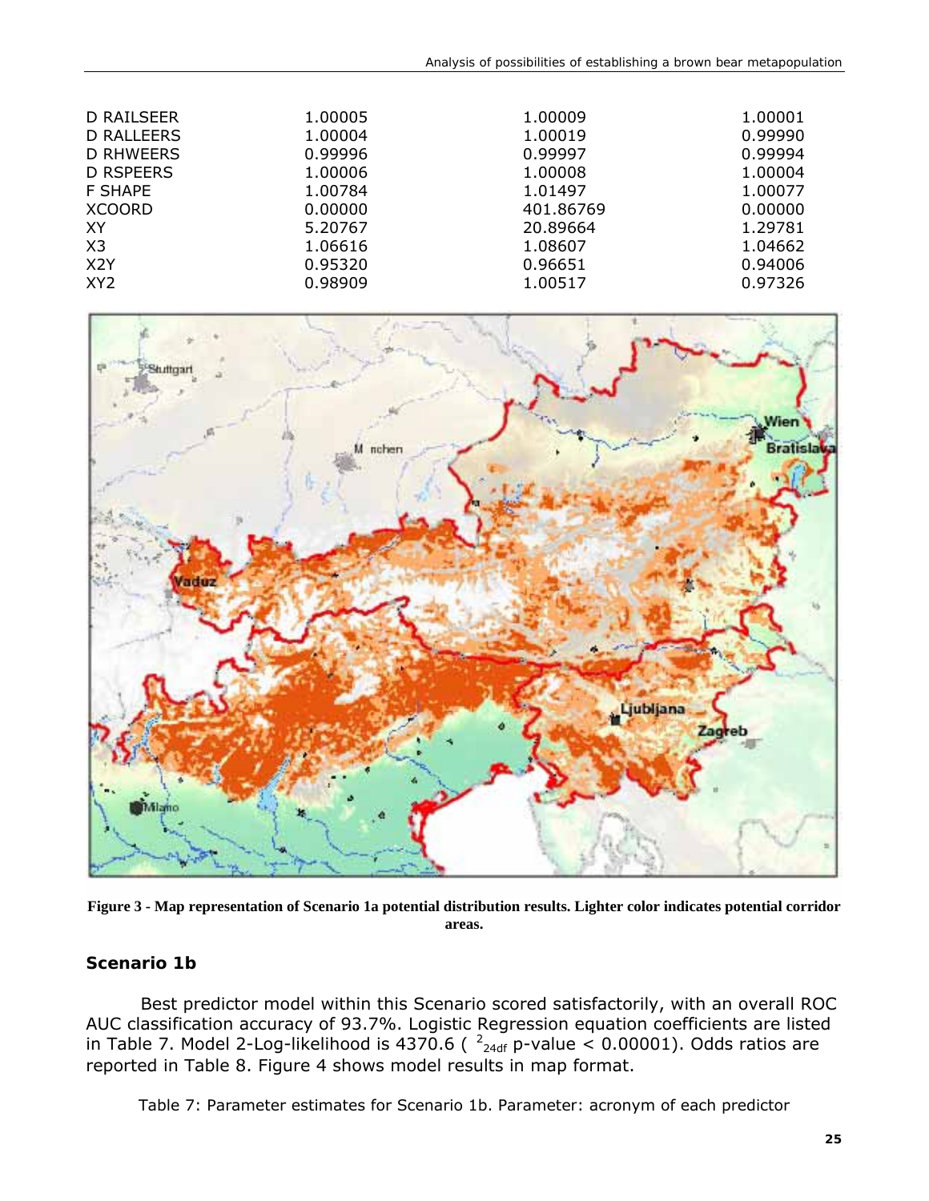| | | | |
|---|---|---|---|
| D RAILSEER | 1.00005 | 1.00009 | 1.00001 |
| D RALLEERS | 1.00004 | 1.00019 | 0.99990 |
| D RHWEERS | 0.99996 | 0.99997 | 0.99994 |
| D RSPEERS | 1.00006 | 1.00008 | 1.00004 |
| F SHAPE | 1.00784 | 1.01497 | 1.00077 |
| XCOORD | 0.00000 | 401.86769 | 0.00000 |
| XY | 5.20767 | 20.89664 | 1.29781 |
| X3 | 1.06616 | 1.08607 | 1.04662 |
| X2Y | 0.95320 | 0.96651 | 0.94006 |
| XY2 | 0.98909 | 1.00517 | 0.97326 |

**Figure 3 - Map representation of Scenario 1a potential distribution results. Lighter color indicates potential corridor areas.**

### Scenario 1b

Best predictor model within this Scenario scored satisfactorily, with an overall ROC AUC classification accuracy of 93.7%. Logistic Regression equation coefficients are listed in Table 7. Model 2-Log-likelihood is 4370.6 ( $^{2}_{24df}$ p-value < 0.00001). Odds ratios are reported in Table 8. Figure 4 shows model results in map format.

Table 7: Parameter estimates for Scenario 1b. Parameter: acronym of each predictor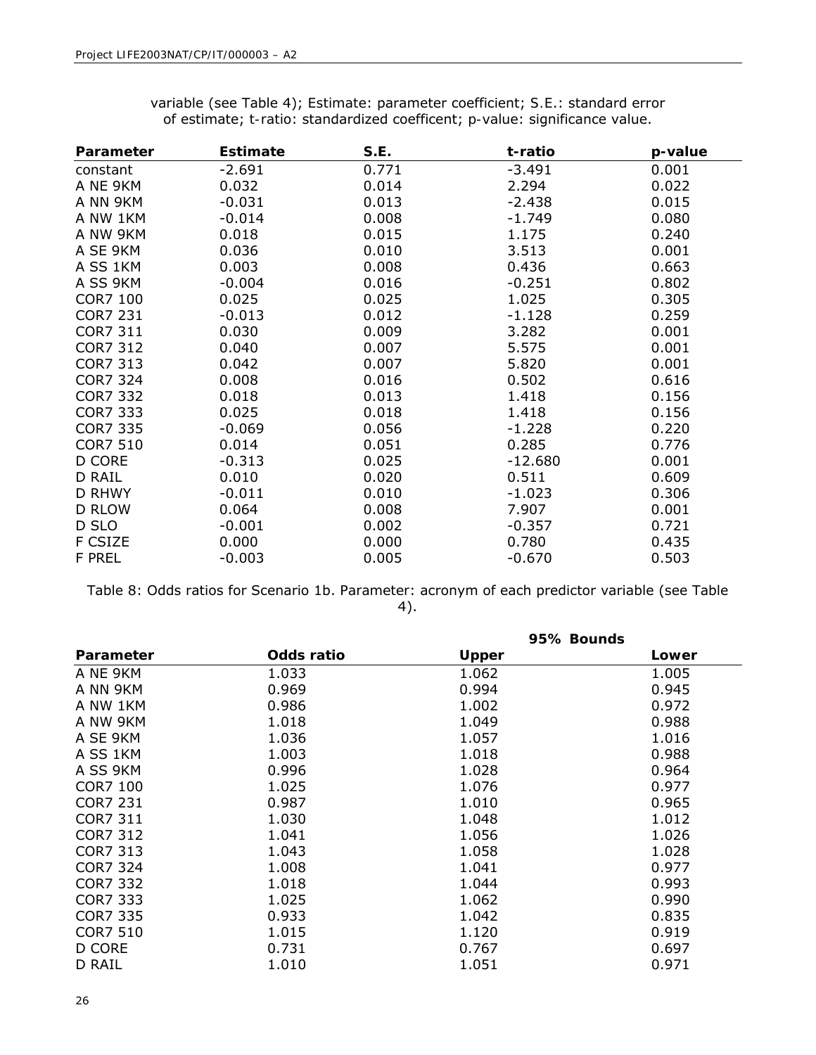variable (see Table 4); Estimate: parameter coefficient; S.E.: standard error of estimate; t-ratio: standardized coefficent; p-value: significance value.

| Parameter | Estimate | S.E. | t-ratio | p-value |
|---|---|---|---|---|
| constant | -2.691 | 0.771 | -3.491 | 0.001 |
| A NE 9KM | 0.032 | 0.014 | 2.294 | 0.022 |
| A NN 9KM | -0.031 | 0.013 | -2.438 | 0.015 |
| A NW 1KM | -0.014 | 0.008 | -1.749 | 0.080 |
| A NW 9KM | 0.018 | 0.015 | 1.175 | 0.240 |
| A SE 9KM | 0.036 | 0.010 | 3.513 | 0.001 |
| A SS 1KM | 0.003 | 0.008 | 0.436 | 0.663 |
| A SS 9KM | -0.004 | 0.016 | -0.251 | 0.802 |
| COR7 100 | 0.025 | 0.025 | 1.025 | 0.305 |
| COR7 231 | -0.013 | 0.012 | -1.128 | 0.259 |
| COR7 311 | 0.030 | 0.009 | 3.282 | 0.001 |
| COR7 312 | 0.040 | 0.007 | 5.575 | 0.001 |
| COR7 313 | 0.042 | 0.007 | 5.820 | 0.001 |
| COR7 324 | 0.008 | 0.016 | 0.502 | 0.616 |
| COR7 332 | 0.018 | 0.013 | 1.418 | 0.156 |
| COR7 333 | 0.025 | 0.018 | 1.418 | 0.156 |
| COR7 335 | -0.069 | 0.056 | -1.228 | 0.220 |
| COR7 510 | 0.014 | 0.051 | 0.285 | 0.776 |
| D CORE | -0.313 | 0.025 | -12.680 | 0.001 |
| D RAIL | 0.010 | 0.020 | 0.511 | 0.609 |
| D RHWY | -0.011 | 0.010 | -1.023 | 0.306 |
| D RLOW | 0.064 | 0.008 | 7.907 | 0.001 |
| D SLO | -0.001 | 0.002 | -0.357 | 0.721 |
| F CSIZE | 0.000 | 0.000 | 0.780 | 0.435 |
| F PREL | -0.003 | 0.005 | -0.670 | 0.503 |

Table 8: Odds ratios for Scenario 1b. Parameter: acronym of each predictor variable (see Table 4).

| | | 95% Bounds | |
|---|---|---|---|
| **Parameter** | **Odds ratio** | **Upper** | **Lower** |
| A NE 9KM | 1.033 | 1.062 | 1.005 |
| A NN 9KM | 0.969 | 0.994 | 0.945 |
| A NW 1KM | 0.986 | 1.002 | 0.972 |
| A NW 9KM | 1.018 | 1.049 | 0.988 |
| A SE 9KM | 1.036 | 1.057 | 1.016 |
| A SS 1KM | 1.003 | 1.018 | 0.988 |
| A SS 9KM | 0.996 | 1.028 | 0.964 |
| COR7 100 | 1.025 | 1.076 | 0.977 |
| COR7 231 | 0.987 | 1.010 | 0.965 |
| COR7 311 | 1.030 | 1.048 | 1.012 |
| COR7 312 | 1.041 | 1.056 | 1.026 |
| COR7 313 | 1.043 | 1.058 | 1.028 |
| COR7 324 | 1.008 | 1.041 | 0.977 |
| COR7 332 | 1.018 | 1.044 | 0.993 |
| COR7 333 | 1.025 | 1.062 | 0.990 |
| COR7 335 | 0.933 | 1.042 | 0.835 |
| COR7 510 | 1.015 | 1.120 | 0.919 |
| D CORE | 0.731 | 0.767 | 0.697 |
| D RAIL | 1.010 | 1.051 | 0.971 |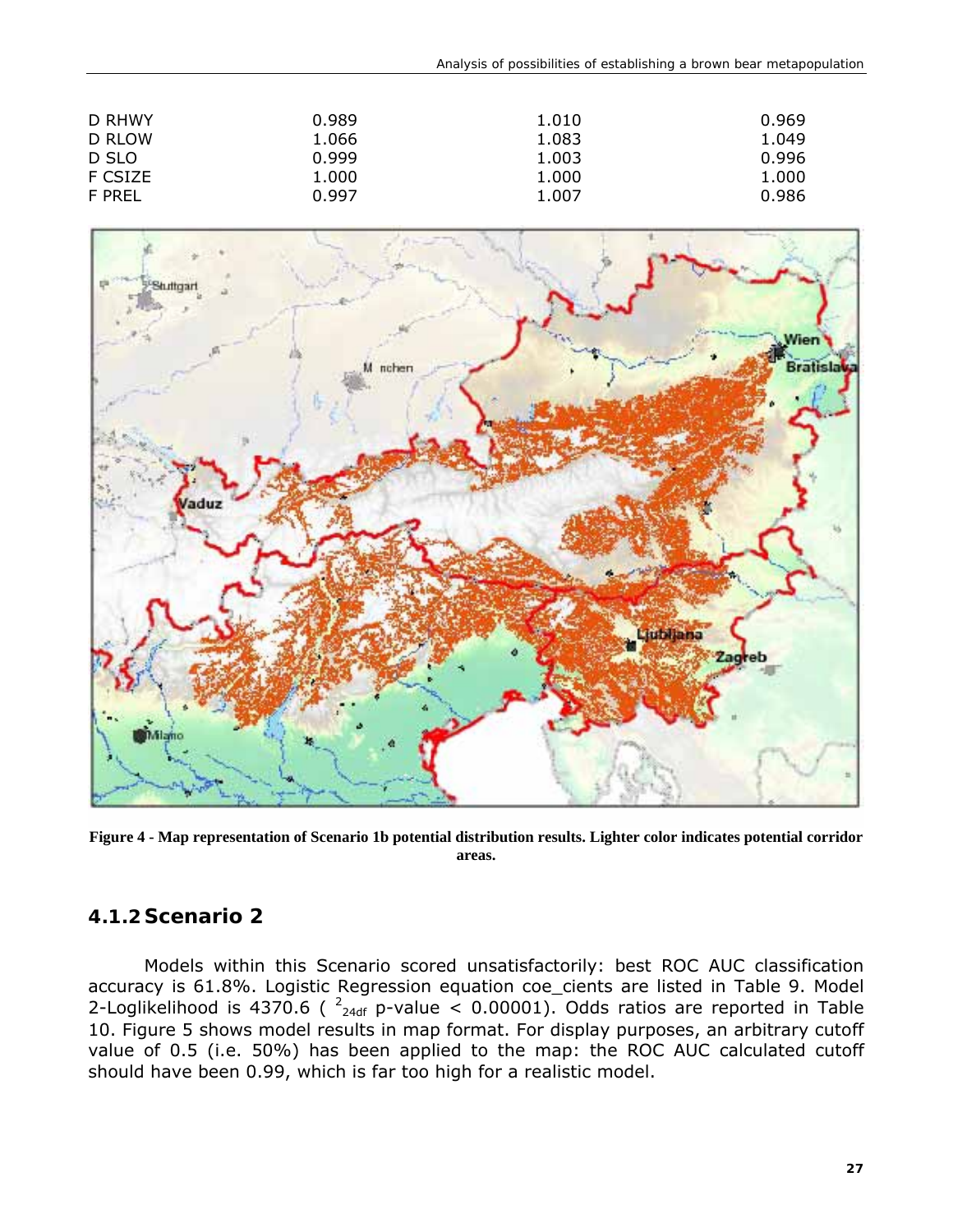| | | | |
|---|---|---|---|
| D RHWY | 0.989 | 1.010 | 0.969 |
| D RLOW | 1.066 | 1.083 | 1.049 |
| D SLO | 0.999 | 1.003 | 0.996 |
| F CSIZE | 1.000 | 1.000 | 1.000 |
| F PREL | 0.997 | 1.007 | 0.986 |

**Figure 4 - Map representation of Scenario 1b potential distribution results. Lighter color indicates potential corridor areas.**

### 4.1.2 Scenario 2

Models within this Scenario scored unsatisfactorily: best ROC AUC classification accuracy is 61.8%. Logistic Regression equation coe_cients are listed in Table 9. Model 2-Loglikelihood is 4370.6 ( $^{2}_{24df}$ p-value < 0.00001). Odds ratios are reported in Table 10. Figure 5 shows model results in map format. For display purposes, an arbitrary cutoff value of 0.5 (i.e. 50%) has been applied to the map: the ROC AUC calculated cutoff should have been 0.99, which is far too high for a realistic model.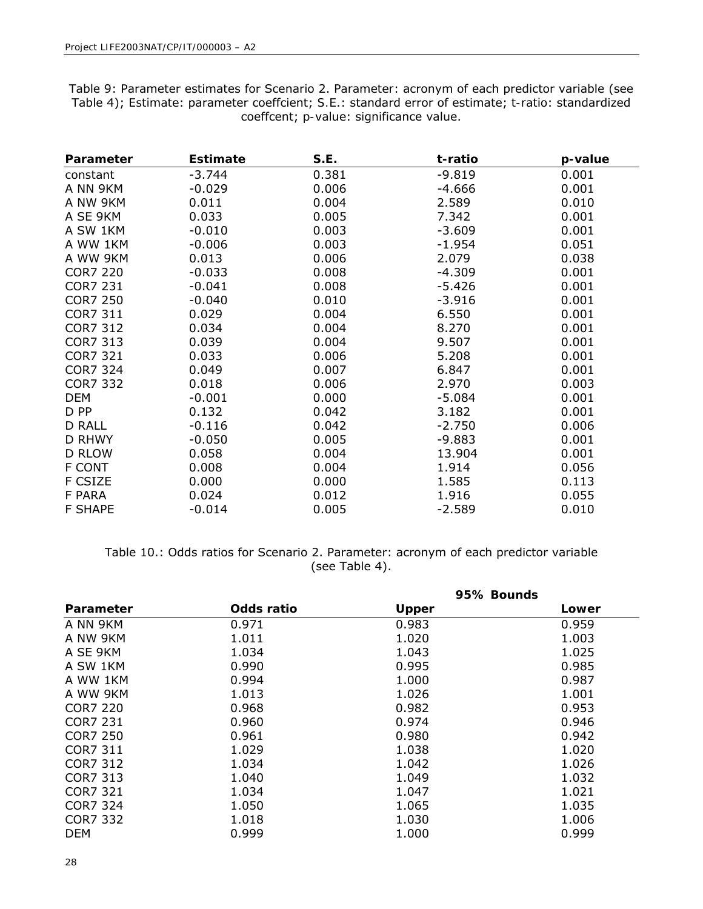Table 9: Parameter estimates for Scenario 2. Parameter: acronym of each predictor variable (see Table 4); Estimate: parameter coeffcient; S.E.: standard error of estimate; t-ratio: standardized coeffcent; p-value: significance value.

| Parameter | Estimate | S.E. | t-ratio | p-value |
|---|---|---|---|---|
| constant | -3.744 | 0.381 | -9.819 | 0.001 |
| A NN 9KM | -0.029 | 0.006 | -4.666 | 0.001 |
| A NW 9KM | 0.011 | 0.004 | 2.589 | 0.010 |
| A SE 9KM | 0.033 | 0.005 | 7.342 | 0.001 |
| A SW 1KM | -0.010 | 0.003 | -3.609 | 0.001 |
| A WW 1KM | -0.006 | 0.003 | -1.954 | 0.051 |
| A WW 9KM | 0.013 | 0.006 | 2.079 | 0.038 |
| COR7 220 | -0.033 | 0.008 | -4.309 | 0.001 |
| COR7 231 | -0.041 | 0.008 | -5.426 | 0.001 |
| COR7 250 | -0.040 | 0.010 | -3.916 | 0.001 |
| COR7 311 | 0.029 | 0.004 | 6.550 | 0.001 |
| COR7 312 | 0.034 | 0.004 | 8.270 | 0.001 |
| COR7 313 | 0.039 | 0.004 | 9.507 | 0.001 |
| COR7 321 | 0.033 | 0.006 | 5.208 | 0.001 |
| COR7 324 | 0.049 | 0.007 | 6.847 | 0.001 |
| COR7 332 | 0.018 | 0.006 | 2.970 | 0.003 |
| DEM | -0.001 | 0.000 | -5.084 | 0.001 |
| D PP | 0.132 | 0.042 | 3.182 | 0.001 |
| D RALL | -0.116 | 0.042 | -2.750 | 0.006 |
| D RHWY | -0.050 | 0.005 | -9.883 | 0.001 |
| D RLOW | 0.058 | 0.004 | 13.904 | 0.001 |
| F CONT | 0.008 | 0.004 | 1.914 | 0.056 |
| F CSIZE | 0.000 | 0.000 | 1.585 | 0.113 |
| F PARA | 0.024 | 0.012 | 1.916 | 0.055 |
| F SHAPE | -0.014 | 0.005 | -2.589 | 0.010 |

Table 10.: Odds ratios for Scenario 2. Parameter: acronym of each predictor variable (see Table 4).

| | | 95% Bounds | |
|---|---|---|---|
| **Parameter** | **Odds ratio** | **Upper** | **Lower** |
| A NN 9KM | 0.971 | 0.983 | 0.959 |
| A NW 9KM | 1.011 | 1.020 | 1.003 |
| A SE 9KM | 1.034 | 1.043 | 1.025 |
| A SW 1KM | 0.990 | 0.995 | 0.985 |
| A WW 1KM | 0.994 | 1.000 | 0.987 |
| A WW 9KM | 1.013 | 1.026 | 1.001 |
| COR7 220 | 0.968 | 0.982 | 0.953 |
| COR7 231 | 0.960 | 0.974 | 0.946 |
| COR7 250 | 0.961 | 0.980 | 0.942 |
| COR7 311 | 1.029 | 1.038 | 1.020 |
| COR7 312 | 1.034 | 1.042 | 1.026 |
| COR7 313 | 1.040 | 1.049 | 1.032 |
| COR7 321 | 1.034 | 1.047 | 1.021 |
| COR7 324 | 1.050 | 1.065 | 1.035 |
| COR7 332 | 1.018 | 1.030 | 1.006 |
| DEM | 0.999 | 1.000 | 0.999 |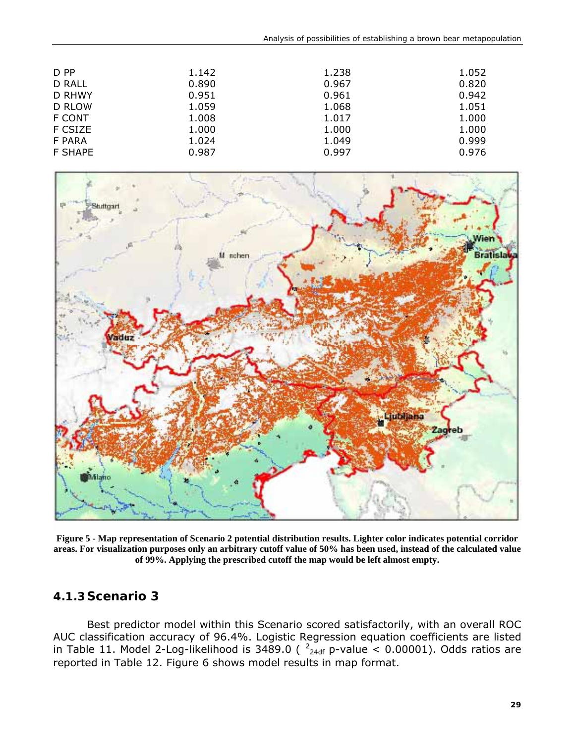| | | | |
|---|---|---|---|
| D PP | 1.142 | 1.238 | 1.052 |
| D RALL | 0.890 | 0.967 | 0.820 |
| D RHWY | 0.951 | 0.961 | 0.942 |
| D RLOW | 1.059 | 1.068 | 1.051 |
| F CONT | 1.008 | 1.017 | 1.000 |
| F CSIZE | 1.000 | 1.000 | 1.000 |
| F PARA | 1.024 | 1.049 | 0.999 |
| F SHAPE | 0.987 | 0.997 | 0.976 |

**Figure 5 - Map representation of Scenario 2 potential distribution results. Lighter color indicates potential corridor areas. For visualization purposes only an arbitrary cutoff value of 50% has been used, instead of the calculated value of 99%. Applying the prescribed cutoff the map would be left almost empty.**

### 4.1.3 Scenario 3

Best predictor model within this Scenario scored satisfactorily, with an overall ROC AUC classification accuracy of 96.4%. Logistic Regression equation coefficients are listed in Table 11. Model 2-Log-likelihood is 3489.0 ( $\chi^2_{24df}$ p-value < 0.00001). Odds ratios are reported in Table 12. Figure 6 shows model results in map format.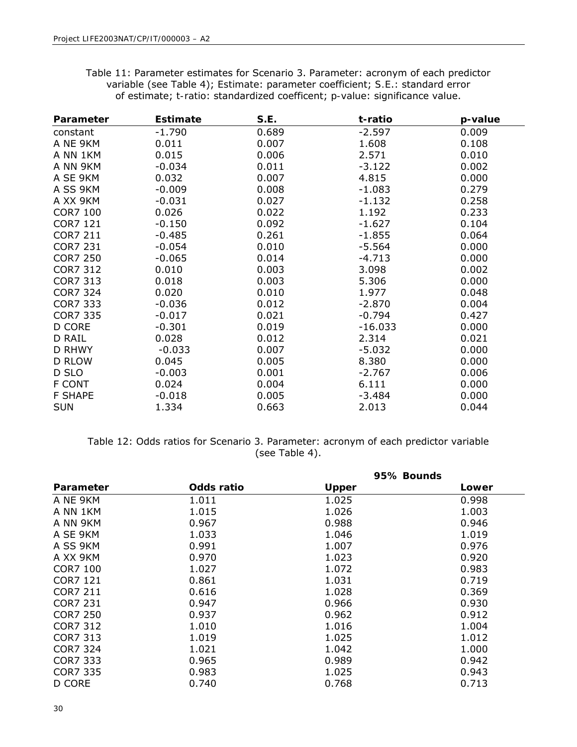Table 11: Parameter estimates for Scenario 3. Parameter: acronym of each predictor variable (see Table 4); Estimate: parameter coefficient; S.E.: standard error of estimate; t-ratio: standardized coefficent; p-value: significance value.

| Parameter | Estimate | S.E. | t-ratio | p-value |
|---|---|---|---|---|
| constant | -1.790 | 0.689 | -2.597 | 0.009 |
| A NE 9KM | 0.011 | 0.007 | 1.608 | 0.108 |
| A NN 1KM | 0.015 | 0.006 | 2.571 | 0.010 |
| A NN 9KM | -0.034 | 0.011 | -3.122 | 0.002 |
| A SE 9KM | 0.032 | 0.007 | 4.815 | 0.000 |
| A SS 9KM | -0.009 | 0.008 | -1.083 | 0.279 |
| A XX 9KM | -0.031 | 0.027 | -1.132 | 0.258 |
| COR7 100 | 0.026 | 0.022 | 1.192 | 0.233 |
| COR7 121 | -0.150 | 0.092 | -1.627 | 0.104 |
| COR7 211 | -0.485 | 0.261 | -1.855 | 0.064 |
| COR7 231 | -0.054 | 0.010 | -5.564 | 0.000 |
| COR7 250 | -0.065 | 0.014 | -4.713 | 0.000 |
| COR7 312 | 0.010 | 0.003 | 3.098 | 0.002 |
| COR7 313 | 0.018 | 0.003 | 5.306 | 0.000 |
| COR7 324 | 0.020 | 0.010 | 1.977 | 0.048 |
| COR7 333 | -0.036 | 0.012 | -2.870 | 0.004 |
| COR7 335 | -0.017 | 0.021 | -0.794 | 0.427 |
| D CORE | -0.301 | 0.019 | -16.033 | 0.000 |
| D RAIL | 0.028 | 0.012 | 2.314 | 0.021 |
| D RHWY | -0.033 | 0.007 | -5.032 | 0.000 |
| D RLOW | 0.045 | 0.005 | 8.380 | 0.000 |
| D SLO | -0.003 | 0.001 | -2.767 | 0.006 |
| F CONT | 0.024 | 0.004 | 6.111 | 0.000 |
| F SHAPE | -0.018 | 0.005 | -3.484 | 0.000 |
| SUN | 1.334 | 0.663 | 2.013 | 0.044 |

Table 12: Odds ratios for Scenario 3. Parameter: acronym of each predictor variable (see Table 4).

| | | 95% Bounds | |
|---|---|---|---|
| **Parameter** | **Odds ratio** | **Upper** | **Lower** |
| A NE 9KM | 1.011 | 1.025 | 0.998 |
| A NN 1KM | 1.015 | 1.026 | 1.003 |
| A NN 9KM | 0.967 | 0.988 | 0.946 |
| A SE 9KM | 1.033 | 1.046 | 1.019 |
| A SS 9KM | 0.991 | 1.007 | 0.976 |
| A XX 9KM | 0.970 | 1.023 | 0.920 |
| COR7 100 | 1.027 | 1.072 | 0.983 |
| COR7 121 | 0.861 | 1.031 | 0.719 |
| COR7 211 | 0.616 | 1.028 | 0.369 |
| COR7 231 | 0.947 | 0.966 | 0.930 |
| COR7 250 | 0.937 | 0.962 | 0.912 |
| COR7 312 | 1.010 | 1.016 | 1.004 |
| COR7 313 | 1.019 | 1.025 | 1.012 |
| COR7 324 | 1.021 | 1.042 | 1.000 |
| COR7 333 | 0.965 | 0.989 | 0.942 |
| COR7 335 | 0.983 | 1.025 | 0.943 |
| D CORE | 0.740 | 0.768 | 0.713 |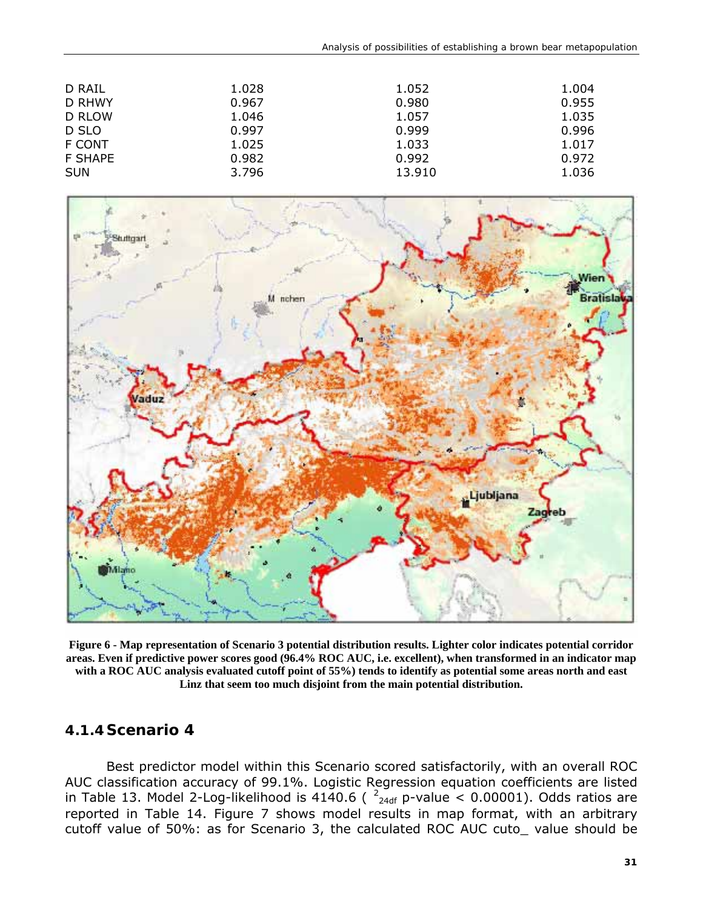| | | | |
|---|---|---|---|
| D RAIL | 1.028 | 1.052 | 1.004 |
| D RHWY | 0.967 | 0.980 | 0.955 |
| D RLOW | 1.046 | 1.057 | 1.035 |
| D SLO | 0.997 | 0.999 | 0.996 |
| F CONT | 1.025 | 1.033 | 1.017 |
| F SHAPE | 0.982 | 0.992 | 0.972 |
| SUN | 3.796 | 13.910 | 1.036 |

**Figure 6 - Map representation of Scenario 3 potential distribution results. Lighter color indicates potential corridor areas. Even if predictive power scores good (96.4% ROC AUC, i.e. excellent), when transformed in an indicator map with a ROC AUC analysis evaluated cutoff point of 55%) tends to identify as potential some areas north and east Linz that seem too much disjoint from the main potential distribution.**

### 4.1.4 Scenario 4

Best predictor model within this Scenario scored satisfactorily, with an overall ROC AUC classification accuracy of 99.1%. Logistic Regression equation coefficients are listed in Table 13. Model 2-Log-likelihood is 4140.6 ( $^{2}_{24df}$ p-value < 0.00001). Odds ratios are reported in Table 14. Figure 7 shows model results in map format, with an arbitrary cutoff value of 50%: as for Scenario 3, the calculated ROC AUC cuto_ value should be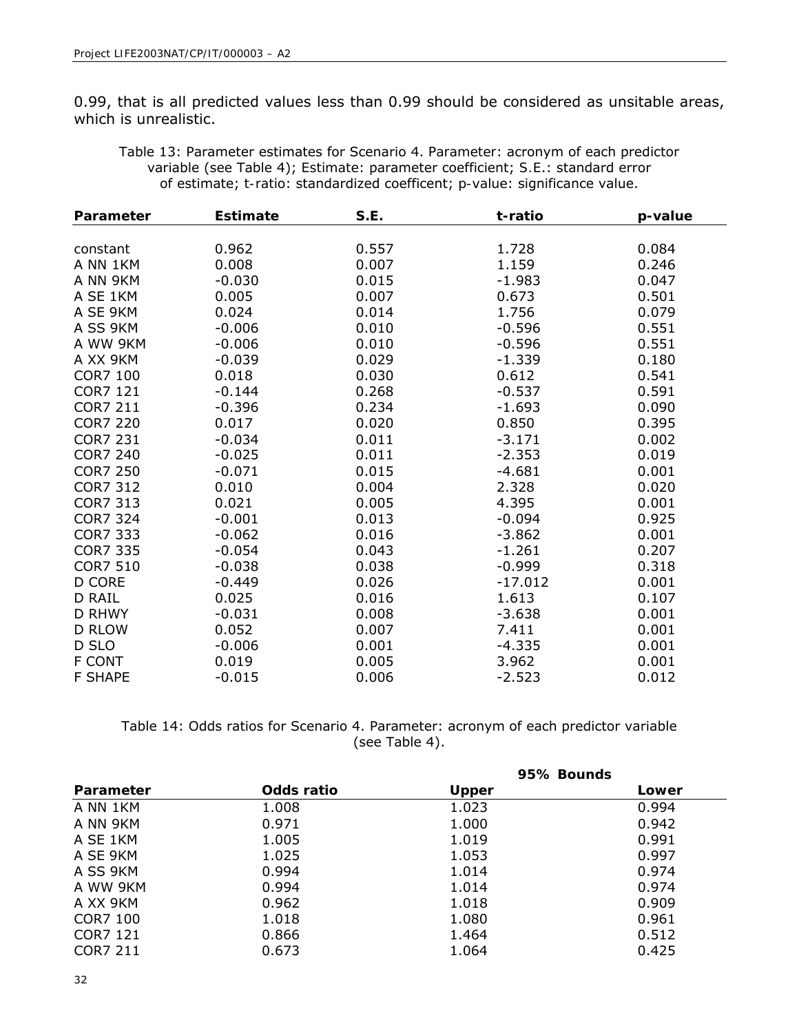0.99, that is all predicted values less than 0.99 should be considered as unsitable areas, which is unrealistic.

Table 13: Parameter estimates for Scenario 4. Parameter: acronym of each predictor variable (see Table 4); Estimate: parameter coefficient; S.E.: standard error of estimate; t-ratio: standardized coefficent; p-value: significance value.

| Parameter | Estimate | S.E. | t-ratio | p-value |
|---|---|---|---|---|
| constant | 0.962 | 0.557 | 1.728 | 0.084 |
| A NN 1KM | 0.008 | 0.007 | 1.159 | 0.246 |
| A NN 9KM | -0.030 | 0.015 | -1.983 | 0.047 |
| A SE 1KM | 0.005 | 0.007 | 0.673 | 0.501 |
| A SE 9KM | 0.024 | 0.014 | 1.756 | 0.079 |
| A SS 9KM | -0.006 | 0.010 | -0.596 | 0.551 |
| A WW 9KM | -0.006 | 0.010 | -0.596 | 0.551 |
| A XX 9KM | -0.039 | 0.029 | -1.339 | 0.180 |
| COR7 100 | 0.018 | 0.030 | 0.612 | 0.541 |
| COR7 121 | -0.144 | 0.268 | -0.537 | 0.591 |
| COR7 211 | -0.396 | 0.234 | -1.693 | 0.090 |
| COR7 220 | 0.017 | 0.020 | 0.850 | 0.395 |
| COR7 231 | -0.034 | 0.011 | -3.171 | 0.002 |
| COR7 240 | -0.025 | 0.011 | -2.353 | 0.019 |
| COR7 250 | -0.071 | 0.015 | -4.681 | 0.001 |
| COR7 312 | 0.010 | 0.004 | 2.328 | 0.020 |
| COR7 313 | 0.021 | 0.005 | 4.395 | 0.001 |
| COR7 324 | -0.001 | 0.013 | -0.094 | 0.925 |
| COR7 333 | -0.062 | 0.016 | -3.862 | 0.001 |
| COR7 335 | -0.054 | 0.043 | -1.261 | 0.207 |
| COR7 510 | -0.038 | 0.038 | -0.999 | 0.318 |
| D CORE | -0.449 | 0.026 | -17.012 | 0.001 |
| D RAIL | 0.025 | 0.016 | 1.613 | 0.107 |
| D RHWY | -0.031 | 0.008 | -3.638 | 0.001 |
| D RLOW | 0.052 | 0.007 | 7.411 | 0.001 |
| D SLO | -0.006 | 0.001 | -4.335 | 0.001 |
| F CONT | 0.019 | 0.005 | 3.962 | 0.001 |
| F SHAPE | -0.015 | 0.006 | -2.523 | 0.012 |

Table 14: Odds ratios for Scenario 4. Parameter: acronym of each predictor variable (see Table 4).

| | | 95% Bounds | |
|---|---|---|---|
| **Parameter** | **Odds ratio** | **Upper** | **Lower** |
| A NN 1KM | 1.008 | 1.023 | 0.994 |
| A NN 9KM | 0.971 | 1.000 | 0.942 |
| A SE 1KM | 1.005 | 1.019 | 0.991 |
| A SE 9KM | 1.025 | 1.053 | 0.997 |
| A SS 9KM | 0.994 | 1.014 | 0.974 |
| A WW 9KM | 0.994 | 1.014 | 0.974 |
| A XX 9KM | 0.962 | 1.018 | 0.909 |
| COR7 100 | 1.018 | 1.080 | 0.961 |
| COR7 121 | 0.866 | 1.464 | 0.512 |
| COR7 211 | 0.673 | 1.064 | 0.425 |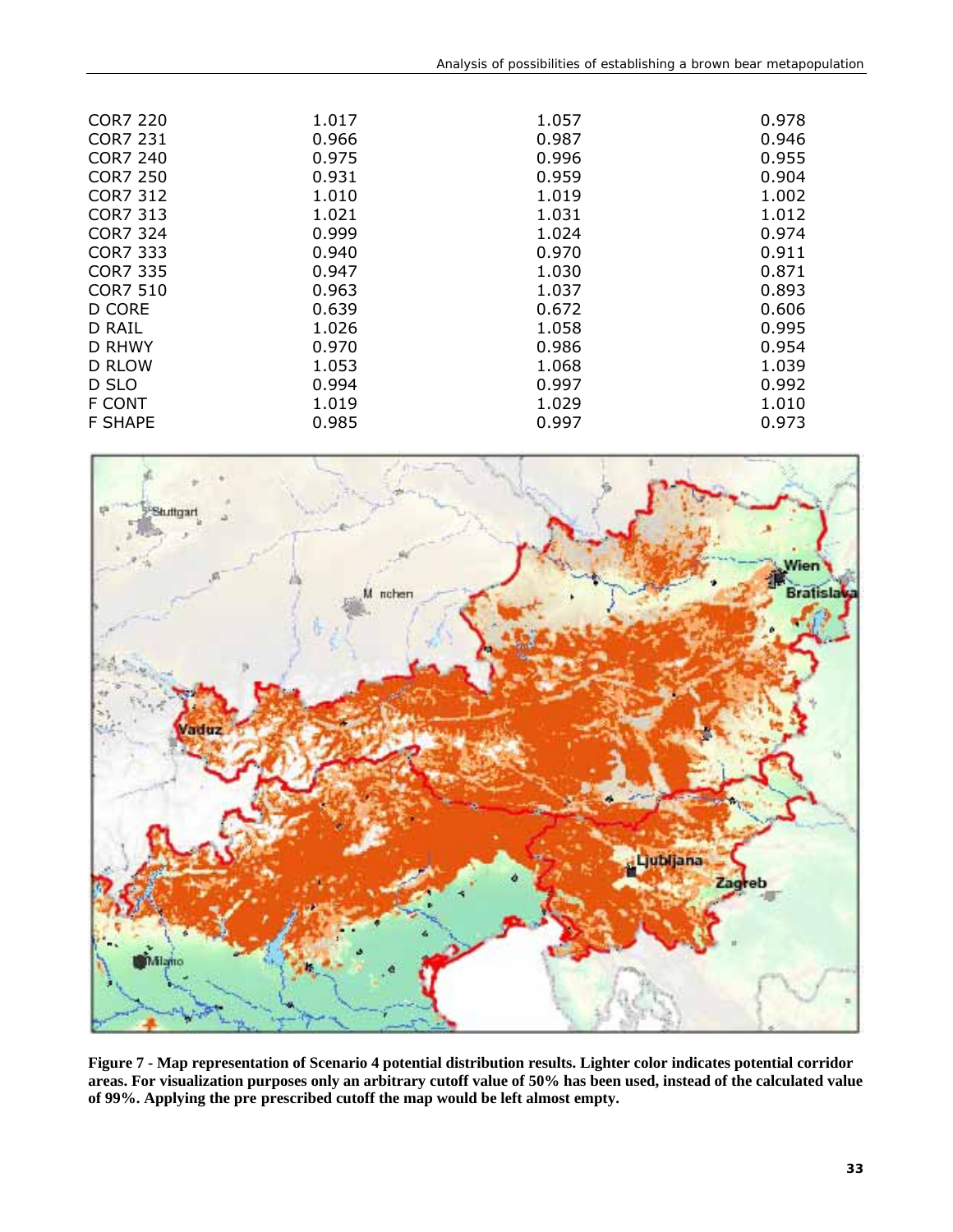| | | | |
|---|---|---|---|
| COR7 220 | 1.017 | 1.057 | 0.978 |
| COR7 231 | 0.966 | 0.987 | 0.946 |
| COR7 240 | 0.975 | 0.996 | 0.955 |
| COR7 250 | 0.931 | 0.959 | 0.904 |
| COR7 312 | 1.010 | 1.019 | 1.002 |
| COR7 313 | 1.021 | 1.031 | 1.012 |
| COR7 324 | 0.999 | 1.024 | 0.974 |
| COR7 333 | 0.940 | 0.970 | 0.911 |
| COR7 335 | 0.947 | 1.030 | 0.871 |
| COR7 510 | 0.963 | 1.037 | 0.893 |
| D CORE | 0.639 | 0.672 | 0.606 |
| D RAIL | 1.026 | 1.058 | 0.995 |
| D RHWY | 0.970 | 0.986 | 0.954 |
| D RLOW | 1.053 | 1.068 | 1.039 |
| D SLO | 0.994 | 0.997 | 0.992 |
| F CONT | 1.019 | 1.029 | 1.010 |
| F SHAPE | 0.985 | 0.997 | 0.973 |

**Figure 7 - Map representation of Scenario 4 potential distribution results. Lighter color indicates potential corridor areas. For visualization purposes only an arbitrary cutoff value of 50% has been used, instead of the calculated value of 99%. Applying the pre prescribed cutoff the map would be left almost empty.**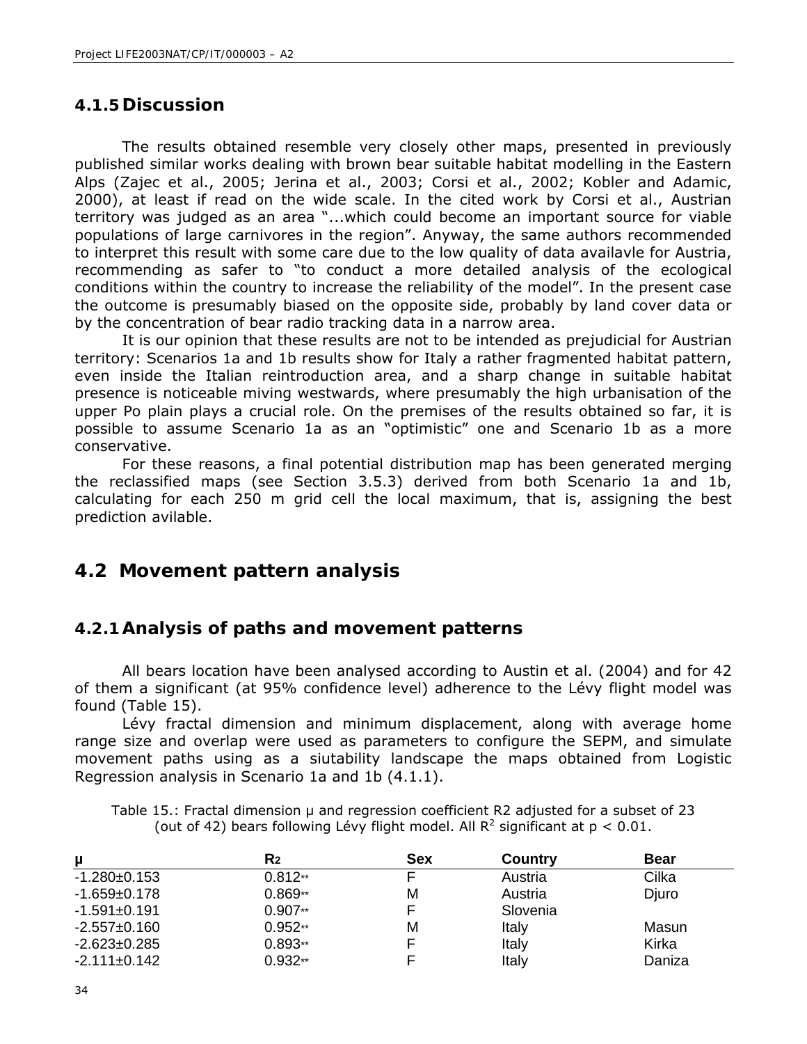### 4.1.5 Discussion

The results obtained resemble very closely other maps, presented in previously published similar works dealing with brown bear suitable habitat modelling in the Eastern Alps (Zajec et al., 2005; Jerina et al., 2003; Corsi et al., 2002; Kobler and Adamic, 2000), at least if read on the wide scale. In the cited work by Corsi et al., Austrian territory was judged as an area "...which could become an important source for viable populations of large carnivores in the region". Anyway, the same authors recommended to interpret this result with some care due to the low quality of data availavle for Austria, recommending as safer to "to conduct a more detailed analysis of the ecological conditions within the country to increase the reliability of the model". In the present case the outcome is presumably biased on the opposite side, probably by land cover data or by the concentration of bear radio tracking data in a narrow area.

It is our opinion that these results are not to be intended as prejudicial for Austrian territory: Scenarios 1a and 1b results show for Italy a rather fragmented habitat pattern, even inside the Italian reintroduction area, and a sharp change in suitable habitat presence is noticeable miving westwards, where presumably the high urbanisation of the upper Po plain plays a crucial role. On the premises of the results obtained so far, it is possible to assume Scenario 1a as an "optimistic" one and Scenario 1b as a more conservative.

For these reasons, a final potential distribution map has been generated merging the reclassified maps (see Section 3.5.3) derived from both Scenario 1a and 1b, calculating for each 250 m grid cell the local maximum, that is, assigning the best prediction avilable.

## 4.2 Movement pattern analysis

### 4.2.1 Analysis of paths and movement patterns

All bears location have been analysed according to Austin et al. (2004) and for 42 of them a significant (at 95% confidence level) adherence to the Lévy flight model was found (Table 15).

Lévy fractal dimension and minimum displacement, along with average home range size and overlap were used as parameters to configure the SEPM, and simulate movement paths using as a siutability landscape the maps obtained from Logistic Regression analysis in Scenario 1a and 1b (4.1.1).

Table 15.: Fractal dimension μ and regression coefficient R2 adjusted for a subset of 23 (out of 42) bears following Lévy flight model. All $R^2$ significant at $p < 0.01$.

| μ | $R_2$ | Sex | Country | Bear |
|---|---|---|---|---|
| -1.280±0.153 | 0.812** | F | Austria | Cilka |
| -1.659±0.178 | 0.869** | M | Austria | Djuro |
| -1.591±0.191 | 0.907** | F | Slovenia | |
| -2.557±0.160 | 0.952** | M | Italy | Masun |
| -2.623±0.285 | 0.893** | F | Italy | Kirka |
| -2.111±0.142 | 0.932** | F | Italy | Daniza |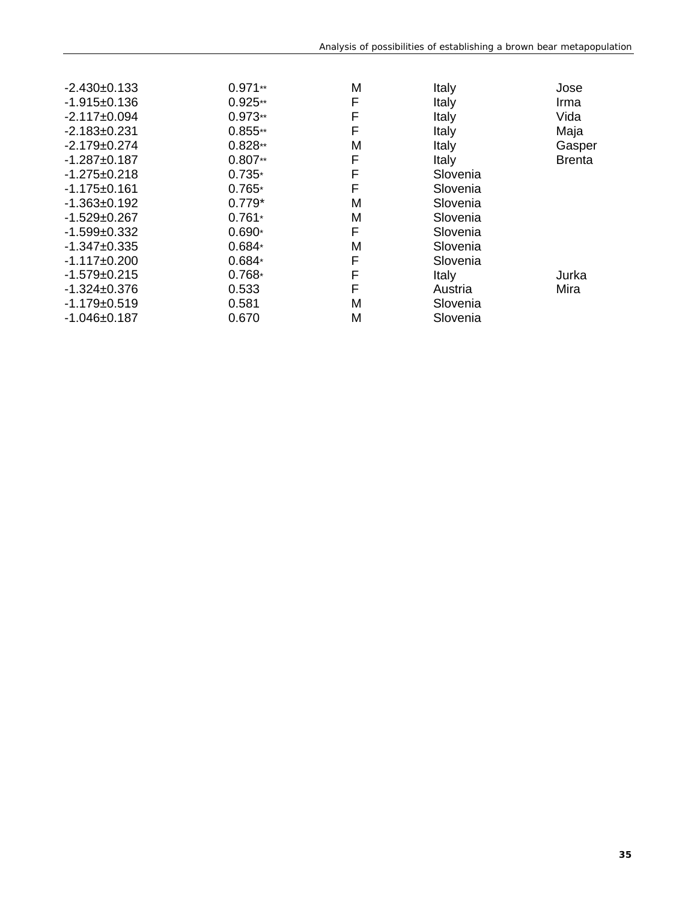| | | | | |
|---|---|---|---|---|
| -2.430±0.133 | 0.971** | M | Italy | Jose |
| -1.915±0.136 | 0.925** | F | Italy | Irma |
| -2.117±0.094 | 0.973** | F | Italy | Vida |
| -2.183±0.231 | 0.855** | F | Italy | Maja |
| -2.179±0.274 | 0.828** | M | Italy | Gasper |
| -1.287±0.187 | 0.807** | F | Italy | Brenta |
| -1.275±0.218 | 0.735* | F | Slovenia | |
| -1.175±0.161 | 0.765* | F | Slovenia | |
| -1.363±0.192 | 0.779* | M | Slovenia | |
| -1.529±0.267 | 0.761* | M | Slovenia | |
| -1.599±0.332 | 0.690* | F | Slovenia | |
| -1.347±0.335 | 0.684* | M | Slovenia | |
| -1.117±0.200 | 0.684* | F | Slovenia | |
| -1.579±0.215 | 0.768* | F | Italy | Jurka |
| -1.324±0.376 | 0.533 | F | Austria | Mira |
| -1.179±0.519 | 0.581 | M | Slovenia | |
| -1.046±0.187 | 0.670 | M | Slovenia | |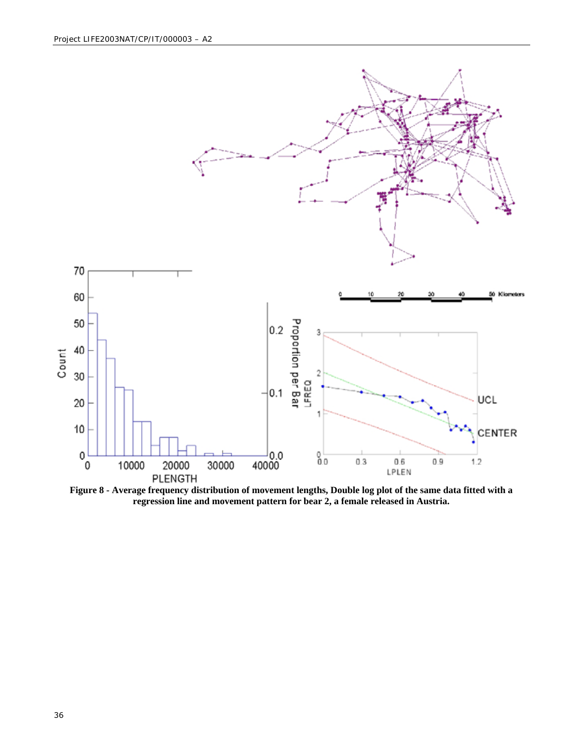**Figure 8 - Average frequency distribution of movement lengths, Double log plot of the same data fitted with a regression line and movement pattern for bear 2, a female released in Austria.**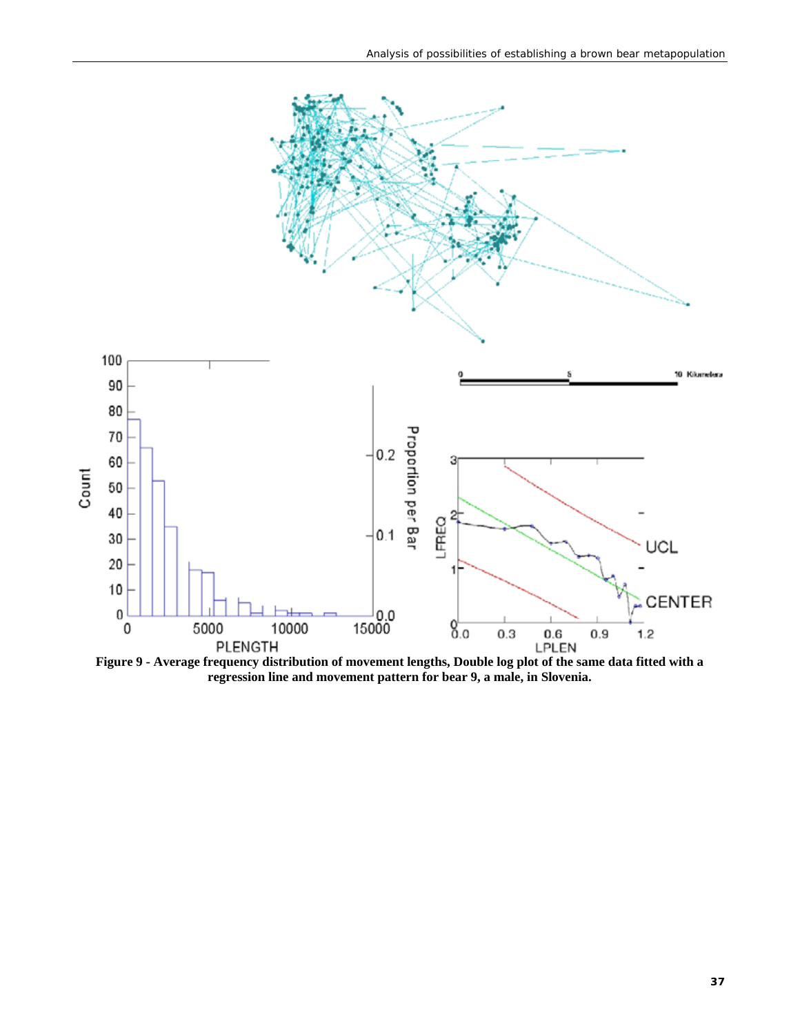**Figure 9 - Average frequency distribution of movement lengths, Double log plot of the same data fitted with a regression line and movement pattern for bear 9, a male, in Slovenia.**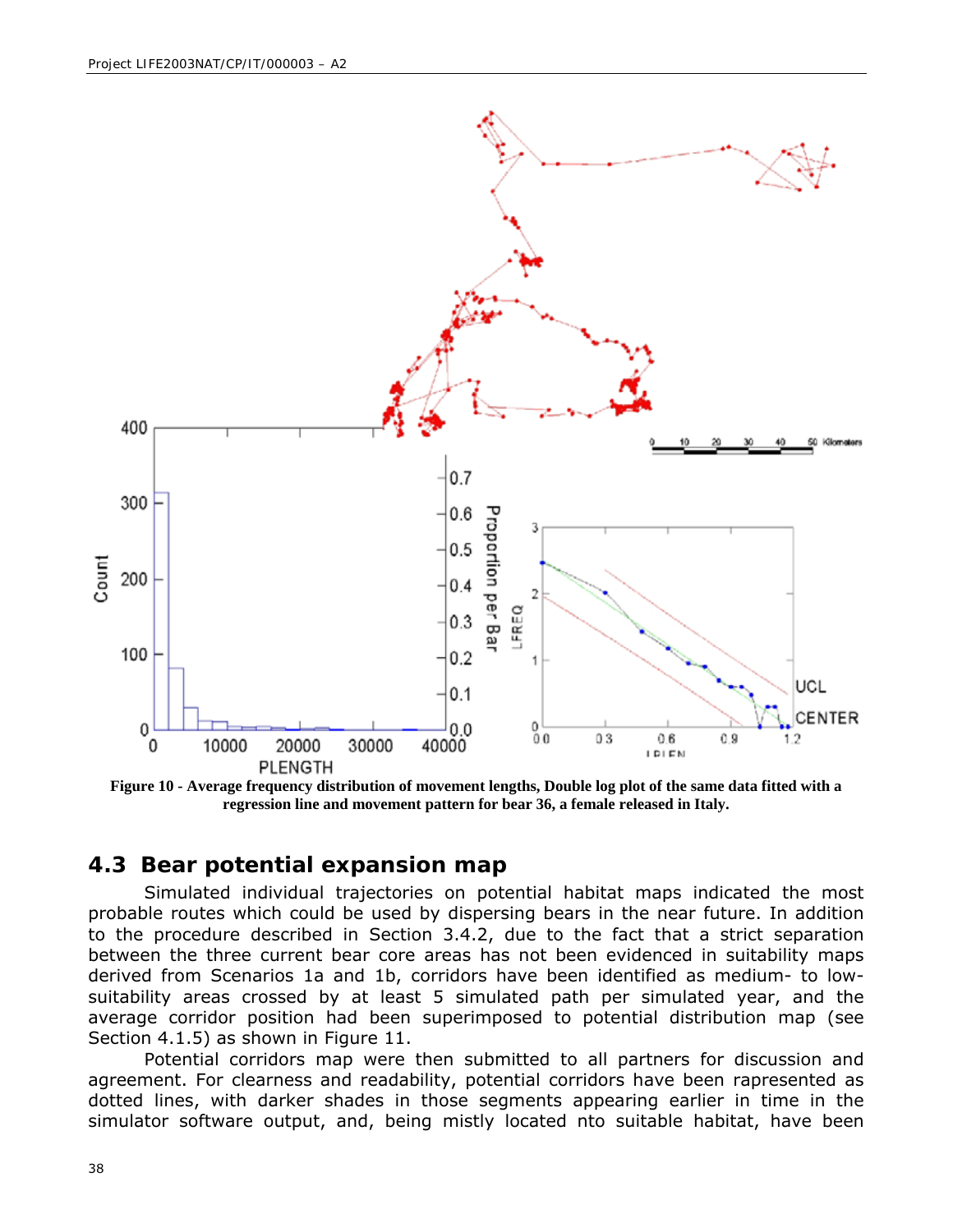**Figure 10 - Average frequency distribution of movement lengths, Double log plot of the same data fitted with a regression line and movement pattern for bear 36, a female released in Italy.**

## 4.3 Bear potential expansion map

Simulated individual trajectories on potential habitat maps indicated the most probable routes which could be used by dispersing bears in the near future. In addition to the procedure described in Section 3.4.2, due to the fact that a strict separation between the three current bear core areas has not been evidenced in suitability maps derived from Scenarios 1a and 1b, corridors have been identified as medium- to low-suitability areas crossed by at least 5 simulated path per simulated year, and the average corridor position had been superimposed to potential distribution map (see Section 4.1.5) as shown in Figure 11.

Potential corridors map were then submitted to all partners for discussion and agreement. For clearness and readability, potential corridors have been rapresented as dotted lines, with darker shades in those segments appearing earlier in time in the simulator software output, and, being mistly located nto suitable habitat, have been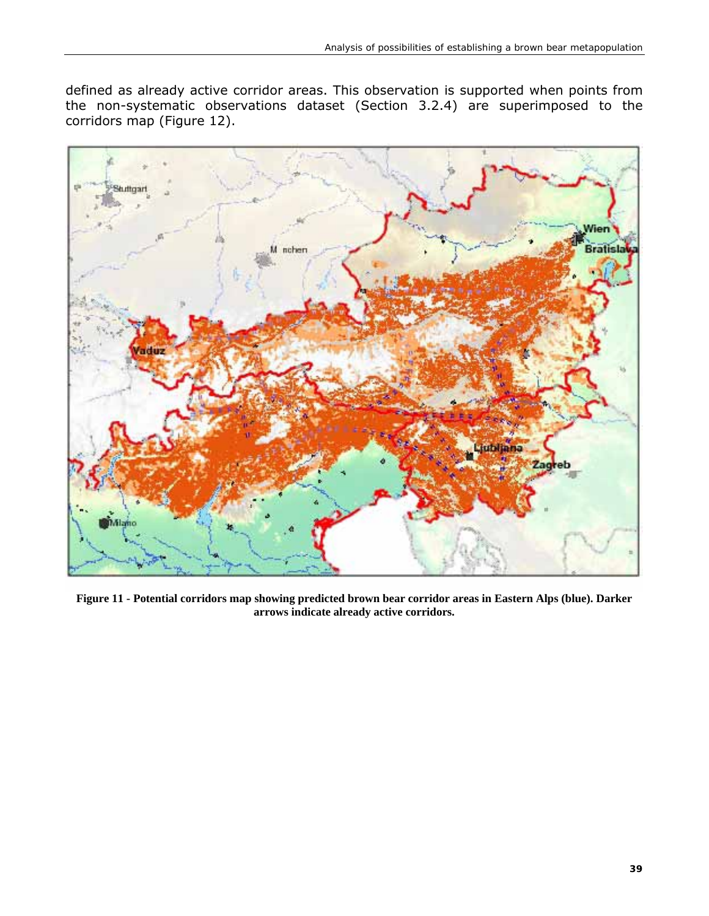defined as already active corridor areas. This observation is supported when points from the non-systematic observations dataset (Section 3.2.4) are superimposed to the corridors map (Figure 12).

**Figure 11 - Potential corridors map showing predicted brown bear corridor areas in Eastern Alps (blue). Darker arrows indicate already active corridors.**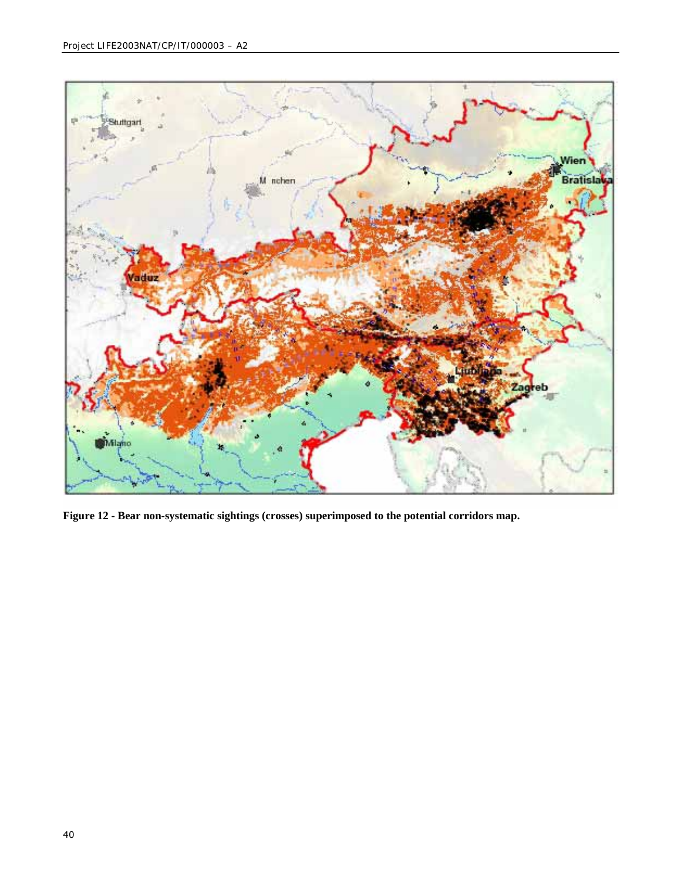**Figure 12 - Bear non-systematic sightings (crosses) superimposed to the potential corridors map.**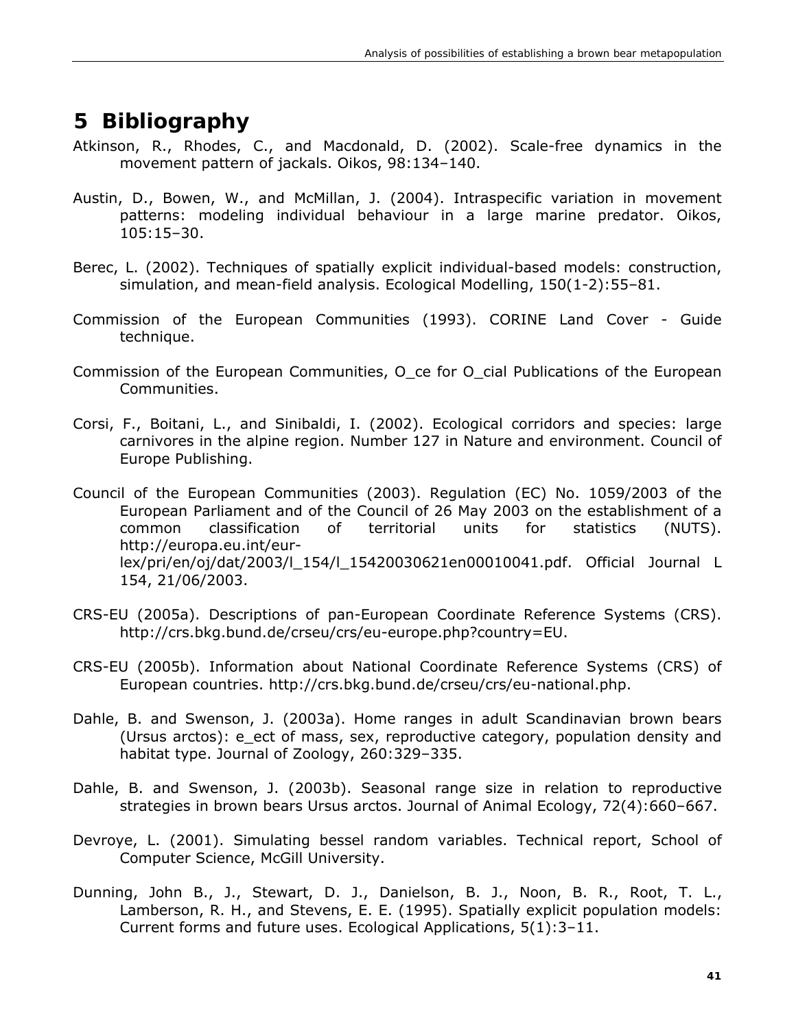# 5 Bibliography

Atkinson, R., Rhodes, C., and Macdonald, D. (2002). Scale-free dynamics in the movement pattern of jackals. Oikos, 98:134–140.

Austin, D., Bowen, W., and McMillan, J. (2004). Intraspecific variation in movement patterns: modeling individual behaviour in a large marine predator. Oikos, 105:15–30.

Berec, L. (2002). Techniques of spatially explicit individual-based models: construction, simulation, and mean-field analysis. Ecological Modelling, 150(1-2):55–81.

Commission of the European Communities (1993). CORINE Land Cover - Guide technique.

Commission of the European Communities, O_ce for O_cial Publications of the European Communities.

Corsi, F., Boitani, L., and Sinibaldi, I. (2002). Ecological corridors and species: large carnivores in the alpine region. Number 127 in Nature and environment. Council of Europe Publishing.

Council of the European Communities (2003). Regulation (EC) No. 1059/2003 of the European Parliament and of the Council of 26 May 2003 on the establishment of a common classification of territorial units for statistics (NUTS). http://europa.eu.int/eur-lex/pri/en/oj/dat/2003/l_154/l_15420030621en00010041.pdf. Official Journal L 154, 21/06/2003.

CRS-EU (2005a). Descriptions of pan-European Coordinate Reference Systems (CRS). http://crs.bkg.bund.de/crseu/crs/eu-europe.php?country=EU.

CRS-EU (2005b). Information about National Coordinate Reference Systems (CRS) of European countries. http://crs.bkg.bund.de/crseu/crs/eu-national.php.

Dahle, B. and Swenson, J. (2003a). Home ranges in adult Scandinavian brown bears (Ursus arctos): e_ect of mass, sex, reproductive category, population density and habitat type. Journal of Zoology, 260:329–335.

Dahle, B. and Swenson, J. (2003b). Seasonal range size in relation to reproductive strategies in brown bears Ursus arctos. Journal of Animal Ecology, 72(4):660–667.

Devroye, L. (2001). Simulating bessel random variables. Technical report, School of Computer Science, McGill University.

Dunning, John B., J., Stewart, D. J., Danielson, B. J., Noon, B. R., Root, T. L., Lamberson, R. H., and Stevens, E. E. (1995). Spatially explicit population models: Current forms and future uses. Ecological Applications, 5(1):3–11.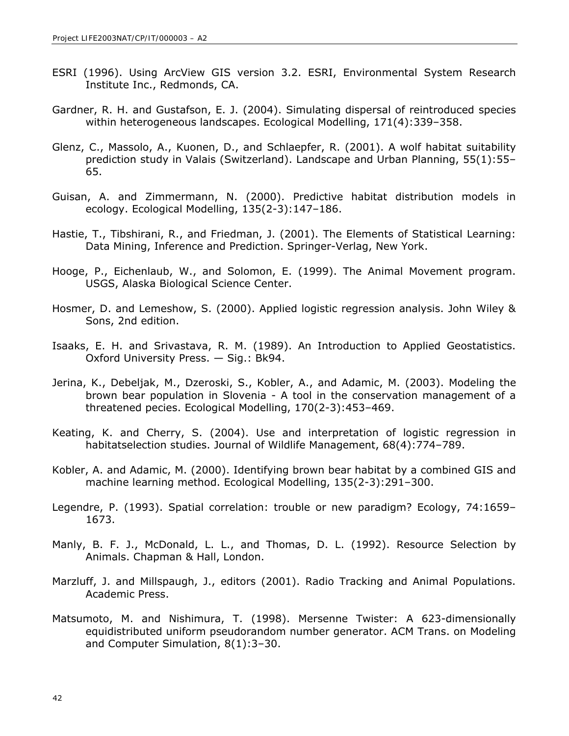ESRI (1996). Using ArcView GIS version 3.2. ESRI, Environmental System Research Institute Inc., Redmonds, CA.

Gardner, R. H. and Gustafson, E. J. (2004). Simulating dispersal of reintroduced species within heterogeneous landscapes. Ecological Modelling, 171(4):339–358.

Glenz, C., Massolo, A., Kuonen, D., and Schlaepfer, R. (2001). A wolf habitat suitability prediction study in Valais (Switzerland). Landscape and Urban Planning, 55(1):55–65.

Guisan, A. and Zimmermann, N. (2000). Predictive habitat distribution models in ecology. Ecological Modelling, 135(2-3):147–186.

Hastie, T., Tibshirani, R., and Friedman, J. (2001). The Elements of Statistical Learning: Data Mining, Inference and Prediction. Springer-Verlag, New York.

Hooge, P., Eichenlaub, W., and Solomon, E. (1999). The Animal Movement program. USGS, Alaska Biological Science Center.

Hosmer, D. and Lemeshow, S. (2000). Applied logistic regression analysis. John Wiley & Sons, 2nd edition.

Isaaks, E. H. and Srivastava, R. M. (1989). An Introduction to Applied Geostatistics. Oxford University Press. — Sig.: Bk94.

Jerina, K., Debeljak, M., Dzeroski, S., Kobler, A., and Adamic, M. (2003). Modeling the brown bear population in Slovenia - A tool in the conservation management of a threatened pecies. Ecological Modelling, 170(2-3):453–469.

Keating, K. and Cherry, S. (2004). Use and interpretation of logistic regression in habitatselection studies. Journal of Wildlife Management, 68(4):774–789.

Kobler, A. and Adamic, M. (2000). Identifying brown bear habitat by a combined GIS and machine learning method. Ecological Modelling, 135(2-3):291–300.

Legendre, P. (1993). Spatial correlation: trouble or new paradigm? Ecology, 74:1659–1673.

Manly, B. F. J., McDonald, L. L., and Thomas, D. L. (1992). Resource Selection by Animals. Chapman & Hall, London.

Marzluff, J. and Millspaugh, J., editors (2001). Radio Tracking and Animal Populations. Academic Press.

Matsumoto, M. and Nishimura, T. (1998). Mersenne Twister: A 623-dimensionally equidistributed uniform pseudorandom number generator. ACM Trans. on Modeling and Computer Simulation, 8(1):3–30.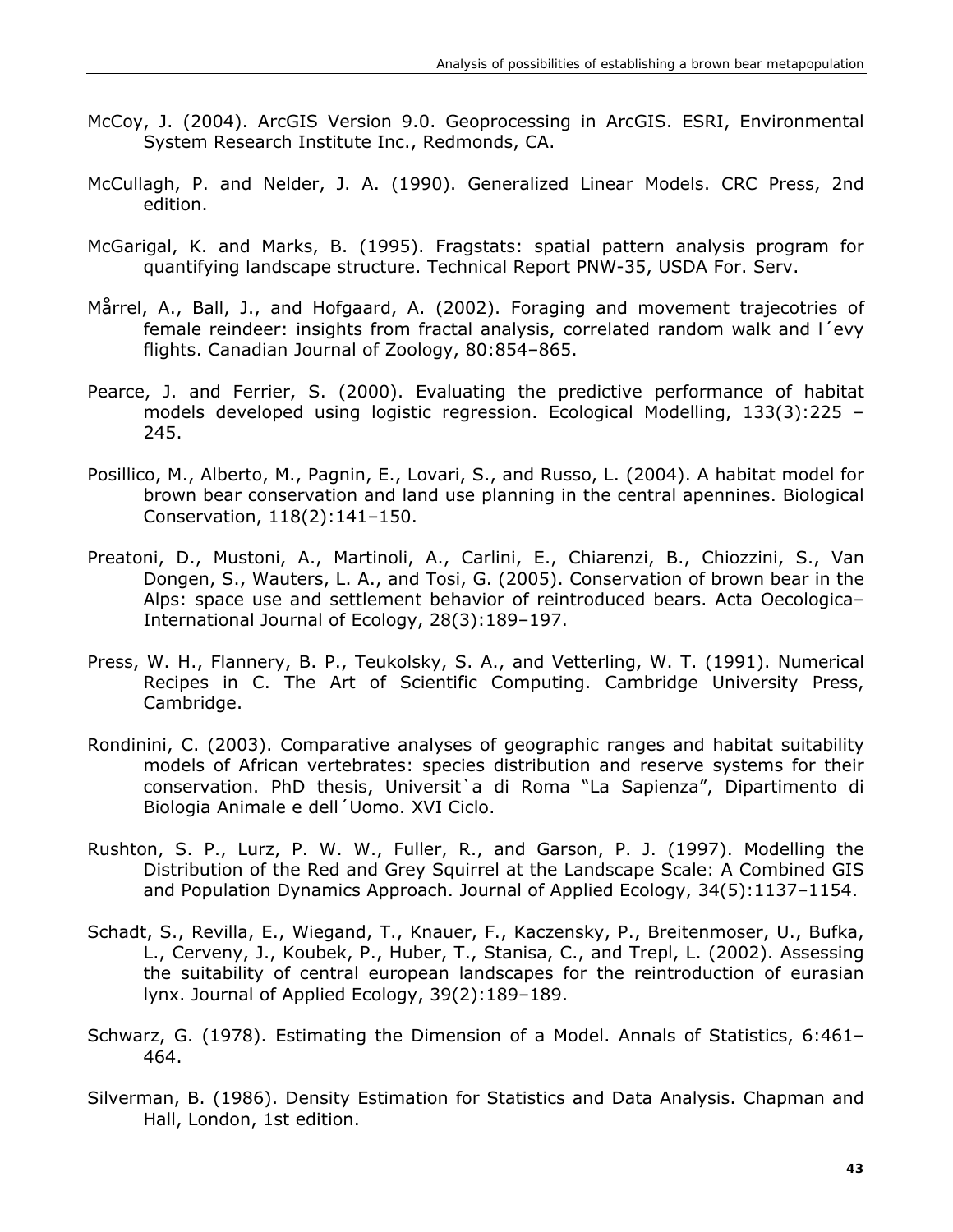McCoy, J. (2004). ArcGIS Version 9.0. Geoprocessing in ArcGIS. ESRI, Environmental System Research Institute Inc., Redmonds, CA.

McCullagh, P. and Nelder, J. A. (1990). Generalized Linear Models. CRC Press, 2nd edition.

McGarigal, K. and Marks, B. (1995). Fragstats: spatial pattern analysis program for quantifying landscape structure. Technical Report PNW-35, USDA For. Serv.

Mårrel, A., Ball, J., and Hofgaard, A. (2002). Foraging and movement trajecotries of female reindeer: insights from fractal analysis, correlated random walk and l´evy flights. Canadian Journal of Zoology, 80:854–865.

Pearce, J. and Ferrier, S. (2000). Evaluating the predictive performance of habitat models developed using logistic regression. Ecological Modelling, 133(3):225 – 245.

Posillico, M., Alberto, M., Pagnin, E., Lovari, S., and Russo, L. (2004). A habitat model for brown bear conservation and land use planning in the central apennines. Biological Conservation, 118(2):141–150.

Preatoni, D., Mustoni, A., Martinoli, A., Carlini, E., Chiarenzi, B., Chiozzini, S., Van Dongen, S., Wauters, L. A., and Tosi, G. (2005). Conservation of brown bear in the Alps: space use and settlement behavior of reintroduced bears. Acta Oecologica–International Journal of Ecology, 28(3):189–197.

Press, W. H., Flannery, B. P., Teukolsky, S. A., and Vetterling, W. T. (1991). Numerical Recipes in C. The Art of Scientific Computing. Cambridge University Press, Cambridge.

Rondinini, C. (2003). Comparative analyses of geographic ranges and habitat suitability models of African vertebrates: species distribution and reserve systems for their conservation. PhD thesis, Universit`a di Roma "La Sapienza", Dipartimento di Biologia Animale e dell´Uomo. XVI Ciclo.

Rushton, S. P., Lurz, P. W. W., Fuller, R., and Garson, P. J. (1997). Modelling the Distribution of the Red and Grey Squirrel at the Landscape Scale: A Combined GIS and Population Dynamics Approach. Journal of Applied Ecology, 34(5):1137–1154.

Schadt, S., Revilla, E., Wiegand, T., Knauer, F., Kaczensky, P., Breitenmoser, U., Bufka, L., Cerveny, J., Koubek, P., Huber, T., Stanisa, C., and Trepl, L. (2002). Assessing the suitability of central european landscapes for the reintroduction of eurasian lynx. Journal of Applied Ecology, 39(2):189–189.

Schwarz, G. (1978). Estimating the Dimension of a Model. Annals of Statistics, 6:461–464.

Silverman, B. (1986). Density Estimation for Statistics and Data Analysis. Chapman and Hall, London, 1st edition.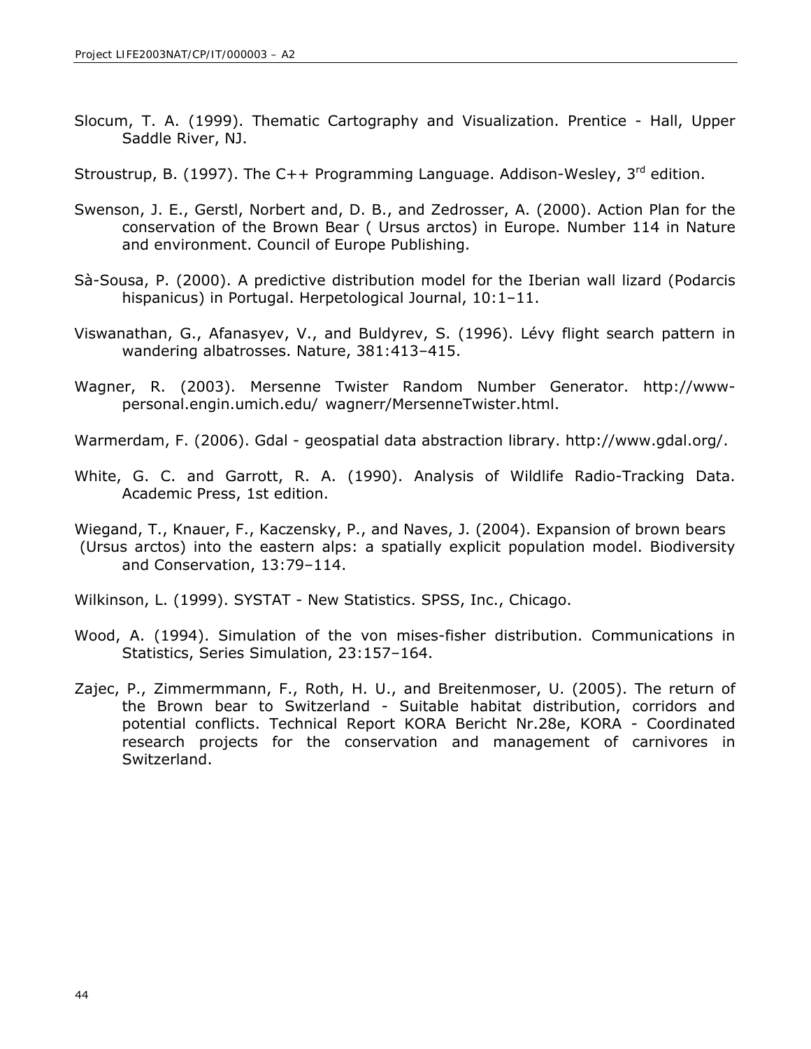Slocum, T. A. (1999). Thematic Cartography and Visualization. Prentice - Hall, Upper Saddle River, NJ.

Stroustrup, B. (1997). The C++ Programming Language. Addison-Wesley, 3rd edition.

Swenson, J. E., Gerstl, Norbert and, D. B., and Zedrosser, A. (2000). Action Plan for the conservation of the Brown Bear ( Ursus arctos) in Europe. Number 114 in Nature and environment. Council of Europe Publishing.

Sà-Sousa, P. (2000). A predictive distribution model for the Iberian wall lizard (Podarcis hispanicus) in Portugal. Herpetological Journal, 10:1–11.

Viswanathan, G., Afanasyev, V., and Buldyrev, S. (1996). Lévy flight search pattern in wandering albatrosses. Nature, 381:413–415.

Wagner, R. (2003). Mersenne Twister Random Number Generator. http://www-personal.engin.umich.edu/ wagnerr/MersenneTwister.html.

Warmerdam, F. (2006). Gdal - geospatial data abstraction library. http://www.gdal.org/.

White, G. C. and Garrott, R. A. (1990). Analysis of Wildlife Radio-Tracking Data. Academic Press, 1st edition.

Wiegand, T., Knauer, F., Kaczensky, P., and Naves, J. (2004). Expansion of brown bears (Ursus arctos) into the eastern alps: a spatially explicit population model. Biodiversity and Conservation, 13:79–114.

Wilkinson, L. (1999). SYSTAT - New Statistics. SPSS, Inc., Chicago.

Wood, A. (1994). Simulation of the von mises-fisher distribution. Communications in Statistics, Series Simulation, 23:157–164.

Zajec, P., Zimmermmann, F., Roth, H. U., and Breitenmoser, U. (2005). The return of the Brown bear to Switzerland - Suitable habitat distribution, corridors and potential conflicts. Technical Report KORA Bericht Nr.28e, KORA - Coordinated research projects for the conservation and management of carnivores in Switzerland.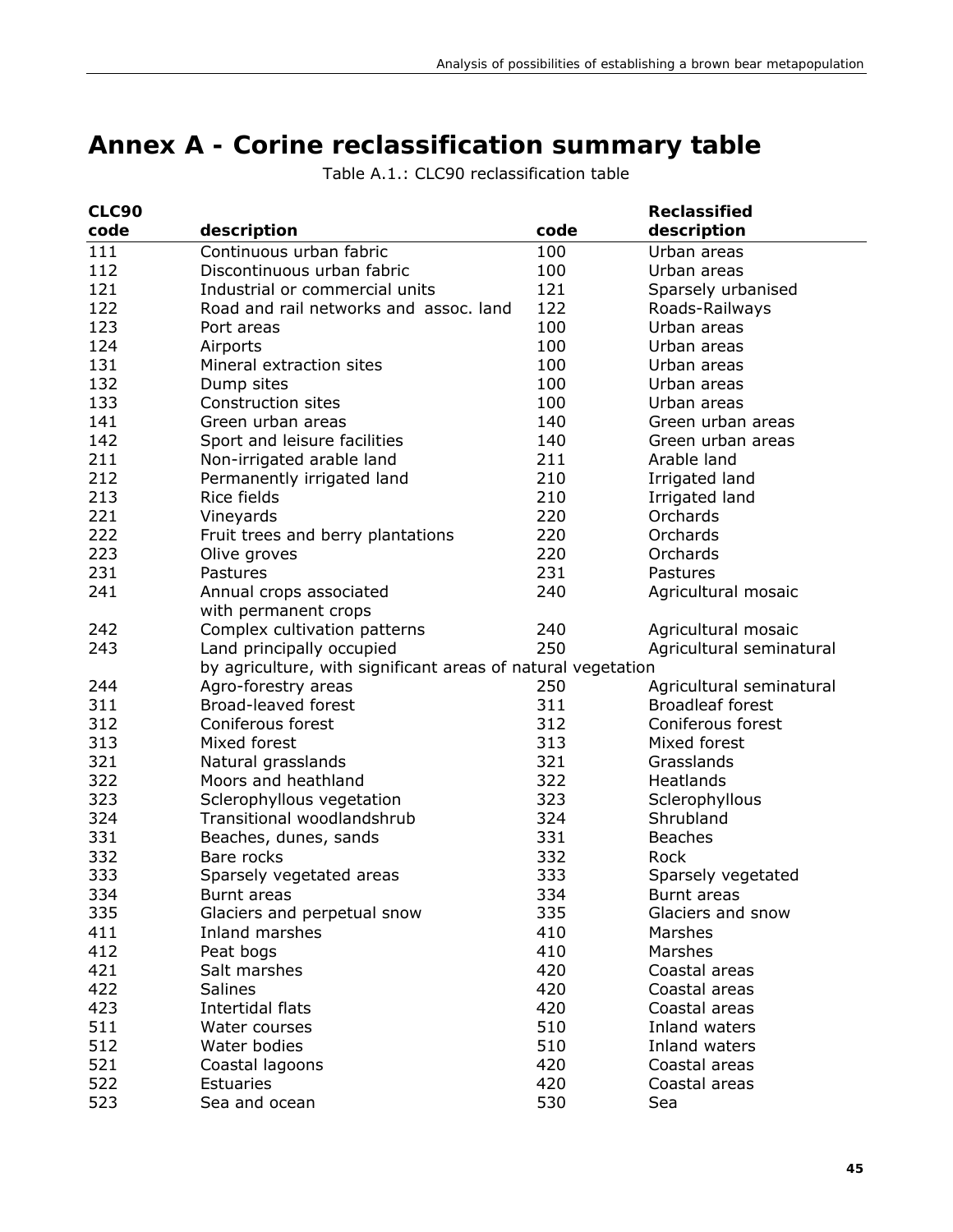# Annex A - Corine reclassification summary table

Table A.1.: CLC90 reclassification table

| CLC90 code | description | code | Reclassified description |
|---|---|---|---|
| 111 | Continuous urban fabric | 100 | Urban areas |
| 112 | Discontinuous urban fabric | 100 | Urban areas |
| 121 | Industrial or commercial units | 121 | Sparsely urbanised |
| 122 | Road and rail networks and assoc. land | 122 | Roads-Railways |
| 123 | Port areas | 100 | Urban areas |
| 124 | Airports | 100 | Urban areas |
| 131 | Mineral extraction sites | 100 | Urban areas |
| 132 | Dump sites | 100 | Urban areas |
| 133 | Construction sites | 100 | Urban areas |
| 141 | Green urban areas | 140 | Green urban areas |
| 142 | Sport and leisure facilities | 140 | Green urban areas |
| 211 | Non-irrigated arable land | 211 | Arable land |
| 212 | Permanently irrigated land | 210 | Irrigated land |
| 213 | Rice fields | 210 | Irrigated land |
| 221 | Vineyards | 220 | Orchards |
| 222 | Fruit trees and berry plantations | 220 | Orchards |
| 223 | Olive groves | 220 | Orchards |
| 231 | Pastures | 231 | Pastures |
| 241 | Annual crops associated with permanent crops | 240 | Agricultural mosaic |
| 242 | Complex cultivation patterns | 240 | Agricultural mosaic |
| 243 | Land principally occupied by agriculture, with significant areas of natural vegetation | 250 | Agricultural seminatural |
| 244 | Agro-forestry areas | 250 | Agricultural seminatural |
| 311 | Broad-leaved forest | 311 | Broadleaf forest |
| 312 | Coniferous forest | 312 | Coniferous forest |
| 313 | Mixed forest | 313 | Mixed forest |
| 321 | Natural grasslands | 321 | Grasslands |
| 322 | Moors and heathland | 322 | Heatlands |
| 323 | Sclerophyllous vegetation | 323 | Sclerophyllous |
| 324 | Transitional woodlandshrub | 324 | Shrubland |
| 331 | Beaches, dunes, sands | 331 | Beaches |
| 332 | Bare rocks | 332 | Rock |
| 333 | Sparsely vegetated areas | 333 | Sparsely vegetated |
| 334 | Burnt areas | 334 | Burnt areas |
| 335 | Glaciers and perpetual snow | 335 | Glaciers and snow |
| 411 | Inland marshes | 410 | Marshes |
| 412 | Peat bogs | 410 | Marshes |
| 421 | Salt marshes | 420 | Coastal areas |
| 422 | Salines | 420 | Coastal areas |
| 423 | Intertidal flats | 420 | Coastal areas |
| 511 | Water courses | 510 | Inland waters |
| 512 | Water bodies | 510 | Inland waters |
| 521 | Coastal lagoons | 420 | Coastal areas |
| 522 | Estuaries | 420 | Coastal areas |
| 523 | Sea and ocean | 530 | Sea |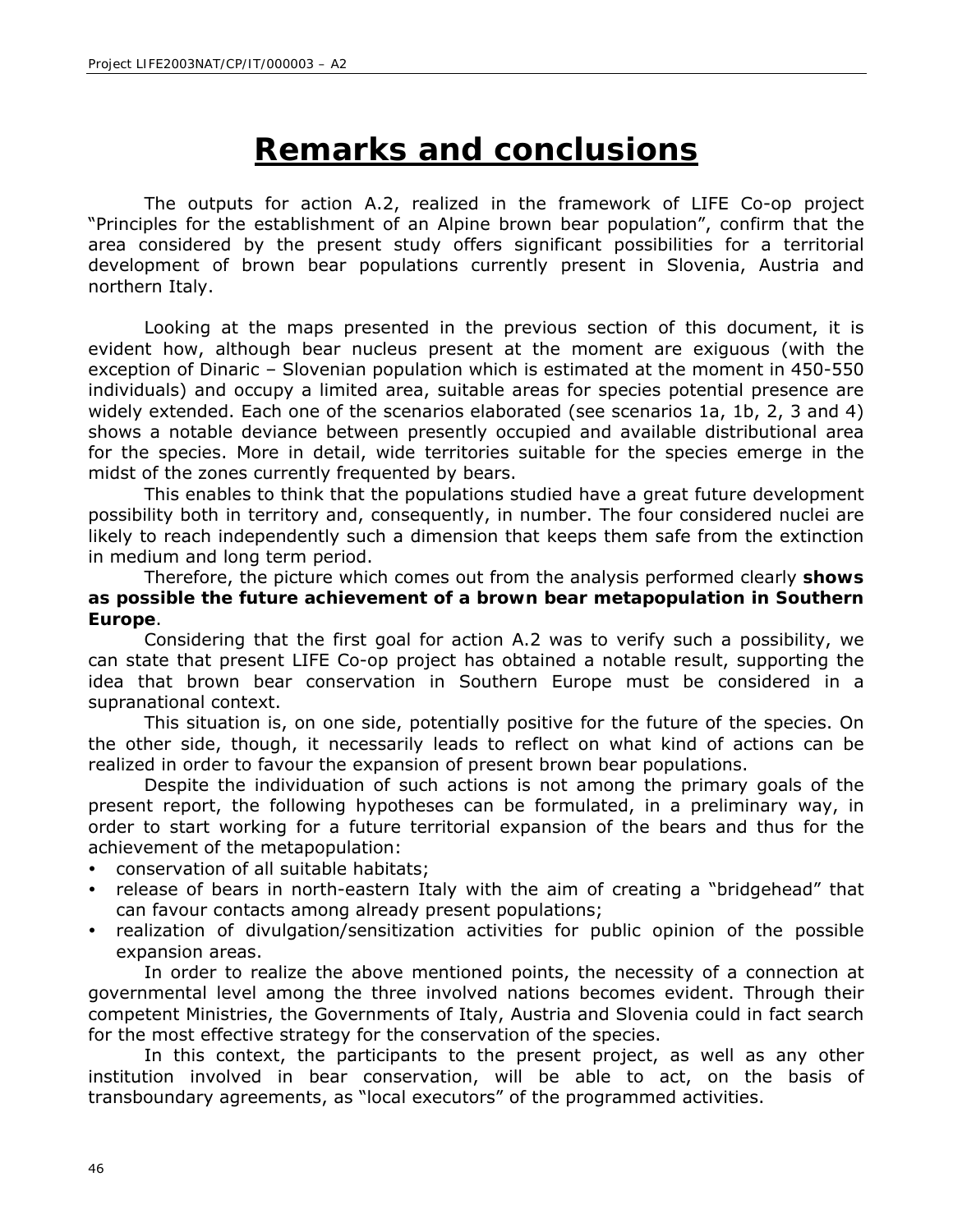# Remarks and conclusions

The outputs for action A.2, realized in the framework of LIFE Co-op project "Principles for the establishment of an Alpine brown bear population", confirm that the area considered by the present study offers significant possibilities for a territorial development of brown bear populations currently present in Slovenia, Austria and northern Italy.

Looking at the maps presented in the previous section of this document, it is evident how, although bear nucleus present at the moment are exiguous (with the exception of Dinaric – Slovenian population which is estimated at the moment in 450-550 individuals) and occupy a limited area, suitable areas for species potential presence are widely extended. Each one of the scenarios elaborated (see scenarios 1a, 1b, 2, 3 and 4) shows a notable deviance between presently occupied and available distributional area for the species. More in detail, wide territories suitable for the species emerge in the midst of the zones currently frequented by bears.

This enables to think that the populations studied have a great future development possibility both in territory and, consequently, in number. The four considered nuclei are likely to reach independently such a dimension that keeps them safe from the extinction in medium and long term period.

Therefore, the picture which comes out from the analysis performed clearly **shows as possible the future achievement of a brown bear metapopulation in Southern Europe**.

Considering that the first goal for action A.2 was to verify such a possibility, we can state that present LIFE Co-op project has obtained a notable result, supporting the idea that brown bear conservation in Southern Europe must be considered in a supranational context.

This situation is, on one side, potentially positive for the future of the species. On the other side, though, it necessarily leads to reflect on what kind of actions can be realized in order to favour the expansion of present brown bear populations.

Despite the individuation of such actions is not among the primary goals of the present report, the following hypotheses can be formulated, in a preliminary way, in order to start working for a future territorial expansion of the bears and thus for the achievement of the metapopulation:

- conservation of all suitable habitats;
- release of bears in north-eastern Italy with the aim of creating a "bridgehead" that can favour contacts among already present populations;
- realization of divulgation/sensitization activities for public opinion of the possible expansion areas.

In order to realize the above mentioned points, the necessity of a connection at governmental level among the three involved nations becomes evident. Through their competent Ministries, the Governments of Italy, Austria and Slovenia could in fact search for the most effective strategy for the conservation of the species.

In this context, the participants to the present project, as well as any other institution involved in bear conservation, will be able to act, on the basis of transboundary agreements, as "local executors" of the programmed activities.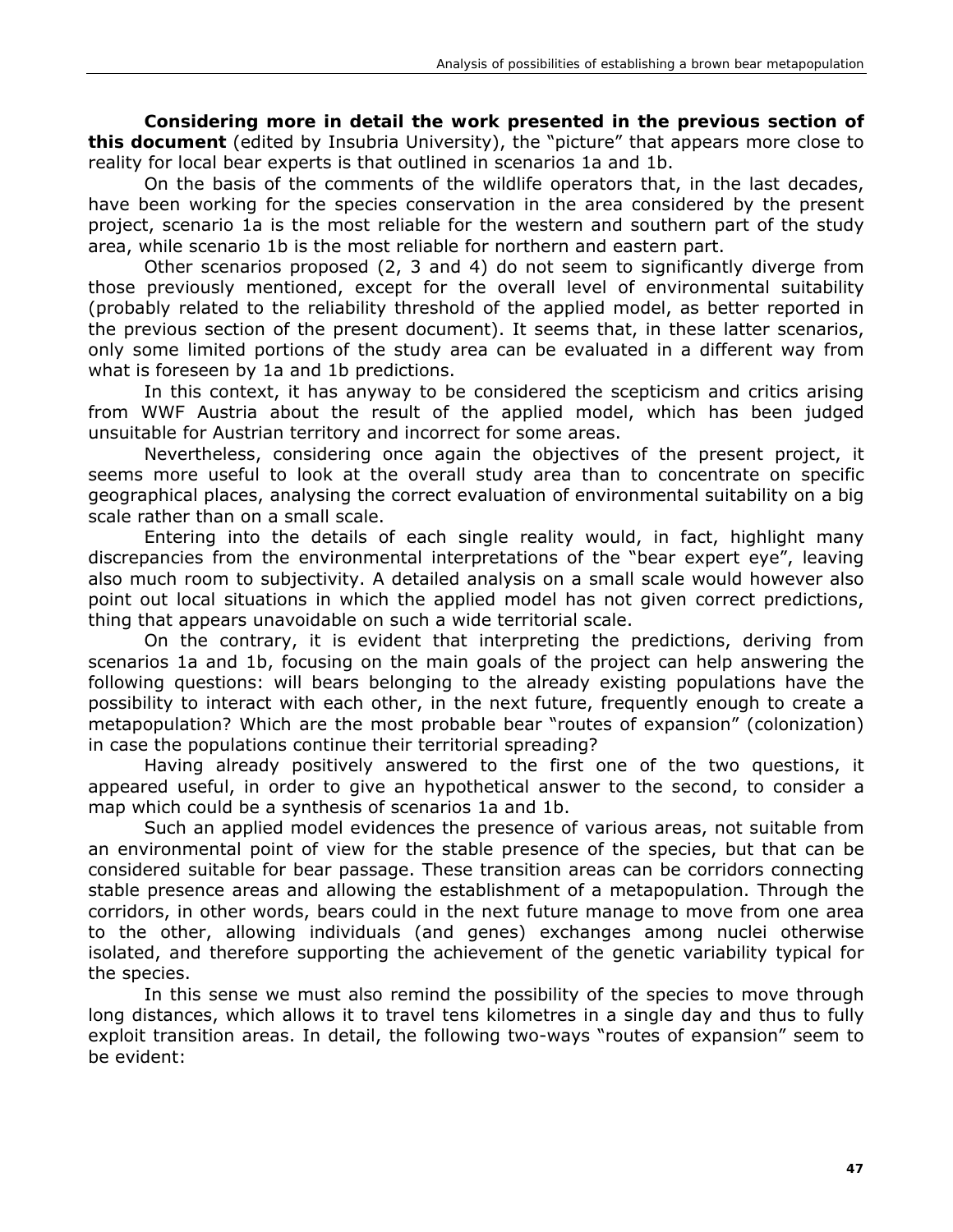**Considering more in detail the work presented in the previous section of this document** (edited by Insubria University), the "picture" that appears more close to reality for local bear experts is that outlined in scenarios 1a and 1b.

On the basis of the comments of the wildlife operators that, in the last decades, have been working for the species conservation in the area considered by the present project, scenario 1a is the most reliable for the western and southern part of the study area, while scenario 1b is the most reliable for northern and eastern part.

Other scenarios proposed (2, 3 and 4) do not seem to significantly diverge from those previously mentioned, except for the overall level of environmental suitability (probably related to the reliability threshold of the applied model, as better reported in the previous section of the present document). It seems that, in these latter scenarios, only some limited portions of the study area can be evaluated in a different way from what is foreseen by 1a and 1b predictions.

In this context, it has anyway to be considered the scepticism and critics arising from WWF Austria about the result of the applied model, which has been judged unsuitable for Austrian territory and incorrect for some areas.

Nevertheless, considering once again the objectives of the present project, it seems more useful to look at the overall study area than to concentrate on specific geographical places, analysing the correct evaluation of environmental suitability on a big scale rather than on a small scale.

Entering into the details of each single reality would, in fact, highlight many discrepancies from the environmental interpretations of the "bear expert eye", leaving also much room to subjectivity. A detailed analysis on a small scale would however also point out local situations in which the applied model has not given correct predictions, thing that appears unavoidable on such a wide territorial scale.

On the contrary, it is evident that interpreting the predictions, deriving from scenarios 1a and 1b, focusing on the main goals of the project can help answering the following questions: will bears belonging to the already existing populations have the possibility to interact with each other, in the next future, frequently enough to create a metapopulation? Which are the most probable bear "routes of expansion" (colonization) in case the populations continue their territorial spreading?

Having already positively answered to the first one of the two questions, it appeared useful, in order to give an hypothetical answer to the second, to consider a map which could be a synthesis of scenarios 1a and 1b.

Such an applied model evidences the presence of various areas, not suitable from an environmental point of view for the stable presence of the species, but that can be considered suitable for bear passage. These transition areas can be corridors connecting stable presence areas and allowing the establishment of a metapopulation. Through the corridors, in other words, bears could in the next future manage to move from one area to the other, allowing individuals (and genes) exchanges among nuclei otherwise isolated, and therefore supporting the achievement of the genetic variability typical for the species.

In this sense we must also remind the possibility of the species to move through long distances, which allows it to travel tens kilometres in a single day and thus to fully exploit transition areas. In detail, the following two-ways "routes of expansion" seem to be evident: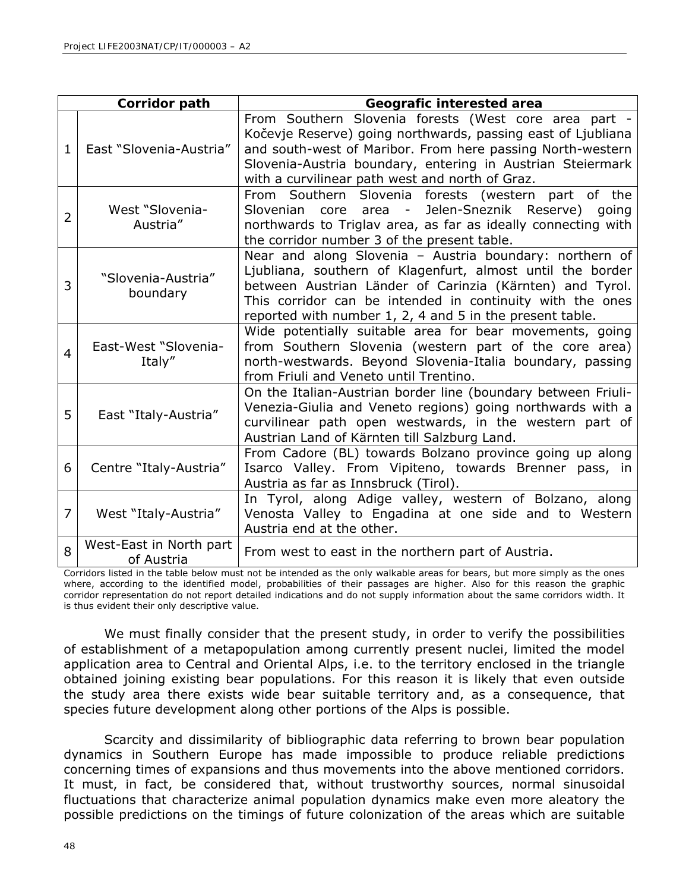| | Corridor path | Geografic interested area |
|---|---|---|
| 1 | East "Slovenia-Austria" | From Southern Slovenia forests (West core area part - Kočevje Reserve) going northwards, passing east of Ljubliana and south-west of Maribor. From here passing North-western Slovenia-Austria boundary, entering in Austrian Steiermark with a curvilinear path west and north of Graz. |
| 2 | West "Slovenia-Austria" | From Southern Slovenia forests (western part of the Slovenian core area - Jelen-Sneznik Reserve) going northwards to Triglav area, as far as ideally connecting with the corridor number 3 of the present table. |
| 3 | "Slovenia-Austria" boundary | Near and along Slovenia – Austria boundary: northern of Ljubliana, southern of Klagenfurt, almost until the border between Austrian Länder of Carinzia (Kärnten) and Tyrol. This corridor can be intended in continuity with the ones reported with number 1, 2, 4 and 5 in the present table. |
| 4 | East-West "Slovenia-Italy" | Wide potentially suitable area for bear movements, going from Southern Slovenia (western part of the core area) north-westwards. Beyond Slovenia-Italia boundary, passing from Friuli and Veneto until Trentino. |
| 5 | East "Italy-Austria" | On the Italian-Austrian border line (boundary between Friuli-Venezia-Giulia and Veneto regions) going northwards with a curvilinear path open westwards, in the western part of Austrian Land of Kärnten till Salzburg Land. |
| 6 | Centre "Italy-Austria" | From Cadore (BL) towards Bolzano province going up along Isarco Valley. From Vipiteno, towards Brenner pass, in Austria as far as Innsbruck (Tirol). |
| 7 | West "Italy-Austria" | In Tyrol, along Adige valley, western of Bolzano, along Venosta Valley to Engadina at one side and to Western Austria end at the other. |
| 8 | West-East in North part of Austria | From west to east in the northern part of Austria. |

Corridors listed in the table below must not be intended as the only walkable areas for bears, but more simply as the ones where, according to the identified model, probabilities of their passages are higher. Also for this reason the graphic corridor representation do not report detailed indications and do not supply information about the same corridors width. It is thus evident their only descriptive value.

We must finally consider that the present study, in order to verify the possibilities of establishment of a metapopulation among currently present nuclei, limited the model application area to Central and Oriental Alps, i.e. to the territory enclosed in the triangle obtained joining existing bear populations. For this reason it is likely that even outside the study area there exists wide bear suitable territory and, as a consequence, that species future development along other portions of the Alps is possible.

Scarcity and dissimilarity of bibliographic data referring to brown bear population dynamics in Southern Europe has made impossible to produce reliable predictions concerning times of expansions and thus movements into the above mentioned corridors. It must, in fact, be considered that, without trustworthy sources, normal sinusoidal fluctuations that characterize animal population dynamics make even more aleatory the possible predictions on the timings of future colonization of the areas which are suitable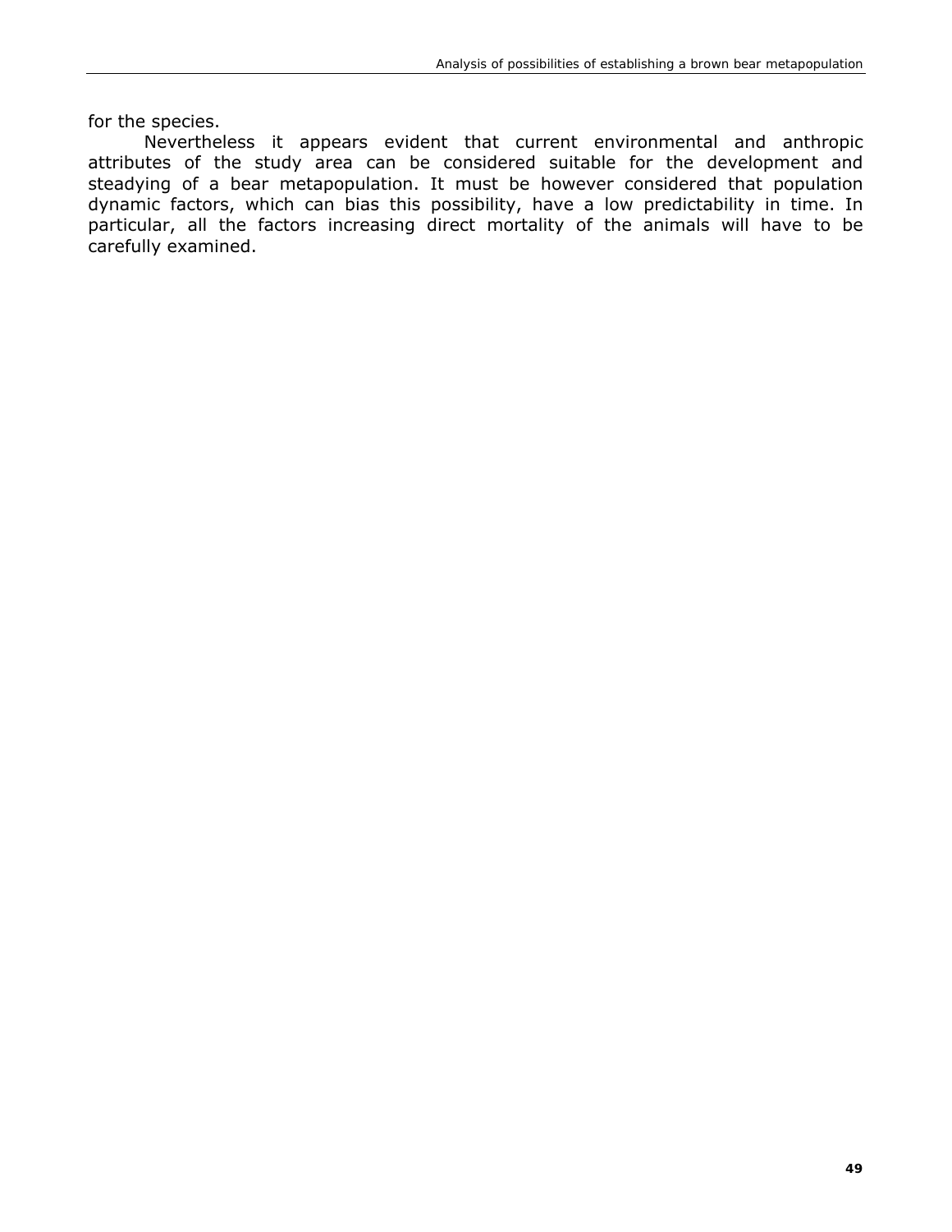for the species.

Nevertheless it appears evident that current environmental and anthropic attributes of the study area can be considered suitable for the development and steadying of a bear metapopulation. It must be however considered that population dynamic factors, which can bias this possibility, have a low predictability in time. In particular, all the factors increasing direct mortality of the animals will have to be carefully examined.